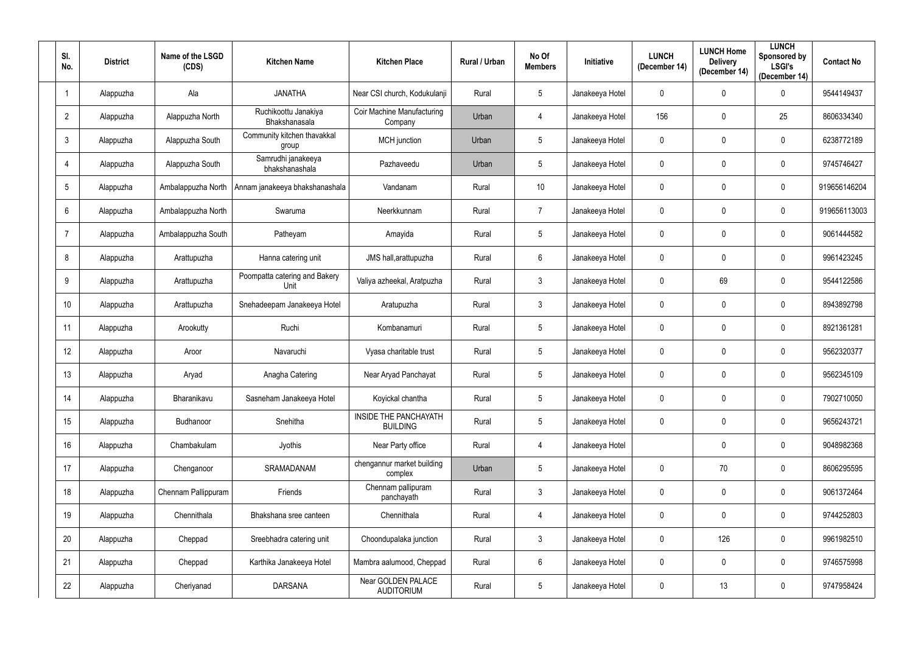| Sl. No. | District | Name of the LSGD (CDS) | Kitchen Name | Kitchen Place | Rural / Urban | No Of Members | Initiative | LUNCH (December 14) | LUNCH Home Delivery (December 14) | LUNCH Sponsored by LSGI's (December 14) | Contact No |
|---|---|---|---|---|---|---|---|---|---|---|---|
| 1 | Alappuzha | Ala | JANATHA | Near CSI church, Kodukulanji | Rural | 5 | Janakeeya Hotel | 0 | 0 | 0 | 9544149437 |
| 2 | Alappuzha | Alappuzha North | Ruchikoottu Janakiya Bhakshanasala | Coir Machine Manufacturing Company | Urban | 4 | Janakeeya Hotel | 156 | 0 | 25 | 8606334340 |
| 3 | Alappuzha | Alappuzha South | Community kitchen thavakkal group | MCH junction | Urban | 5 | Janakeeya Hotel | 0 | 0 | 0 | 6238772189 |
| 4 | Alappuzha | Alappuzha South | Samrudhi janakeeya bhakshanashala | Pazhaveedu | Urban | 5 | Janakeeya Hotel | 0 | 0 | 0 | 9745746427 |
| 5 | Alappuzha | Ambalappuzha North | Annam janakeeya bhakshanashala | Vandanam | Rural | 10 | Janakeeya Hotel | 0 | 0 | 0 | 919656146204 |
| 6 | Alappuzha | Ambalappuzha North | Swaruma | Neerkkunnam | Rural | 7 | Janakeeya Hotel | 0 | 0 | 0 | 919656113003 |
| 7 | Alappuzha | Ambalappuzha South | Patheyam | Amayida | Rural | 5 | Janakeeya Hotel | 0 | 0 | 0 | 9061444582 |
| 8 | Alappuzha | Arattupuzha | Hanna catering unit | JMS hall,arattupuzha | Rural | 6 | Janakeeya Hotel | 0 | 0 | 0 | 9961423245 |
| 9 | Alappuzha | Arattupuzha | Poompatta catering and Bakery Unit | Valiya azheekal, Aratpuzha | Rural | 3 | Janakeeya Hotel | 0 | 69 | 0 | 9544122586 |
| 10 | Alappuzha | Arattupuzha | Snehadeepam Janakeeya Hotel | Aratupuzha | Rural | 3 | Janakeeya Hotel | 0 | 0 | 0 | 8943892798 |
| 11 | Alappuzha | Arookutty | Ruchi | Kombanamuri | Rural | 5 | Janakeeya Hotel | 0 | 0 | 0 | 8921361281 |
| 12 | Alappuzha | Aroor | Navaruchi | Vyasa charitable trust | Rural | 5 | Janakeeya Hotel | 0 | 0 | 0 | 9562320377 |
| 13 | Alappuzha | Aryad | Anagha Catering | Near Aryad Panchayat | Rural | 5 | Janakeeya Hotel | 0 | 0 | 0 | 9562345109 |
| 14 | Alappuzha | Bharanikavu | Sasneham Janakeeya Hotel | Koyickal chantha | Rural | 5 | Janakeeya Hotel | 0 | 0 | 0 | 7902710050 |
| 15 | Alappuzha | Budhanoor | Snehitha | INSIDE THE PANCHAYATH BUILDING | Rural | 5 | Janakeeya Hotel | 0 | 0 | 0 | 9656243721 |
| 16 | Alappuzha | Chambakulam | Jyothis | Near Party office | Rural | 4 | Janakeeya Hotel | | 0 | 0 | 9048982368 |
| 17 | Alappuzha | Chenganoor | SRAMADANAM | chengannur market building complex | Urban | 5 | Janakeeya Hotel | 0 | 70 | 0 | 8606295595 |
| 18 | Alappuzha | Chennam Pallippuram | Friends | Chennam pallipuram panchayath | Rural | 3 | Janakeeya Hotel | 0 | 0 | 0 | 9061372464 |
| 19 | Alappuzha | Chennithala | Bhakshana sree canteen | Chennithala | Rural | 4 | Janakeeya Hotel | 0 | 0 | 0 | 9744252803 |
| 20 | Alappuzha | Cheppad | Sreebhadra catering unit | Choondupalaka junction | Rural | 3 | Janakeeya Hotel | 0 | 126 | 0 | 9961982510 |
| 21 | Alappuzha | Cheppad | Karthika Janakeeya Hotel | Mambra aalumood, Cheppad | Rural | 6 | Janakeeya Hotel | 0 | 0 | 0 | 9746575998 |
| 22 | Alappuzha | Cheriyanad | DARSANA | Near GOLDEN PALACE AUDITORIUM | Rural | 5 | Janakeeya Hotel | 0 | 13 | 0 | 9747958424 |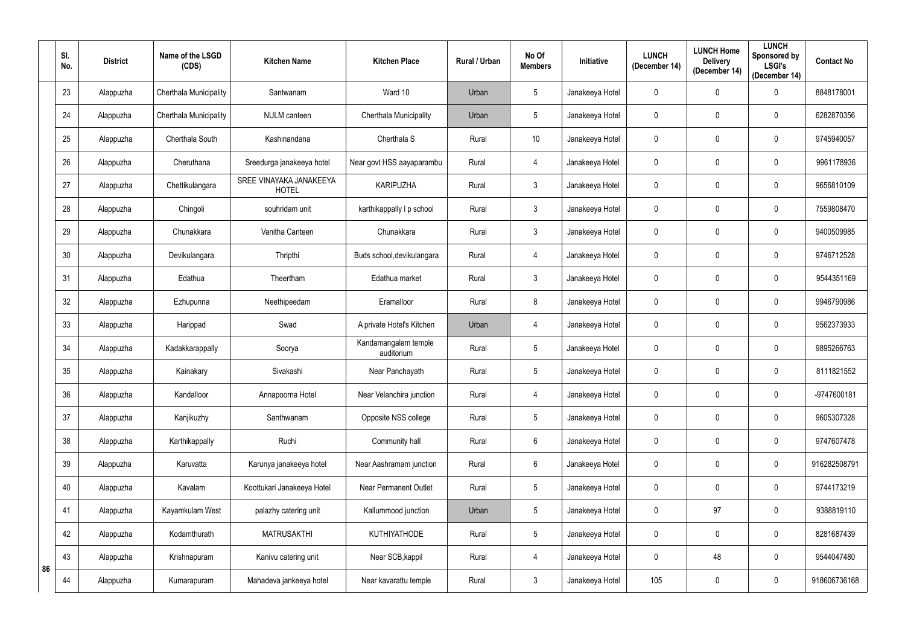| Sl. No. | District | Name of the LSGD (CDS) | Kitchen Name | Kitchen Place | Rural / Urban | No Of Members | Initiative | LUNCH (December 14) | LUNCH Home Delivery (December 14) | LUNCH Sponsored by LSGI's (December 14) | Contact No |
|---|---|---|---|---|---|---|---|---|---|---|---|
| 23 | Alappuzha | Cherthala Municipality | Santwanam | Ward 10 | Urban | 5 | Janakeeya Hotel | 0 | 0 | 0 | 8848178001 |
| 24 | Alappuzha | Cherthala Municipality | NULM canteen | Cherthala Municipality | Urban | 5 | Janakeeya Hotel | 0 | 0 | 0 | 6282870356 |
| 25 | Alappuzha | Cherthala South | Kashinandana | Cherthala S | Rural | 10 | Janakeeya Hotel | 0 | 0 | 0 | 9745940057 |
| 26 | Alappuzha | Cheruthana | Sreedurga janakeeya hotel | Near govt HSS aayaparambu | Rural | 4 | Janakeeya Hotel | 0 | 0 | 0 | 9961178936 |
| 27 | Alappuzha | Chettikulangara | SREE VINAYAKA JANAKEEYA HOTEL | KARIPUZHA | Rural | 3 | Janakeeya Hotel | 0 | 0 | 0 | 9656810109 |
| 28 | Alappuzha | Chingoli | souhridam unit | karthikappally l p school | Rural | 3 | Janakeeya Hotel | 0 | 0 | 0 | 7559808470 |
| 29 | Alappuzha | Chunakkara | Vanitha Canteen | Chunakkara | Rural | 3 | Janakeeya Hotel | 0 | 0 | 0 | 9400509985 |
| 30 | Alappuzha | Devikulangara | Thripthi | Buds school,devikulangara | Rural | 4 | Janakeeya Hotel | 0 | 0 | 0 | 9746712528 |
| 31 | Alappuzha | Edathua | Theertham | Edathua market | Rural | 3 | Janakeeya Hotel | 0 | 0 | 0 | 9544351169 |
| 32 | Alappuzha | Ezhupunna | Neethipeedam | Eramalloor | Rural | 8 | Janakeeya Hotel | 0 | 0 | 0 | 9946790986 |
| 33 | Alappuzha | Harippad | Swad | A private Hotel's Kitchen | Urban | 4 | Janakeeya Hotel | 0 | 0 | 0 | 9562373933 |
| 34 | Alappuzha | Kadakkarappally | Soorya | Kandamangalam temple auditorium | Rural | 5 | Janakeeya Hotel | 0 | 0 | 0 | 9895266763 |
| 35 | Alappuzha | Kainakary | Sivakashi | Near Panchayath | Rural | 5 | Janakeeya Hotel | 0 | 0 | 0 | 8111821552 |
| 36 | Alappuzha | Kandalloor | Annapoorna Hotel | Near Velanchira junction | Rural | 4 | Janakeeya Hotel | 0 | 0 | 0 | -9747600181 |
| 37 | Alappuzha | Kanjikuzhy | Santhwanam | Opposite NSS college | Rural | 5 | Janakeeya Hotel | 0 | 0 | 0 | 9605307328 |
| 38 | Alappuzha | Karthikappally | Ruchi | Community hall | Rural | 6 | Janakeeya Hotel | 0 | 0 | 0 | 9747607478 |
| 39 | Alappuzha | Karuvatta | Karunya janakeeya hotel | Near Aashramam junction | Rural | 6 | Janakeeya Hotel | 0 | 0 | 0 | 916282508791 |
| 40 | Alappuzha | Kavalam | Koottukari Janakeeya Hotel | Near Permanent Outlet | Rural | 5 | Janakeeya Hotel | 0 | 0 | 0 | 9744173219 |
| 41 | Alappuzha | Kayamkulam West | palazhy catering unit | Kallummood junction | Urban | 5 | Janakeeya Hotel | 0 | 97 | 0 | 9388819110 |
| 42 | Alappuzha | Kodamthurath | MATRUSAKTHI | KUTHIYATHODE | Rural | 5 | Janakeeya Hotel | 0 | 0 | 0 | 8281687439 |
| 43 | Alappuzha | Krishnapuram | Kanivu catering unit | Near SCB,kappil | Rural | 4 | Janakeeya Hotel | 0 | 48 | 0 | 9544047480 |
| 44 | Alappuzha | Kumarapuram | Mahadeva jankeeya hotel | Near kavarattu temple | Rural | 3 | Janakeeya Hotel | 105 | 0 | 0 | 918606736168 |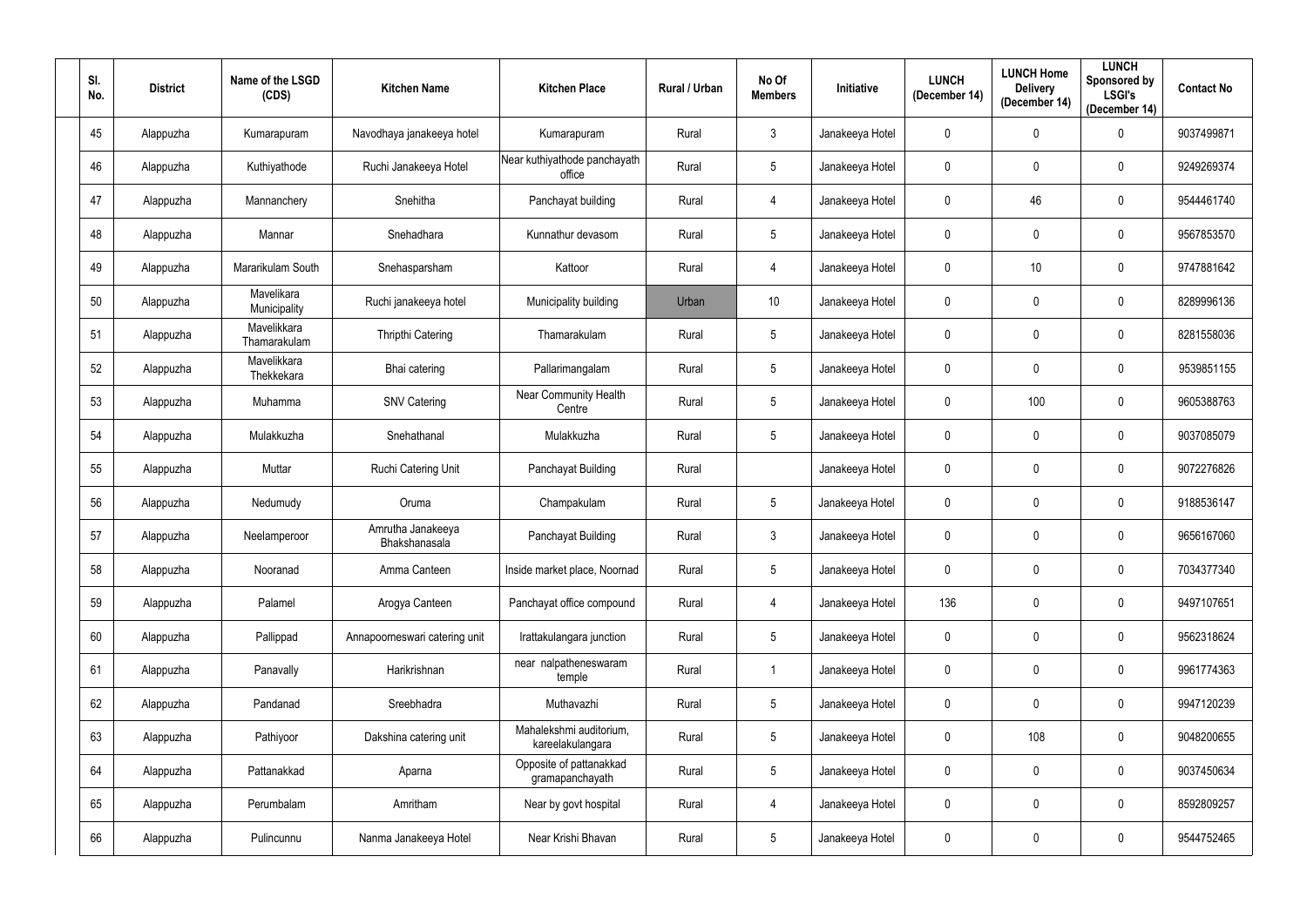| Sl. No. | District | Name of the LSGD (CDS) | Kitchen Name | Kitchen Place | Rural / Urban | No Of Members | Initiative | LUNCH (December 14) | LUNCH Home Delivery (December 14) | LUNCH Sponsored by LSGI's (December 14) | Contact No |
|---|---|---|---|---|---|---|---|---|---|---|---|
| 45 | Alappuzha | Kumarapuram | Navodhaya janakeeya hotel | Kumarapuram | Rural | 3 | Janakeeya Hotel | 0 | 0 | 0 | 9037499871 |
| 46 | Alappuzha | Kuthiyathode | Ruchi Janakeeya Hotel | Near kuthiyathode panchayath office | Rural | 5 | Janakeeya Hotel | 0 | 0 | 0 | 9249269374 |
| 47 | Alappuzha | Mannanchery | Snehitha | Panchayat building | Rural | 4 | Janakeeya Hotel | 0 | 46 | 0 | 9544461740 |
| 48 | Alappuzha | Mannar | Snehadhara | Kunnathur devasom | Rural | 5 | Janakeeya Hotel | 0 | 0 | 0 | 9567853570 |
| 49 | Alappuzha | Mararikulam South | Snehasparsham | Kattoor | Rural | 4 | Janakeeya Hotel | 0 | 10 | 0 | 9747881642 |
| 50 | Alappuzha | Mavelikara Municipality | Ruchi janakeeya hotel | Municipality building | Urban | 10 | Janakeeya Hotel | 0 | 0 | 0 | 8289996136 |
| 51 | Alappuzha | Mavelikkara Thamarakulam | Thripthi Catering | Thamarakulam | Rural | 5 | Janakeeya Hotel | 0 | 0 | 0 | 8281558036 |
| 52 | Alappuzha | Mavelikkara Thekkekara | Bhai catering | Pallarimangalam | Rural | 5 | Janakeeya Hotel | 0 | 0 | 0 | 9539851155 |
| 53 | Alappuzha | Muhamma | SNV Catering | Near Community Health Centre | Rural | 5 | Janakeeya Hotel | 0 | 100 | 0 | 9605388763 |
| 54 | Alappuzha | Mulakkuzha | Snehathanal | Mulakkuzha | Rural | 5 | Janakeeya Hotel | 0 | 0 | 0 | 9037085079 |
| 55 | Alappuzha | Muttar | Ruchi Catering Unit | Panchayat Building | Rural | | Janakeeya Hotel | 0 | 0 | 0 | 9072276826 |
| 56 | Alappuzha | Nedumudy | Oruma | Champakulam | Rural | 5 | Janakeeya Hotel | 0 | 0 | 0 | 9188536147 |
| 57 | Alappuzha | Neelamperoor | Amrutha Janakeeya Bhakshanasala | Panchayat Building | Rural | 3 | Janakeeya Hotel | 0 | 0 | 0 | 9656167060 |
| 58 | Alappuzha | Nooranad | Amma Canteen | Inside market place, Noornad | Rural | 5 | Janakeeya Hotel | 0 | 0 | 0 | 7034377340 |
| 59 | Alappuzha | Palamel | Arogya Canteen | Panchayat office compound | Rural | 4 | Janakeeya Hotel | 136 | 0 | 0 | 9497107651 |
| 60 | Alappuzha | Pallippad | Annapoorneswari catering unit | Irattakulangara junction | Rural | 5 | Janakeeya Hotel | 0 | 0 | 0 | 9562318624 |
| 61 | Alappuzha | Panavally | Harikrishnan | near nalpatheneswaram temple | Rural | 1 | Janakeeya Hotel | 0 | 0 | 0 | 9961774363 |
| 62 | Alappuzha | Pandanad | Sreebhadra | Muthavazhi | Rural | 5 | Janakeeya Hotel | 0 | 0 | 0 | 9947120239 |
| 63 | Alappuzha | Pathiyoor | Dakshina catering unit | Mahalekshmi auditorium, kareelakulangara | Rural | 5 | Janakeeya Hotel | 0 | 108 | 0 | 9048200655 |
| 64 | Alappuzha | Pattanakkad | Aparna | Opposite of pattanakkad gramapanchayath | Rural | 5 | Janakeeya Hotel | 0 | 0 | 0 | 9037450634 |
| 65 | Alappuzha | Perumbalam | Amritham | Near by govt hospital | Rural | 4 | Janakeeya Hotel | 0 | 0 | 0 | 8592809257 |
| 66 | Alappuzha | Pulincunnu | Nanma Janakeeya Hotel | Near Krishi Bhavan | Rural | 5 | Janakeeya Hotel | 0 | 0 | 0 | 9544752465 |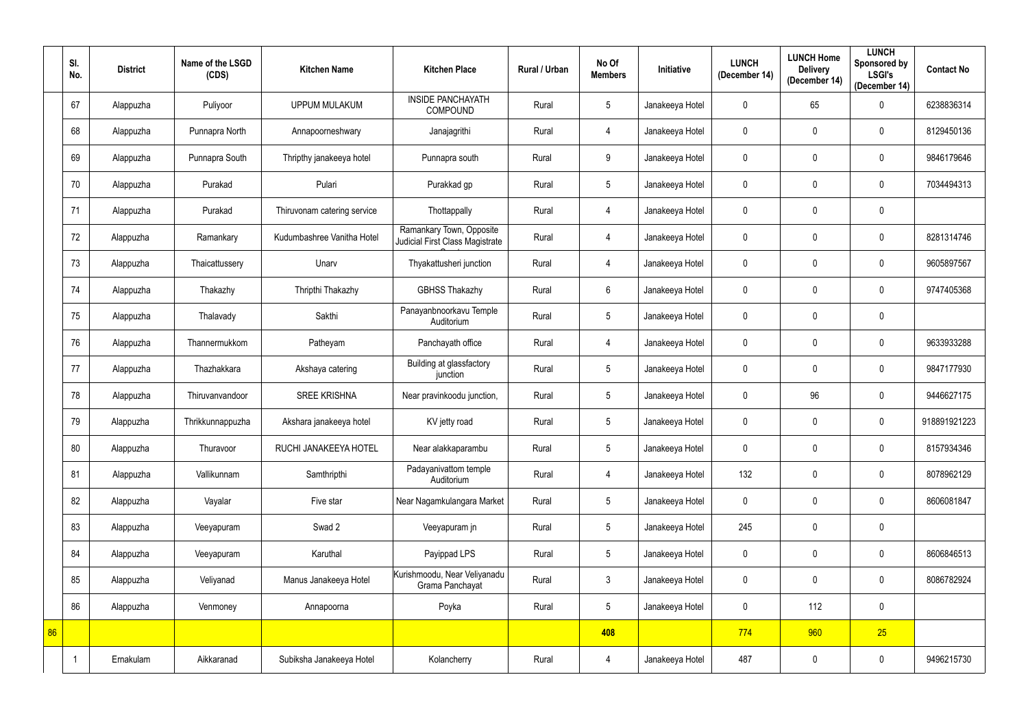|  | Sl. No. | District | Name of the LSGD (CDS) | Kitchen Name | Kitchen Place | Rural / Urban | No Of Members | Initiative | LUNCH (December 14) | LUNCH Home Delivery (December 14) | LUNCH Sponsored by LSGI's (December 14) | Contact No |
|---|---|---|---|---|---|---|---|---|---|---|---|---|
|  | 67 | Alappuzha | Puliyoor | UPPUM MULAKUM | INSIDE PANCHAYATH COMPOUND | Rural | 5 | Janakeeya Hotel | 0 | 65 | 0 | 6238836314 |
|  | 68 | Alappuzha | Punnapra North | Annapoorneshwary | Janajagrithi | Rural | 4 | Janakeeya Hotel | 0 | 0 | 0 | 8129450136 |
|  | 69 | Alappuzha | Punnapra South | Thripthy janakeeya hotel | Punnapra south | Rural | 9 | Janakeeya Hotel | 0 | 0 | 0 | 9846179646 |
|  | 70 | Alappuzha | Purakad | Pulari | Purakkad gp | Rural | 5 | Janakeeya Hotel | 0 | 0 | 0 | 7034494313 |
|  | 71 | Alappuzha | Purakad | Thiruvonam catering service | Thottappally | Rural | 4 | Janakeeya Hotel | 0 | 0 | 0 |  |
|  | 72 | Alappuzha | Ramankary | Kudumbashree Vanitha Hotel | Ramankary Town, Opposite Judicial First Class Magistrate Court | Rural | 4 | Janakeeya Hotel | 0 | 0 | 0 | 8281314746 |
|  | 73 | Alappuzha | Thaicattussery | Unarv | Thyakattusheri junction | Rural | 4 | Janakeeya Hotel | 0 | 0 | 0 | 9605897567 |
|  | 74 | Alappuzha | Thakazhy | Thripthi Thakazhy | GBHSS Thakazhy | Rural | 6 | Janakeeya Hotel | 0 | 0 | 0 | 9747405368 |
|  | 75 | Alappuzha | Thalavady | Sakthi | Panayanbnoorkavu Temple Auditorium | Rural | 5 | Janakeeya Hotel | 0 | 0 | 0 |  |
|  | 76 | Alappuzha | Thannermukkom | Patheyam | Panchayath office | Rural | 4 | Janakeeya Hotel | 0 | 0 | 0 | 9633933288 |
|  | 77 | Alappuzha | Thazhakkara | Akshaya catering | Building at glassfactory junction | Rural | 5 | Janakeeya Hotel | 0 | 0 | 0 | 9847177930 |
|  | 78 | Alappuzha | Thiruvanvandoor | SREE KRISHNA | Near pravinkoodu junction, | Rural | 5 | Janakeeya Hotel | 0 | 96 | 0 | 9446627175 |
|  | 79 | Alappuzha | Thrikkunnappuzha | Akshara janakeeya hotel | KV jetty road | Rural | 5 | Janakeeya Hotel | 0 | 0 | 0 | 918891921223 |
|  | 80 | Alappuzha | Thuravoor | RUCHI JANAKEEYA HOTEL | Near alakkaparambu | Rural | 5 | Janakeeya Hotel | 0 | 0 | 0 | 8157934346 |
|  | 81 | Alappuzha | Vallikunnam | Samthripthi | Padayanivattom temple Auditorium | Rural | 4 | Janakeeya Hotel | 132 | 0 | 0 | 8078962129 |
|  | 82 | Alappuzha | Vayalar | Five star | Near Nagamkulangara Market | Rural | 5 | Janakeeya Hotel | 0 | 0 | 0 | 8606081847 |
|  | 83 | Alappuzha | Veeyapuram | Swad 2 | Veeyapuram jn | Rural | 5 | Janakeeya Hotel | 245 | 0 | 0 |  |
|  | 84 | Alappuzha | Veeyapuram | Karuthal | Payippad LPS | Rural | 5 | Janakeeya Hotel | 0 | 0 | 0 | 8606846513 |
|  | 85 | Alappuzha | Veliyanad | Manus Janakeeya Hotel | Kurishmoodu, Near Veliyanadu Grama Panchayat | Rural | 3 | Janakeeya Hotel | 0 | 0 | 0 | 8086782924 |
|  | 86 | Alappuzha | Venmoney | Annapoorna | Poyka | Rural | 5 | Janakeeya Hotel | 0 | 112 | 0 |  |
| 86 |  |  |  |  |  |  | 408 |  | 774 | 960 | 25 |  |
|  | 1 | Ernakulam | Aikkaranad | Subiksha Janakeeya Hotel | Kolancherry | Rural | 4 | Janakeeya Hotel | 487 | 0 | 0 | 9496215730 |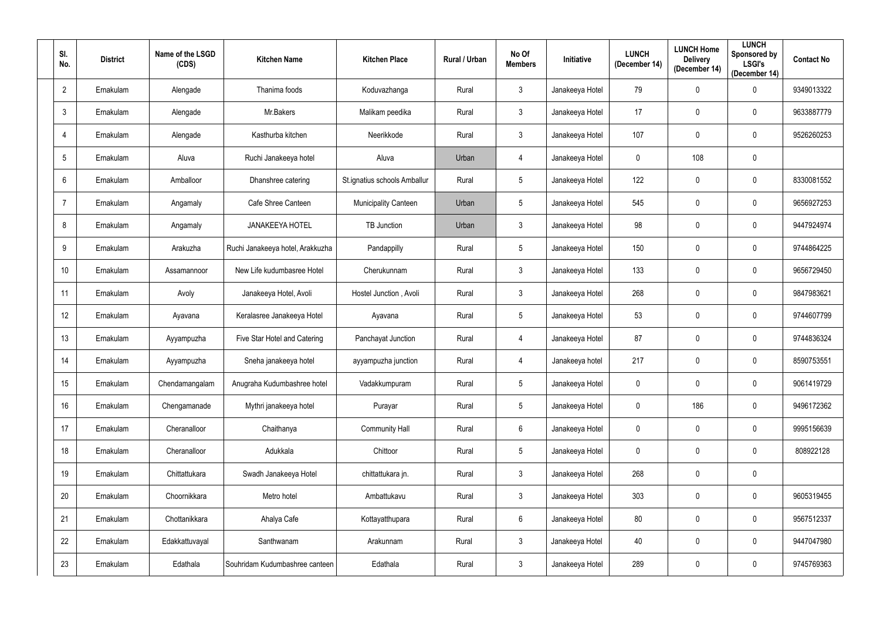| Sl. No. | District | Name of the LSGD (CDS) | Kitchen Name | Kitchen Place | Rural / Urban | No Of Members | Initiative | LUNCH (December 14) | LUNCH Home Delivery (December 14) | LUNCH Sponsored by LSGI's (December 14) | Contact No |
|---|---|---|---|---|---|---|---|---|---|---|---|
| 2 | Ernakulam | Alengade | Thanima foods | Koduvazhanga | Rural | 3 | Janakeeya Hotel | 79 | 0 | 0 | 9349013322 |
| 3 | Ernakulam | Alengade | Mr.Bakers | Malikam peedika | Rural | 3 | Janakeeya Hotel | 17 | 0 | 0 | 9633887779 |
| 4 | Ernakulam | Alengade | Kasthurba kitchen | Neerikkode | Rural | 3 | Janakeeya Hotel | 107 | 0 | 0 | 9526260253 |
| 5 | Ernakulam | Aluva | Ruchi Janakeeya hotel | Aluva | Urban | 4 | Janakeeya Hotel | 0 | 108 | 0 | |
| 6 | Ernakulam | Amballoor | Dhanshree catering | St.ignatius schools Amballur | Rural | 5 | Janakeeya Hotel | 122 | 0 | 0 | 8330081552 |
| 7 | Ernakulam | Angamaly | Cafe Shree Canteen | Municipality Canteen | Urban | 5 | Janakeeya Hotel | 545 | 0 | 0 | 9656927253 |
| 8 | Ernakulam | Angamaly | JANAKEEYA HOTEL | TB Junction | Urban | 3 | Janakeeya Hotel | 98 | 0 | 0 | 9447924974 |
| 9 | Ernakulam | Arakuzha | Ruchi Janakeeya hotel, Arakkuzha | Pandappilly | Rural | 5 | Janakeeya Hotel | 150 | 0 | 0 | 9744864225 |
| 10 | Ernakulam | Assamannoor | New Life kudumbasree Hotel | Cherukunnam | Rural | 3 | Janakeeya Hotel | 133 | 0 | 0 | 9656729450 |
| 11 | Ernakulam | Avoly | Janakeeya Hotel, Avoli | Hostel Junction , Avoli | Rural | 3 | Janakeeya Hotel | 268 | 0 | 0 | 9847983621 |
| 12 | Ernakulam | Ayavana | Keralasree Janakeeya Hotel | Ayavana | Rural | 5 | Janakeeya Hotel | 53 | 0 | 0 | 9744607799 |
| 13 | Ernakulam | Ayyampuzha | Five Star Hotel and Catering | Panchayat Junction | Rural | 4 | Janakeeya Hotel | 87 | 0 | 0 | 9744836324 |
| 14 | Ernakulam | Ayyampuzha | Sneha janakeeya hotel | ayyampuzha junction | Rural | 4 | Janakeeya hotel | 217 | 0 | 0 | 8590753551 |
| 15 | Ernakulam | Chendamangalam | Anugraha Kudumbashree hotel | Vadakkumpuram | Rural | 5 | Janakeeya Hotel | 0 | 0 | 0 | 9061419729 |
| 16 | Ernakulam | Chengamanade | Mythri janakeeya hotel | Purayar | Rural | 5 | Janakeeya Hotel | 0 | 186 | 0 | 9496172362 |
| 17 | Ernakulam | Cheranalloor | Chaithanya | Community Hall | Rural | 6 | Janakeeya Hotel | 0 | 0 | 0 | 9995156639 |
| 18 | Ernakulam | Cheranalloor | Adukkala | Chittoor | Rural | 5 | Janakeeya Hotel | 0 | 0 | 0 | 808922128 |
| 19 | Ernakulam | Chittattukara | Swadh Janakeeya Hotel | chittattukara jn. | Rural | 3 | Janakeeya Hotel | 268 | 0 | 0 | |
| 20 | Ernakulam | Choornikkara | Metro hotel | Ambattukavu | Rural | 3 | Janakeeya Hotel | 303 | 0 | 0 | 9605319455 |
| 21 | Ernakulam | Chottanikkara | Ahalya Cafe | Kottayatthupara | Rural | 6 | Janakeeya Hotel | 80 | 0 | 0 | 9567512337 |
| 22 | Ernakulam | Edakkattuvayal | Santhwanam | Arakunnam | Rural | 3 | Janakeeya Hotel | 40 | 0 | 0 | 9447047980 |
| 23 | Ernakulam | Edathala | Souhridam Kudumbashree canteen | Edathala | Rural | 3 | Janakeeya Hotel | 289 | 0 | 0 | 9745769363 |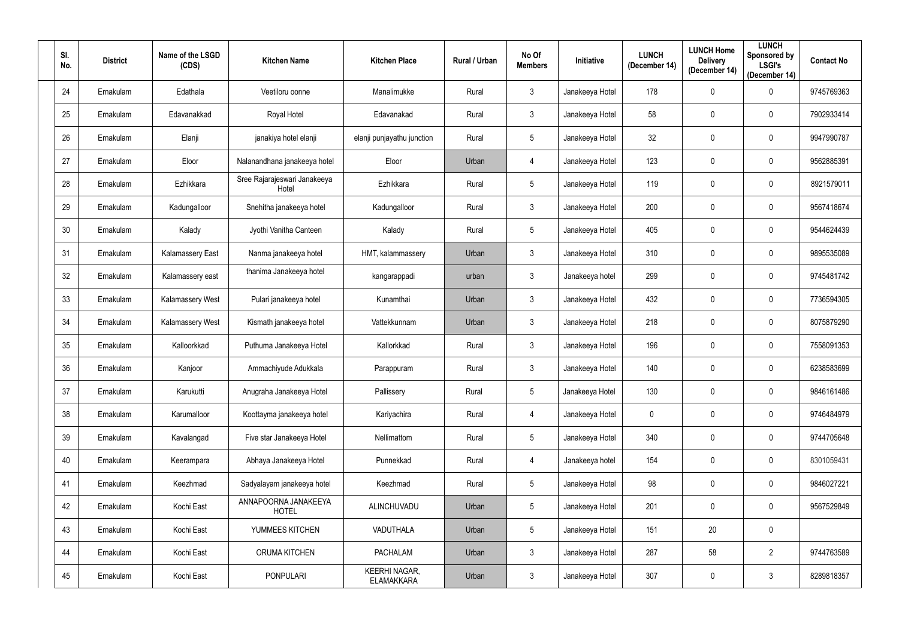| Sl. No. | District | Name of the LSGD (CDS) | Kitchen Name | Kitchen Place | Rural / Urban | No Of Members | Initiative | LUNCH (December 14) | LUNCH Home Delivery (December 14) | LUNCH Sponsored by LSGI's (December 14) | Contact No |
|---|---|---|---|---|---|---|---|---|---|---|---|
| 24 | Ernakulam | Edathala | Veetiloru oonne | Manalimukke | Rural | 3 | Janakeeya Hotel | 178 | 0 | 0 | 9745769363 |
| 25 | Ernakulam | Edavanakkad | Royal Hotel | Edavanakad | Rural | 3 | Janakeeya Hotel | 58 | 0 | 0 | 7902933414 |
| 26 | Ernakulam | Elanji | janakiya hotel elanji | elanji punjayathu junction | Rural | 5 | Janakeeya Hotel | 32 | 0 | 0 | 9947990787 |
| 27 | Ernakulam | Eloor | Nalanandhana janakeeya hotel | Eloor | Urban | 4 | Janakeeya Hotel | 123 | 0 | 0 | 9562885391 |
| 28 | Ernakulam | Ezhikkara | Sree Rajarajeswari Janakeeya Hotel | Ezhikkara | Rural | 5 | Janakeeya Hotel | 119 | 0 | 0 | 8921579011 |
| 29 | Ernakulam | Kadungalloor | Snehitha janakeeya hotel | Kadungalloor | Rural | 3 | Janakeeya Hotel | 200 | 0 | 0 | 9567418674 |
| 30 | Ernakulam | Kalady | Jyothi Vanitha Canteen | Kalady | Rural | 5 | Janakeeya Hotel | 405 | 0 | 0 | 9544624439 |
| 31 | Ernakulam | Kalamassery East | Nanma janakeeya hotel | HMT, kalammassery | Urban | 3 | Janakeeya Hotel | 310 | 0 | 0 | 9895535089 |
| 32 | Ernakulam | Kalamassery east | thanima Janakeeya hotel | kangarappadi | urban | 3 | Janakeeya hotel | 299 | 0 | 0 | 9745481742 |
| 33 | Ernakulam | Kalamassery West | Pulari janakeeya hotel | Kunamthai | Urban | 3 | Janakeeya Hotel | 432 | 0 | 0 | 7736594305 |
| 34 | Ernakulam | Kalamassery West | Kismath janakeeya hotel | Vattekkunnam | Urban | 3 | Janakeeya Hotel | 218 | 0 | 0 | 8075879290 |
| 35 | Ernakulam | Kalloorkkad | Puthuma Janakeeya Hotel | Kallorkkad | Rural | 3 | Janakeeya Hotel | 196 | 0 | 0 | 7558091353 |
| 36 | Ernakulam | Kanjoor | Ammachiyude Adukkala | Parappuram | Rural | 3 | Janakeeya Hotel | 140 | 0 | 0 | 6238583699 |
| 37 | Ernakulam | Karukutti | Anugraha Janakeeya Hotel | Pallissery | Rural | 5 | Janakeeya Hotel | 130 | 0 | 0 | 9846161486 |
| 38 | Ernakulam | Karumalloor | Koottayma janakeeya hotel | Kariyachira | Rural | 4 | Janakeeya Hotel | 0 | 0 | 0 | 9746484979 |
| 39 | Ernakulam | Kavalangad | Five star Janakeeya Hotel | Nellimattom | Rural | 5 | Janakeeya Hotel | 340 | 0 | 0 | 9744705648 |
| 40 | Ernakulam | Keerampara | Abhaya Janakeeya Hotel | Punnekkad | Rural | 4 | Janakeeya hotel | 154 | 0 | 0 | 8301059431 |
| 41 | Ernakulam | Keezhmad | Sadyalayam janakeeya hotel | Keezhmad | Rural | 5 | Janakeeya Hotel | 98 | 0 | 0 | 9846027221 |
| 42 | Ernakulam | Kochi East | ANNAPOORNA JANAKEEYA HOTEL | ALINCHUVADU | Urban | 5 | Janakeeya Hotel | 201 | 0 | 0 | 9567529849 |
| 43 | Ernakulam | Kochi East | YUMMEES KITCHEN | VADUTHALA | Urban | 5 | Janakeeya Hotel | 151 | 20 | 0 | |
| 44 | Ernakulam | Kochi East | ORUMA KITCHEN | PACHALAM | Urban | 3 | Janakeeya Hotel | 287 | 58 | 2 | 9744763589 |
| 45 | Ernakulam | Kochi East | PONPULARI | KEERHI NAGAR, ELAMAKKARA | Urban | 3 | Janakeeya Hotel | 307 | 0 | 3 | 8289818357 |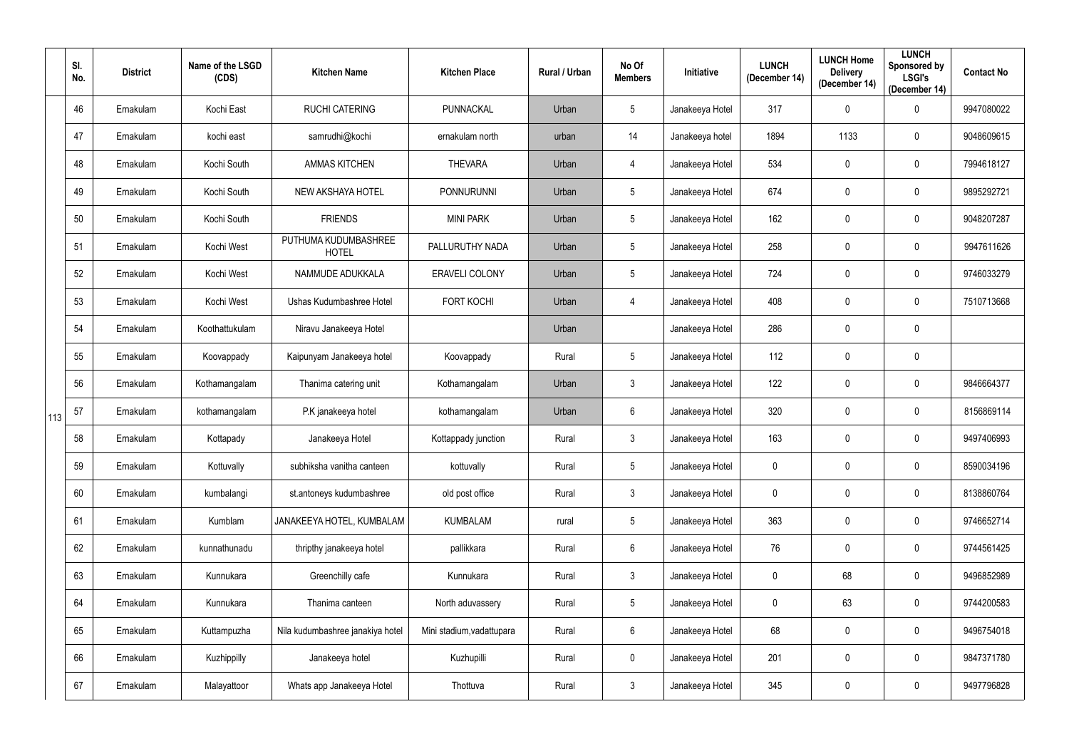|  | Sl. No. | District | Name of the LSGD (CDS) | Kitchen Name | Kitchen Place | Rural / Urban | No Of Members | Initiative | LUNCH (December 14) | LUNCH Home Delivery (December 14) | LUNCH Sponsored by LSGI's (December 14) | Contact No |
|---|---|---|---|---|---|---|---|---|---|---|---|---|
| 113 | 46 | Ernakulam | Kochi East | RUCHI CATERING | PUNNACKAL | Urban | 5 | Janakeeya Hotel | 317 | 0 | 0 | 9947080022 |
|  | 47 | Ernakulam | kochi east | samrudhi@kochi | ernakulam north | urban | 14 | Janakeeya hotel | 1894 | 1133 | 0 | 9048609615 |
|  | 48 | Ernakulam | Kochi South | AMMAS KITCHEN | THEVARA | Urban | 4 | Janakeeya Hotel | 534 | 0 | 0 | 7994618127 |
|  | 49 | Ernakulam | Kochi South | NEW AKSHAYA HOTEL | PONNURUNNI | Urban | 5 | Janakeeya Hotel | 674 | 0 | 0 | 9895292721 |
|  | 50 | Ernakulam | Kochi South | FRIENDS | MINI PARK | Urban | 5 | Janakeeya Hotel | 162 | 0 | 0 | 9048207287 |
|  | 51 | Ernakulam | Kochi West | PUTHUMA KUDUMBASHREE HOTEL | PALLURUTHY NADA | Urban | 5 | Janakeeya Hotel | 258 | 0 | 0 | 9947611626 |
|  | 52 | Ernakulam | Kochi West | NAMMUDE ADUKKALA | ERAVELI COLONY | Urban | 5 | Janakeeya Hotel | 724 | 0 | 0 | 9746033279 |
|  | 53 | Ernakulam | Kochi West | Ushas Kudumbashree Hotel | FORT KOCHI | Urban | 4 | Janakeeya Hotel | 408 | 0 | 0 | 7510713668 |
|  | 54 | Ernakulam | Koothattukulam | Niravu Janakeeya Hotel |  | Urban |  | Janakeeya Hotel | 286 | 0 | 0 |  |
|  | 55 | Ernakulam | Koovappady | Kaipunyam Janakeeya hotel | Koovappady | Rural | 5 | Janakeeya Hotel | 112 | 0 | 0 |  |
|  | 56 | Ernakulam | Kothamangalam | Thanima catering unit | Kothamangalam | Urban | 3 | Janakeeya Hotel | 122 | 0 | 0 | 9846664377 |
|  | 57 | Ernakulam | kothamangalam | P.K janakeeya hotel | kothamangalam | Urban | 6 | Janakeeya Hotel | 320 | 0 | 0 | 8156869114 |
|  | 58 | Ernakulam | Kottapady | Janakeeya Hotel | Kottappady junction | Rural | 3 | Janakeeya Hotel | 163 | 0 | 0 | 9497406993 |
|  | 59 | Ernakulam | Kottuvally | subhiksha vanitha canteen | kottuvally | Rural | 5 | Janakeeya Hotel | 0 | 0 | 0 | 8590034196 |
|  | 60 | Ernakulam | kumbalangi | st.antoneys kudumbashree | old post office | Rural | 3 | Janakeeya Hotel | 0 | 0 | 0 | 8138860764 |
|  | 61 | Ernakulam | Kumblam | JANAKEEYA HOTEL, KUMBALAM | KUMBALAM | rural | 5 | Janakeeya Hotel | 363 | 0 | 0 | 9746652714 |
|  | 62 | Ernakulam | kunnathunadu | thripthy janakeeya hotel | pallikkara | Rural | 6 | Janakeeya Hotel | 76 | 0 | 0 | 9744561425 |
|  | 63 | Ernakulam | Kunnukara | Greenchilly cafe | Kunnukara | Rural | 3 | Janakeeya Hotel | 0 | 68 | 0 | 9496852989 |
|  | 64 | Ernakulam | Kunnukara | Thanima canteen | North aduvassery | Rural | 5 | Janakeeya Hotel | 0 | 63 | 0 | 9744200583 |
|  | 65 | Ernakulam | Kuttampuzha | Nila kudumbashree janakiya hotel | Mini stadium,vadattupara | Rural | 6 | Janakeeya Hotel | 68 | 0 | 0 | 9496754018 |
|  | 66 | Ernakulam | Kuzhippilly | Janakeeya hotel | Kuzhupilli | Rural | 0 | Janakeeya Hotel | 201 | 0 | 0 | 9847371780 |
|  | 67 | Ernakulam | Malayattoor | Whats app Janakeeya Hotel | Thottuva | Rural | 3 | Janakeeya Hotel | 345 | 0 | 0 | 9497796828 |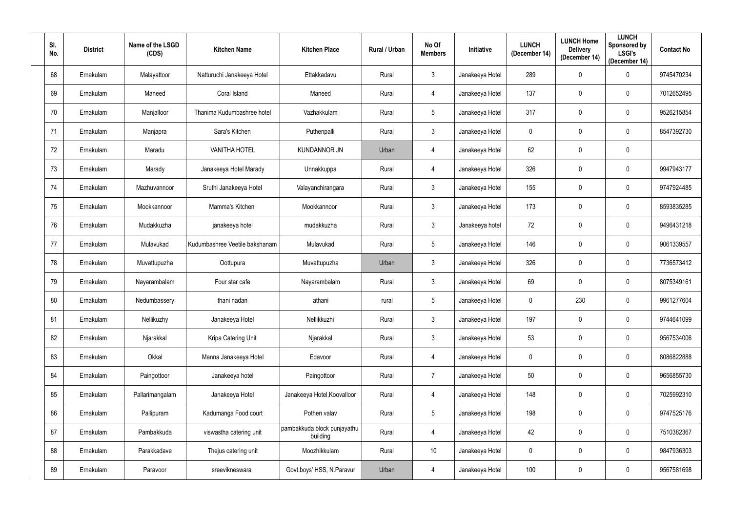| Sl. No. | District | Name of the LSGD (CDS) | Kitchen Name | Kitchen Place | Rural / Urban | No Of Members | Initiative | LUNCH (December 14) | LUNCH Home Delivery (December 14) | LUNCH Sponsored by LSGI's (December 14) | Contact No |
|---|---|---|---|---|---|---|---|---|---|---|---|
| 68 | Ernakulam | Malayattoor | Natturuchi Janakeeya Hotel | Ettakkadavu | Rural | 3 | Janakeeya Hotel | 289 | 0 | 0 | 9745470234 |
| 69 | Ernakulam | Maneed | Coral Island | Maneed | Rural | 4 | Janakeeya Hotel | 137 | 0 | 0 | 7012652495 |
| 70 | Ernakulam | Manjalloor | Thanima Kudumbashree hotel | Vazhakkulam | Rural | 5 | Janakeeya Hotel | 317 | 0 | 0 | 9526215854 |
| 71 | Ernakulam | Manjapra | Sara's Kitchen | Puthenpalli | Rural | 3 | Janakeeya Hotel | 0 | 0 | 0 | 8547392730 |
| 72 | Ernakulam | Maradu | VANITHA HOTEL | KUNDANNOR JN | Urban | 4 | Janakeeya Hotel | 62 | 0 | 0 | |
| 73 | Ernakulam | Marady | Janakeeya Hotel Marady | Unnakkuppa | Rural | 4 | Janakeeya Hotel | 326 | 0 | 0 | 9947943177 |
| 74 | Ernakulam | Mazhuvannoor | Sruthi Janakeeya Hotel | Valayanchirangara | Rural | 3 | Janakeeya Hotel | 155 | 0 | 0 | 9747924485 |
| 75 | Ernakulam | Mookkannoor | Mamma's Kitchen | Mookkannoor | Rural | 3 | Janakeeya Hotel | 173 | 0 | 0 | 8593835285 |
| 76 | Ernakulam | Mudakkuzha | janakeeya hotel | mudakkuzha | Rural | 3 | Janakeeya hotel | 72 | 0 | 0 | 9496431218 |
| 77 | Ernakulam | Mulavukad | Kudumbashree Veetile bakshanam | Mulavukad | Rural | 5 | Janakeeya Hotel | 146 | 0 | 0 | 9061339557 |
| 78 | Ernakulam | Muvattupuzha | Oottupura | Muvattupuzha | Urban | 3 | Janakeeya Hotel | 326 | 0 | 0 | 7736573412 |
| 79 | Ernakulam | Nayarambalam | Four star cafe | Nayarambalam | Rural | 3 | Janakeeya Hotel | 69 | 0 | 0 | 8075349161 |
| 80 | Ernakulam | Nedumbassery | thani nadan | athani | rural | 5 | Janakeeya Hotel | 0 | 230 | 0 | 9961277604 |
| 81 | Ernakulam | Nellikuzhy | Janakeeya Hotel | Nellikkuzhi | Rural | 3 | Janakeeya Hotel | 197 | 0 | 0 | 9744641099 |
| 82 | Ernakulam | Njarakkal | Kripa Catering Unit | Njarakkal | Rural | 3 | Janakeeya Hotel | 53 | 0 | 0 | 9567534006 |
| 83 | Ernakulam | Okkal | Manna Janakeeya Hotel | Edavoor | Rural | 4 | Janakeeya Hotel | 0 | 0 | 0 | 8086822888 |
| 84 | Ernakulam | Paingottoor | Janakeeya hotel | Paingottoor | Rural | 7 | Janakeeya Hotel | 50 | 0 | 0 | 9656855730 |
| 85 | Ernakulam | Pallarimangalam | Janakeeya Hotel | Janakeeya Hotel,Koovalloor | Rural | 4 | Janakeeya Hotel | 148 | 0 | 0 | 7025992310 |
| 86 | Ernakulam | Pallipuram | Kadumanga Food court | Pothen valav | Rural | 5 | Janakeeya Hotel | 198 | 0 | 0 | 9747525176 |
| 87 | Ernakulam | Pambakkuda | viswastha catering unit | pambakkuda block punjayathu building | Rural | 4 | Janakeeya Hotel | 42 | 0 | 0 | 7510382367 |
| 88 | Ernakulam | Parakkadave | Thejus catering unit | Moozhikkulam | Rural | 10 | Janakeeya Hotel | 0 | 0 | 0 | 9847936303 |
| 89 | Ernakulam | Paravoor | sreevikneswara | Govt.boys' HSS, N.Paravur | Urban | 4 | Janakeeya Hotel | 100 | 0 | 0 | 9567581698 |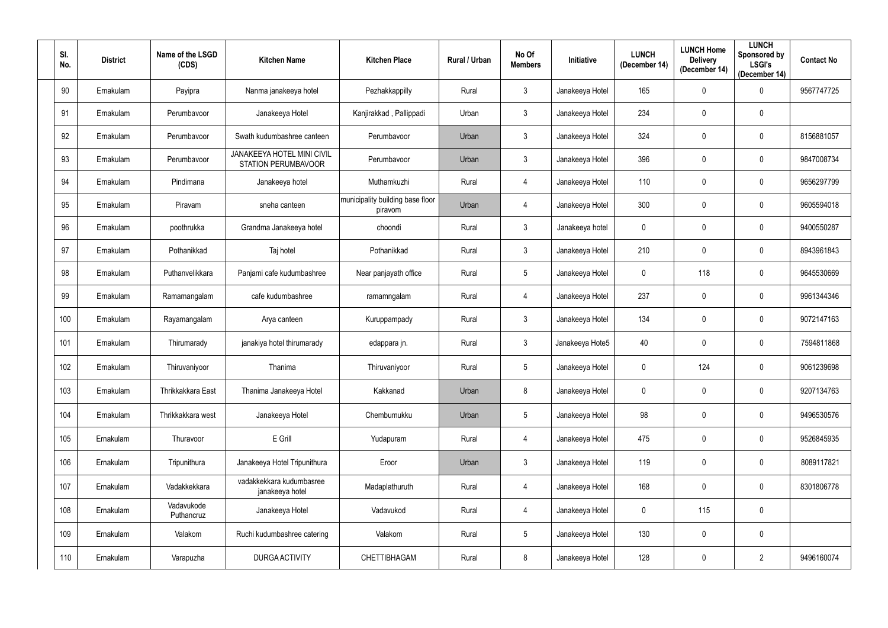| Sl. No. | District | Name of the LSGD (CDS) | Kitchen Name | Kitchen Place | Rural / Urban | No Of Members | Initiative | LUNCH (December 14) | LUNCH Home Delivery (December 14) | LUNCH Sponsored by LSGI's (December 14) | Contact No |
|---|---|---|---|---|---|---|---|---|---|---|---|
| 90 | Ernakulam | Payipra | Nanma janakeeya hotel | Pezhakkappilly | Rural | 3 | Janakeeya Hotel | 165 | 0 | 0 | 9567747725 |
| 91 | Ernakulam | Perumbavoor | Janakeeya Hotel | Kanjirakkad , Pallippadi | Urban | 3 | Janakeeya Hotel | 234 | 0 | 0 | |
| 92 | Ernakulam | Perumbavoor | Swath kudumbashree canteen | Perumbavoor | Urban | 3 | Janakeeya Hotel | 324 | 0 | 0 | 8156881057 |
| 93 | Ernakulam | Perumbavoor | JANAKEEYA HOTEL MINI CIVIL STATION PERUMBAVOOR | Perumbavoor | Urban | 3 | Janakeeya Hotel | 396 | 0 | 0 | 9847008734 |
| 94 | Ernakulam | Pindimana | Janakeeya hotel | Muthamkuzhi | Rural | 4 | Janakeeya Hotel | 110 | 0 | 0 | 9656297799 |
| 95 | Ernakulam | Piravam | sneha canteen | municipality building base floor piravom | Urban | 4 | Janakeeya Hotel | 300 | 0 | 0 | 9605594018 |
| 96 | Ernakulam | poothrukka | Grandma Janakeeya hotel | choondi | Rural | 3 | Janakeeya hotel | 0 | 0 | 0 | 9400550287 |
| 97 | Ernakulam | Pothanikkad | Taj hotel | Pothanikkad | Rural | 3 | Janakeeya Hotel | 210 | 0 | 0 | 8943961843 |
| 98 | Ernakulam | Puthanvelikkara | Panjami cafe kudumbashree | Near panjayath office | Rural | 5 | Janakeeya Hotel | 0 | 118 | 0 | 9645530669 |
| 99 | Ernakulam | Ramamangalam | cafe kudumbashree | ramamngalam | Rural | 4 | Janakeeya Hotel | 237 | 0 | 0 | 9961344346 |
| 100 | Ernakulam | Rayamangalam | Arya canteen | Kuruppampady | Rural | 3 | Janakeeya Hotel | 134 | 0 | 0 | 9072147163 |
| 101 | Ernakulam | Thirumarady | janakiya hotel thirumarady | edappara jn. | Rural | 3 | Janakeeya Hote5 | 40 | 0 | 0 | 7594811868 |
| 102 | Ernakulam | Thiruvaniyoor | Thanima | Thiruvaniyoor | Rural | 5 | Janakeeya Hotel | 0 | 124 | 0 | 9061239698 |
| 103 | Ernakulam | Thrikkakkara East | Thanima Janakeeya Hotel | Kakkanad | Urban | 8 | Janakeeya Hotel | 0 | 0 | 0 | 9207134763 |
| 104 | Ernakulam | Thrikkakkara west | Janakeeya Hotel | Chembumukku | Urban | 5 | Janakeeya Hotel | 98 | 0 | 0 | 9496530576 |
| 105 | Ernakulam | Thuravoor | E Grill | Yudapuram | Rural | 4 | Janakeeya Hotel | 475 | 0 | 0 | 9526845935 |
| 106 | Ernakulam | Tripunithura | Janakeeya Hotel Tripunithura | Eroor | Urban | 3 | Janakeeya Hotel | 119 | 0 | 0 | 8089117821 |
| 107 | Ernakulam | Vadakkekkara | vadakkekkara kudumbasree janakeeya hotel | Madaplathuruth | Rural | 4 | Janakeeya Hotel | 168 | 0 | 0 | 8301806778 |
| 108 | Ernakulam | Vadavukode Puthancruz | Janakeeya Hotel | Vadavukod | Rural | 4 | Janakeeya Hotel | 0 | 115 | 0 | |
| 109 | Ernakulam | Valakom | Ruchi kudumbashree catering | Valakom | Rural | 5 | Janakeeya Hotel | 130 | 0 | 0 | |
| 110 | Ernakulam | Varapuzha | DURGA ACTIVITY | CHETTIBHAGAM | Rural | 8 | Janakeeya Hotel | 128 | 0 | 2 | 9496160074 |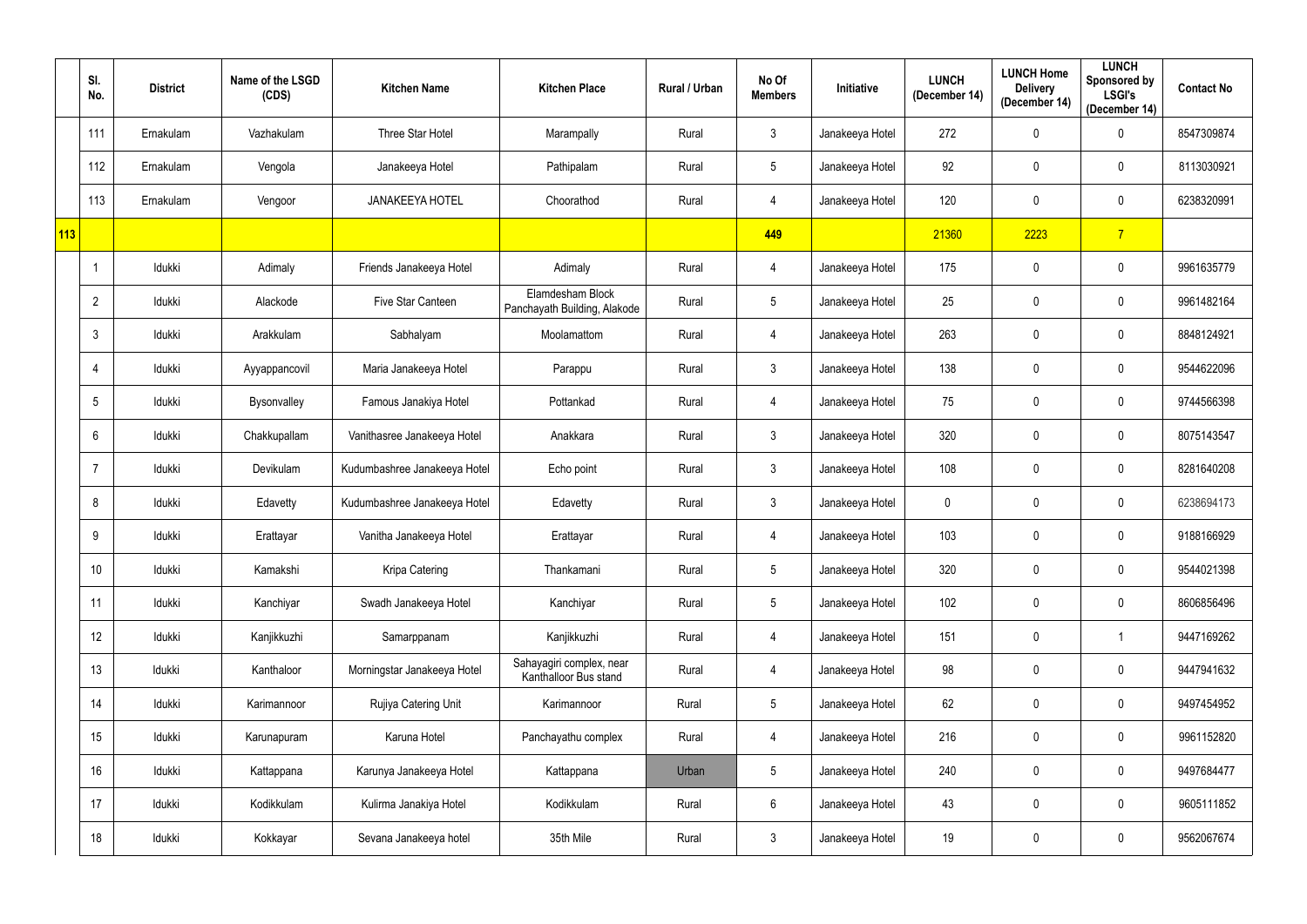|  | Sl. No. | District | Name of the LSGD (CDS) | Kitchen Name | Kitchen Place | Rural / Urban | No Of Members | Initiative | LUNCH (December 14) | LUNCH Home Delivery (December 14) | LUNCH Sponsored by LSGI's (December 14) | Contact No |
|---|---|---|---|---|---|---|---|---|---|---|---|---|
|  | 111 | Ernakulam | Vazhakulam | Three Star Hotel | Marampally | Rural | 3 | Janakeeya Hotel | 272 | 0 | 0 | 8547309874 |
|  | 112 | Ernakulam | Vengola | Janakeeya Hotel | Pathipalam | Rural | 5 | Janakeeya Hotel | 92 | 0 | 0 | 8113030921 |
|  | 113 | Ernakulam | Vengoor | JANAKEEYA HOTEL | Choorathod | Rural | 4 | Janakeeya Hotel | 120 | 0 | 0 | 6238320991 |
| 113 |  |  |  |  |  |  | 449 |  | 21360 | 2223 | 7 |  |
|  | 1 | Idukki | Adimaly | Friends Janakeeya Hotel | Adimaly | Rural | 4 | Janakeeya Hotel | 175 | 0 | 0 | 9961635779 |
|  | 2 | Idukki | Alackode | Five Star Canteen | Elamdesham Block Panchayath Building, Alakode | Rural | 5 | Janakeeya Hotel | 25 | 0 | 0 | 9961482164 |
|  | 3 | Idukki | Arakkulam | Sabhalyam | Moolamattom | Rural | 4 | Janakeeya Hotel | 263 | 0 | 0 | 8848124921 |
|  | 4 | Idukki | Ayyappancovil | Maria Janakeeya Hotel | Parappu | Rural | 3 | Janakeeya Hotel | 138 | 0 | 0 | 9544622096 |
|  | 5 | Idukki | Bysonvalley | Famous Janakiya Hotel | Pottankad | Rural | 4 | Janakeeya Hotel | 75 | 0 | 0 | 9744566398 |
|  | 6 | Idukki | Chakkupallam | Vanithasree Janakeeya Hotel | Anakkara | Rural | 3 | Janakeeya Hotel | 320 | 0 | 0 | 8075143547 |
|  | 7 | Idukki | Devikulam | Kudumbashree Janakeeya Hotel | Echo point | Rural | 3 | Janakeeya Hotel | 108 | 0 | 0 | 8281640208 |
|  | 8 | Idukki | Edavetty | Kudumbashree Janakeeya Hotel | Edavetty | Rural | 3 | Janakeeya Hotel | 0 | 0 | 0 | 6238694173 |
|  | 9 | Idukki | Erattayar | Vanitha Janakeeya Hotel | Erattayar | Rural | 4 | Janakeeya Hotel | 103 | 0 | 0 | 9188166929 |
|  | 10 | Idukki | Kamakshi | Kripa Catering | Thankamani | Rural | 5 | Janakeeya Hotel | 320 | 0 | 0 | 9544021398 |
|  | 11 | Idukki | Kanchiyar | Swadh Janakeeya Hotel | Kanchiyar | Rural | 5 | Janakeeya Hotel | 102 | 0 | 0 | 8606856496 |
|  | 12 | Idukki | Kanjikkuzhi | Samarppanam | Kanjikkuzhi | Rural | 4 | Janakeeya Hotel | 151 | 0 | 1 | 9447169262 |
|  | 13 | Idukki | Kanthaloor | Morningstar Janakeeya Hotel | Sahayagiri complex, near Kanthalloor Bus stand | Rural | 4 | Janakeeya Hotel | 98 | 0 | 0 | 9447941632 |
|  | 14 | Idukki | Karimannoor | Rujiya Catering Unit | Karimannoor | Rural | 5 | Janakeeya Hotel | 62 | 0 | 0 | 9497454952 |
|  | 15 | Idukki | Karunapuram | Karuna Hotel | Panchayathu complex | Rural | 4 | Janakeeya Hotel | 216 | 0 | 0 | 9961152820 |
|  | 16 | Idukki | Kattappana | Karunya Janakeeya Hotel | Kattappana | Urban | 5 | Janakeeya Hotel | 240 | 0 | 0 | 9497684477 |
|  | 17 | Idukki | Kodikkulam | Kulirma Janakiya Hotel | Kodikkulam | Rural | 6 | Janakeeya Hotel | 43 | 0 | 0 | 9605111852 |
|  | 18 | Idukki | Kokkayar | Sevana Janakeeya hotel | 35th Mile | Rural | 3 | Janakeeya Hotel | 19 | 0 | 0 | 9562067674 |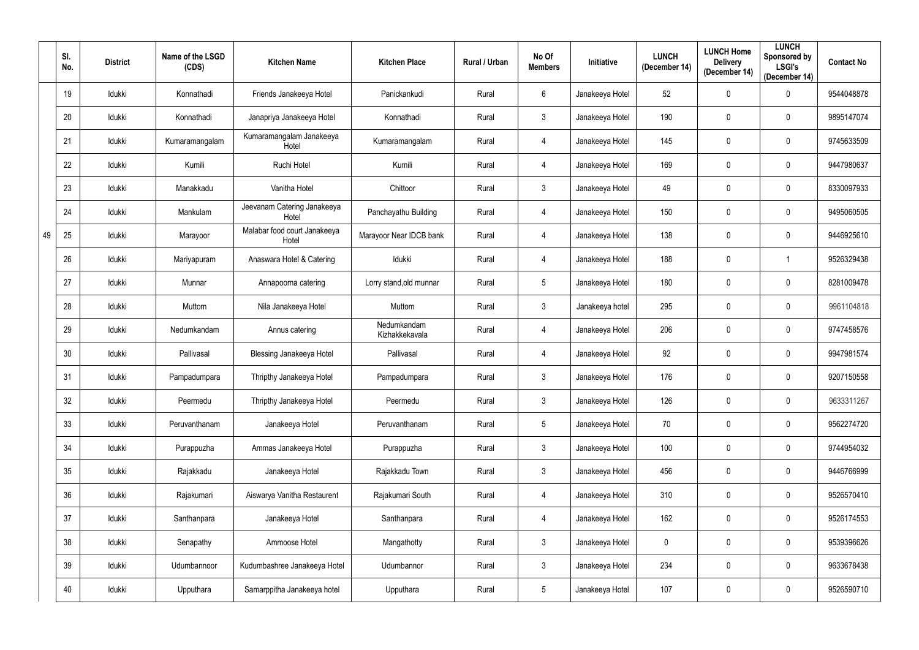|  | Sl. No. | District | Name of the LSGD (CDS) | Kitchen Name | Kitchen Place | Rural / Urban | No Of Members | Initiative | LUNCH (December 14) | LUNCH Home Delivery (December 14) | LUNCH Sponsored by LSGI's (December 14) | Contact No |
|---|---|---|---|---|---|---|---|---|---|---|---|---|
| 49 | 19 | Idukki | Konnathadi | Friends Janakeeya Hotel | Panickankudi | Rural | 6 | Janakeeya Hotel | 52 | 0 | 0 | 9544048878 |
|  | 20 | Idukki | Konnathadi | Janapriya Janakeeya Hotel | Konnathadi | Rural | 3 | Janakeeya Hotel | 190 | 0 | 0 | 9895147074 |
|  | 21 | Idukki | Kumaramangalam | Kumaramangalam Janakeeya Hotel | Kumaramangalam | Rural | 4 | Janakeeya Hotel | 145 | 0 | 0 | 9745633509 |
|  | 22 | Idukki | Kumili | Ruchi Hotel | Kumili | Rural | 4 | Janakeeya Hotel | 169 | 0 | 0 | 9447980637 |
|  | 23 | Idukki | Manakkadu | Vanitha Hotel | Chittoor | Rural | 3 | Janakeeya Hotel | 49 | 0 | 0 | 8330097933 |
|  | 24 | Idukki | Mankulam | Jeevanam Catering Janakeeya Hotel | Panchayathu Building | Rural | 4 | Janakeeya Hotel | 150 | 0 | 0 | 9495060505 |
|  | 25 | Idukki | Marayoor | Malabar food court Janakeeya Hotel | Marayoor Near IDCB bank | Rural | 4 | Janakeeya Hotel | 138 | 0 | 0 | 9446925610 |
|  | 26 | Idukki | Mariyapuram | Anaswara Hotel & Catering | Idukki | Rural | 4 | Janakeeya Hotel | 188 | 0 | 1 | 9526329438 |
|  | 27 | Idukki | Munnar | Annapoorna catering | Lorry stand,old munnar | Rural | 5 | Janakeeya Hotel | 180 | 0 | 0 | 8281009478 |
|  | 28 | Idukki | Muttom | Nila Janakeeya Hotel | Muttom | Rural | 3 | Janakeeya hotel | 295 | 0 | 0 | 9961104818 |
|  | 29 | Idukki | Nedumkandam | Annus catering | Nedumkandam Kizhakkekavala | Rural | 4 | Janakeeya Hotel | 206 | 0 | 0 | 9747458576 |
|  | 30 | Idukki | Pallivasal | Blessing Janakeeya Hotel | Pallivasal | Rural | 4 | Janakeeya Hotel | 92 | 0 | 0 | 9947981574 |
|  | 31 | Idukki | Pampadumpara | Thripthy Janakeeya Hotel | Pampadumpara | Rural | 3 | Janakeeya Hotel | 176 | 0 | 0 | 9207150558 |
|  | 32 | Idukki | Peermedu | Thripthy Janakeeya Hotel | Peermedu | Rural | 3 | Janakeeya Hotel | 126 | 0 | 0 | 9633311267 |
|  | 33 | Idukki | Peruvanthanam | Janakeeya Hotel | Peruvanthanam | Rural | 5 | Janakeeya Hotel | 70 | 0 | 0 | 9562274720 |
|  | 34 | Idukki | Purappuzha | Ammas Janakeeya Hotel | Purappuzha | Rural | 3 | Janakeeya Hotel | 100 | 0 | 0 | 9744954032 |
|  | 35 | Idukki | Rajakkadu | Janakeeya Hotel | Rajakkadu Town | Rural | 3 | Janakeeya Hotel | 456 | 0 | 0 | 9446766999 |
|  | 36 | Idukki | Rajakumari | Aiswarya Vanitha Restaurent | Rajakumari South | Rural | 4 | Janakeeya Hotel | 310 | 0 | 0 | 9526570410 |
|  | 37 | Idukki | Santhanpara | Janakeeya Hotel | Santhanpara | Rural | 4 | Janakeeya Hotel | 162 | 0 | 0 | 9526174553 |
|  | 38 | Idukki | Senapathy | Ammoose Hotel | Mangathotty | Rural | 3 | Janakeeya Hotel | 0 | 0 | 0 | 9539396626 |
|  | 39 | Idukki | Udumbannoor | Kudumbashree Janakeeya Hotel | Udumbannor | Rural | 3 | Janakeeya Hotel | 234 | 0 | 0 | 9633678438 |
|  | 40 | Idukki | Upputhara | Samarppitha Janakeeya hotel | Upputhara | Rural | 5 | Janakeeya Hotel | 107 | 0 | 0 | 9526590710 |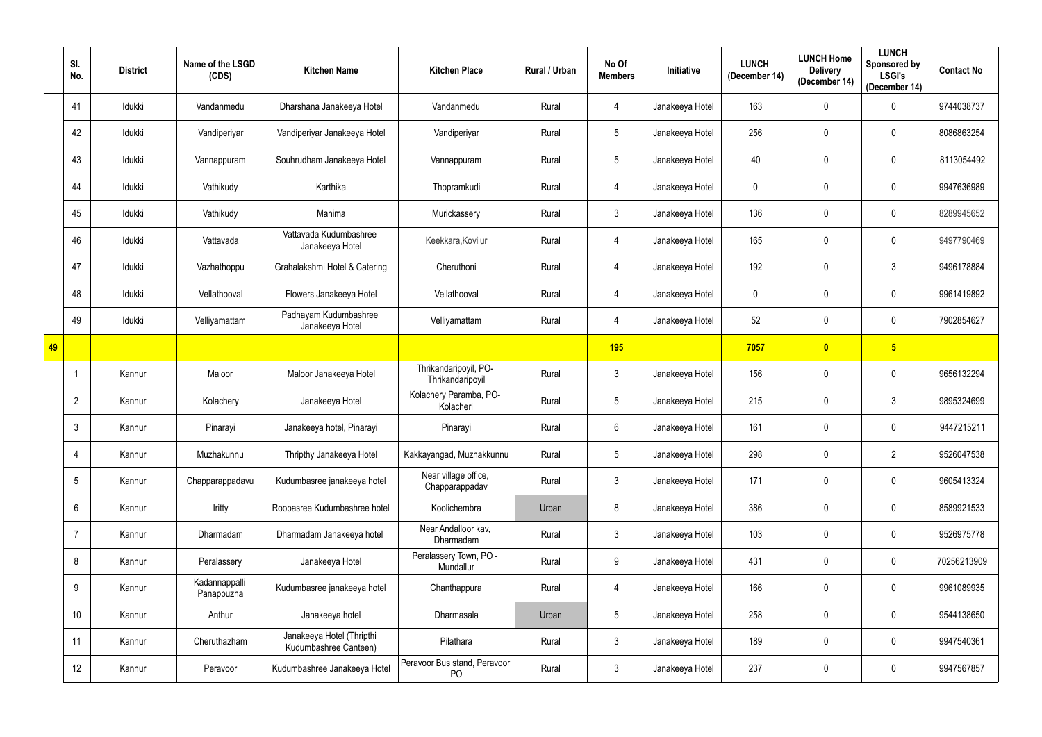|  | Sl. No. | District | Name of the LSGD (CDS) | Kitchen Name | Kitchen Place | Rural / Urban | No Of Members | Initiative | LUNCH (December 14) | LUNCH Home Delivery (December 14) | LUNCH Sponsored by LSGI's (December 14) | Contact No |
|---|---|---|---|---|---|---|---|---|---|---|---|---|
|  | 41 | Idukki | Vandanmedu | Dharshana Janakeeya Hotel | Vandanmedu | Rural | 4 | Janakeeya Hotel | 163 | 0 | 0 | 9744038737 |
|  | 42 | Idukki | Vandiperiyar | Vandiperiyar Janakeeya Hotel | Vandiperiyar | Rural | 5 | Janakeeya Hotel | 256 | 0 | 0 | 8086863254 |
|  | 43 | Idukki | Vannappuram | Souhrudham Janakeeya Hotel | Vannappuram | Rural | 5 | Janakeeya Hotel | 40 | 0 | 0 | 8113054492 |
|  | 44 | Idukki | Vathikudy | Karthika | Thopramkudi | Rural | 4 | Janakeeya Hotel | 0 | 0 | 0 | 9947636989 |
|  | 45 | Idukki | Vathikudy | Mahima | Murickassery | Rural | 3 | Janakeeya Hotel | 136 | 0 | 0 | 8289945652 |
|  | 46 | Idukki | Vattavada | Vattavada Kudumbashree Janakeeya Hotel | Keekkara,Kovilur | Rural | 4 | Janakeeya Hotel | 165 | 0 | 0 | 9497790469 |
|  | 47 | Idukki | Vazhathoppu | Grahalakshmi Hotel & Catering | Cheruthoni | Rural | 4 | Janakeeya Hotel | 192 | 0 | 3 | 9496178884 |
|  | 48 | Idukki | Vellathooval | Flowers Janakeeya Hotel | Vellathooval | Rural | 4 | Janakeeya Hotel | 0 | 0 | 0 | 9961419892 |
|  | 49 | Idukki | Velliyamattam | Padhayam Kudumbashree Janakeeya Hotel | Velliyamattam | Rural | 4 | Janakeeya Hotel | 52 | 0 | 0 | 7902854627 |
| 49 |  |  |  |  |  |  | 195 |  | 7057 | 0 | 5 |  |
|  | 1 | Kannur | Maloor | Maloor Janakeeya Hotel | Thrikandaripoyil, PO-Thrikandaripoyil | Rural | 3 | Janakeeya Hotel | 156 | 0 | 0 | 9656132294 |
|  | 2 | Kannur | Kolachery | Janakeeya Hotel | Kolachery Paramba, PO-Kolacheri | Rural | 5 | Janakeeya Hotel | 215 | 0 | 3 | 9895324699 |
|  | 3 | Kannur | Pinarayi | Janakeeya hotel, Pinarayi | Pinarayi | Rural | 6 | Janakeeya Hotel | 161 | 0 | 0 | 9447215211 |
|  | 4 | Kannur | Muzhakunnu | Thripthy Janakeeya Hotel | Kakkayangad, Muzhakkunnu | Rural | 5 | Janakeeya Hotel | 298 | 0 | 2 | 9526047538 |
|  | 5 | Kannur | Chapparappadavu | Kudumbasree janakeeya hotel | Near village office, Chapparappadav | Rural | 3 | Janakeeya Hotel | 171 | 0 | 0 | 9605413324 |
|  | 6 | Kannur | Iritty | Roopasree Kudumbashree hotel | Koolichembra | Urban | 8 | Janakeeya Hotel | 386 | 0 | 0 | 8589921533 |
|  | 7 | Kannur | Dharmadam | Dharmadam Janakeeya hotel | Near Andalloor kav, Dharmadam | Rural | 3 | Janakeeya Hotel | 103 | 0 | 0 | 9526975778 |
|  | 8 | Kannur | Peralassery | Janakeeya Hotel | Peralassery Town, PO - Mundallur | Rural | 9 | Janakeeya Hotel | 431 | 0 | 0 | 70256213909 |
|  | 9 | Kannur | Kadannappalli Panappuzha | Kudumbasree janakeeya hotel | Chanthappura | Rural | 4 | Janakeeya Hotel | 166 | 0 | 0 | 9961089935 |
|  | 10 | Kannur | Anthur | Janakeeya hotel | Dharmasala | Urban | 5 | Janakeeya Hotel | 258 | 0 | 0 | 9544138650 |
|  | 11 | Kannur | Cheruthazham | Janakeeya Hotel (Thripthi Kudumbashree Canteen) | Pilathara | Rural | 3 | Janakeeya Hotel | 189 | 0 | 0 | 9947540361 |
|  | 12 | Kannur | Peravoor | Kudumbashree Janakeeya Hotel | Peravoor Bus stand, Peravoor PO | Rural | 3 | Janakeeya Hotel | 237 | 0 | 0 | 9947567857 |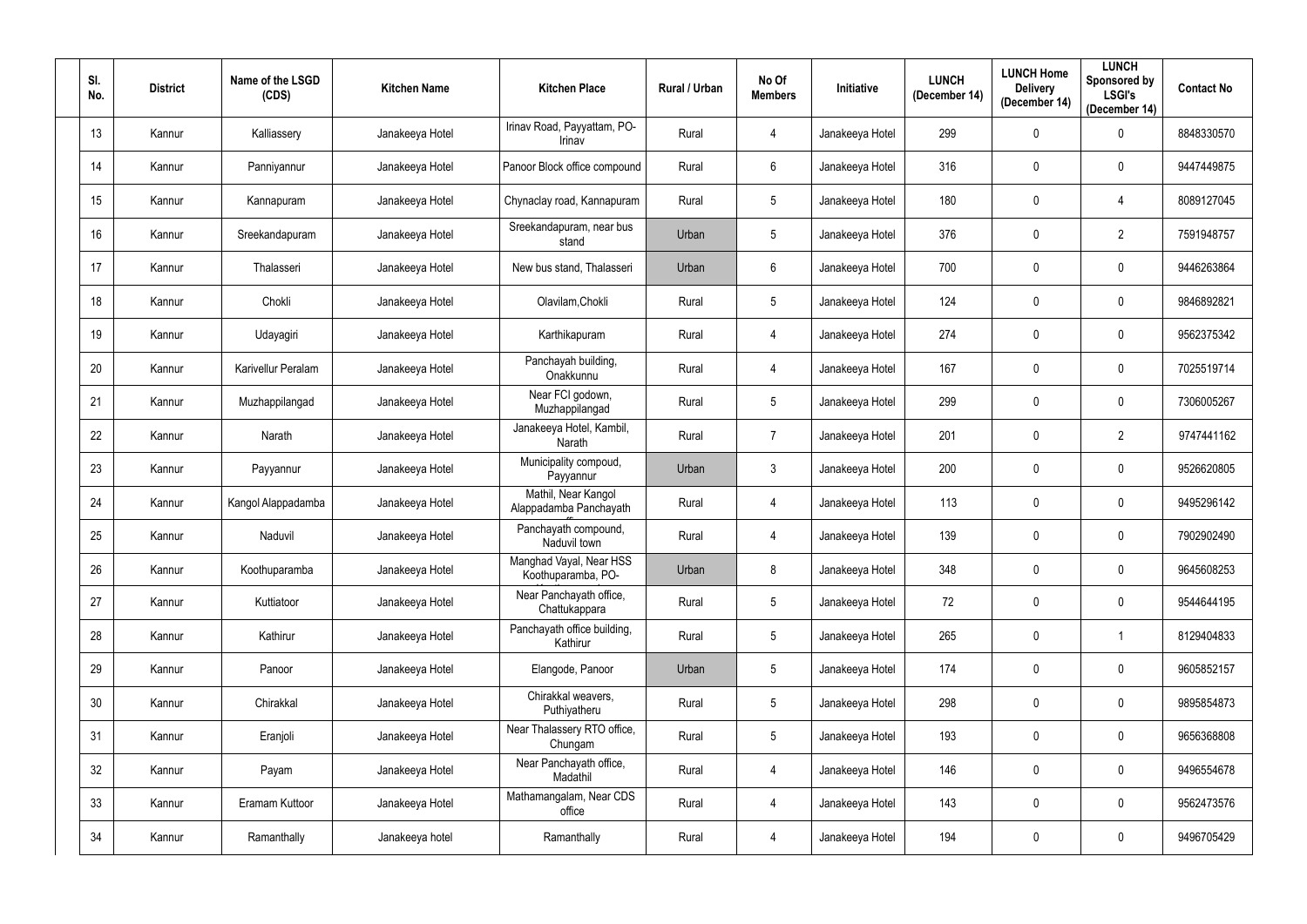| Sl. No. | District | Name of the LSGD (CDS) | Kitchen Name | Kitchen Place | Rural / Urban | No Of Members | Initiative | LUNCH (December 14) | LUNCH Home Delivery (December 14) | LUNCH Sponsored by LSGI's (December 14) | Contact No |
|---|---|---|---|---|---|---|---|---|---|---|---|
| 13 | Kannur | Kalliassery | Janakeeya Hotel | Irinav Road, Payyattam, PO-Irinav | Rural | 4 | Janakeeya Hotel | 299 | 0 | 0 | 8848330570 |
| 14 | Kannur | Panniyannur | Janakeeya Hotel | Panoor Block office compound | Rural | 6 | Janakeeya Hotel | 316 | 0 | 0 | 9447449875 |
| 15 | Kannur | Kannapuram | Janakeeya Hotel | Chynaclay road, Kannapuram | Rural | 5 | Janakeeya Hotel | 180 | 0 | 4 | 8089127045 |
| 16 | Kannur | Sreekandapuram | Janakeeya Hotel | Sreekandapuram, near bus stand | Urban | 5 | Janakeeya Hotel | 376 | 0 | 2 | 7591948757 |
| 17 | Kannur | Thalasseri | Janakeeya Hotel | New bus stand, Thalasseri | Urban | 6 | Janakeeya Hotel | 700 | 0 | 0 | 9446263864 |
| 18 | Kannur | Chokli | Janakeeya Hotel | Olavilam,Chokli | Rural | 5 | Janakeeya Hotel | 124 | 0 | 0 | 9846892821 |
| 19 | Kannur | Udayagiri | Janakeeya Hotel | Karthikapuram | Rural | 4 | Janakeeya Hotel | 274 | 0 | 0 | 9562375342 |
| 20 | Kannur | Karivellur Peralam | Janakeeya Hotel | Panchayah building, Onakkunnu | Rural | 4 | Janakeeya Hotel | 167 | 0 | 0 | 7025519714 |
| 21 | Kannur | Muzhappilangad | Janakeeya Hotel | Near FCI godown, Muzhappilangad | Rural | 5 | Janakeeya Hotel | 299 | 0 | 0 | 7306005267 |
| 22 | Kannur | Narath | Janakeeya Hotel | Janakeeya Hotel, Kambil, Narath | Rural | 7 | Janakeeya Hotel | 201 | 0 | 2 | 9747441162 |
| 23 | Kannur | Payyannur | Janakeeya Hotel | Municipality compoud, Payyannur | Urban | 3 | Janakeeya Hotel | 200 | 0 | 0 | 9526620805 |
| 24 | Kannur | Kangol Alappadamba | Janakeeya Hotel | Mathil, Near Kangol Alappadamba Panchayath | Rural | 4 | Janakeeya Hotel | 113 | 0 | 0 | 9495296142 |
| 25 | Kannur | Naduvil | Janakeeya Hotel | Panchayath compound, Naduvil town | Rural | 4 | Janakeeya Hotel | 139 | 0 | 0 | 7902902490 |
| 26 | Kannur | Koothuparamba | Janakeeya Hotel | Manghad Vayal, Near HSS Koothuparamba, PO- | Urban | 8 | Janakeeya Hotel | 348 | 0 | 0 | 9645608253 |
| 27 | Kannur | Kuttiatoor | Janakeeya Hotel | Near Panchayath office, Chattukappara | Rural | 5 | Janakeeya Hotel | 72 | 0 | 0 | 9544644195 |
| 28 | Kannur | Kathirur | Janakeeya Hotel | Panchayath office building, Kathirur | Rural | 5 | Janakeeya Hotel | 265 | 0 | 1 | 8129404833 |
| 29 | Kannur | Panoor | Janakeeya Hotel | Elangode, Panoor | Urban | 5 | Janakeeya Hotel | 174 | 0 | 0 | 9605852157 |
| 30 | Kannur | Chirakkal | Janakeeya Hotel | Chirakkal weavers, Puthiyatheru | Rural | 5 | Janakeeya Hotel | 298 | 0 | 0 | 9895854873 |
| 31 | Kannur | Eranjoli | Janakeeya Hotel | Near Thalassery RTO office, Chungam | Rural | 5 | Janakeeya Hotel | 193 | 0 | 0 | 9656368808 |
| 32 | Kannur | Payam | Janakeeya Hotel | Near Panchayath office, Madathil | Rural | 4 | Janakeeya Hotel | 146 | 0 | 0 | 9496554678 |
| 33 | Kannur | Eramam Kuttoor | Janakeeya Hotel | Mathamangalam, Near CDS office | Rural | 4 | Janakeeya Hotel | 143 | 0 | 0 | 9562473576 |
| 34 | Kannur | Ramanthally | Janakeeya hotel | Ramanthally | Rural | 4 | Janakeeya Hotel | 194 | 0 | 0 | 9496705429 |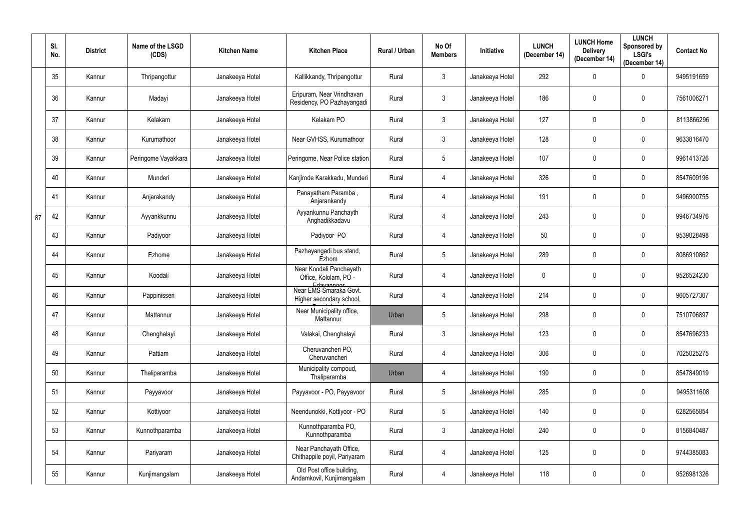| | Sl. No. | District | Name of the LSGD (CDS) | Kitchen Name | Kitchen Place | Rural / Urban | No Of Members | Initiative | LUNCH (December 14) | LUNCH Home Delivery (December 14) | LUNCH Sponsored by LSGI's (December 14) | Contact No |
|---|---|---|---|---|---|---|---|---|---|---|---|---|
| 87 | 35 | Kannur | Thripangottur | Janakeeya Hotel | Kallikkandy, Thripangottur | Rural | 3 | Janakeeya Hotel | 292 | 0 | 0 | 9495191659 |
| | 36 | Kannur | Madayi | Janakeeya Hotel | Eripuram, Near Vrindhavan Residency, PO Pazhayangadi | Rural | 3 | Janakeeya Hotel | 186 | 0 | 0 | 7561006271 |
| | 37 | Kannur | Kelakam | Janakeeya Hotel | Kelakam PO | Rural | 3 | Janakeeya Hotel | 127 | 0 | 0 | 8113866296 |
| | 38 | Kannur | Kurumathoor | Janakeeya Hotel | Near GVHSS, Kurumathoor | Rural | 3 | Janakeeya Hotel | 128 | 0 | 0 | 9633816470 |
| | 39 | Kannur | Peringome Vayakkara | Janakeeya Hotel | Peringome, Near Police station | Rural | 5 | Janakeeya Hotel | 107 | 0 | 0 | 9961413726 |
| | 40 | Kannur | Munderi | Janakeeya Hotel | Kanjirode Karakkadu, Munderi | Rural | 4 | Janakeeya Hotel | 326 | 0 | 0 | 8547609196 |
| | 41 | Kannur | Anjarakandy | Janakeeya Hotel | Panayatham Paramba , Anjarankandy | Rural | 4 | Janakeeya Hotel | 191 | 0 | 0 | 9496900755 |
| | 42 | Kannur | Ayyankkunnu | Janakeeya Hotel | Ayyankunnu Panchayth Anghadikkadavu | Rural | 4 | Janakeeya Hotel | 243 | 0 | 0 | 9946734976 |
| | 43 | Kannur | Padiyoor | Janakeeya Hotel | Padiyoor PO | Rural | 4 | Janakeeya Hotel | 50 | 0 | 0 | 9539028498 |
| | 44 | Kannur | Ezhome | Janakeeya Hotel | Pazhayangadi bus stand, Ezhom | Rural | 5 | Janakeeya Hotel | 289 | 0 | 0 | 8086910862 |
| | 45 | Kannur | Koodali | Janakeeya Hotel | Near Koodali Panchayath Office, Kololam, PO - Edayannoor | Rural | 4 | Janakeeya Hotel | 0 | 0 | 0 | 9526524230 |
| | 46 | Kannur | Pappinisseri | Janakeeya Hotel | Near EMS Smaraka Govt. Higher secondary school, | Rural | 4 | Janakeeya Hotel | 214 | 0 | 0 | 9605727307 |
| | 47 | Kannur | Mattannur | Janakeeya Hotel | Near Municipality office, Mattannur | Urban | 5 | Janakeeya Hotel | 298 | 0 | 0 | 7510706897 |
| | 48 | Kannur | Chenghalayi | Janakeeya Hotel | Valakai, Chenghalayi | Rural | 3 | Janakeeya Hotel | 123 | 0 | 0 | 8547696233 |
| | 49 | Kannur | Pattiam | Janakeeya Hotel | Cheruvancheri PO, Cheruvancheri | Rural | 4 | Janakeeya Hotel | 306 | 0 | 0 | 7025025275 |
| | 50 | Kannur | Thaliparamba | Janakeeya Hotel | Municipality compoud, Thaliparamba | Urban | 4 | Janakeeya Hotel | 190 | 0 | 0 | 8547849019 |
| | 51 | Kannur | Payyavoor | Janakeeya Hotel | Payyavoor - PO, Payyavoor | Rural | 5 | Janakeeya Hotel | 285 | 0 | 0 | 9495311608 |
| | 52 | Kannur | Kottiyoor | Janakeeya Hotel | Neendunokki, Kottiyoor - PO | Rural | 5 | Janakeeya Hotel | 140 | 0 | 0 | 6282565854 |
| | 53 | Kannur | Kunnothparamba | Janakeeya Hotel | Kunnothparamba PO, Kunnothparamba | Rural | 3 | Janakeeya Hotel | 240 | 0 | 0 | 8156840487 |
| | 54 | Kannur | Pariyaram | Janakeeya Hotel | Near Panchayath Office, Chithappile poyil, Pariyaram | Rural | 4 | Janakeeya Hotel | 125 | 0 | 0 | 9744385083 |
| | 55 | Kannur | Kunjimangalam | Janakeeya Hotel | Old Post office building, Andamkovil, Kunjimangalam | Rural | 4 | Janakeeya Hotel | 118 | 0 | 0 | 9526981326 |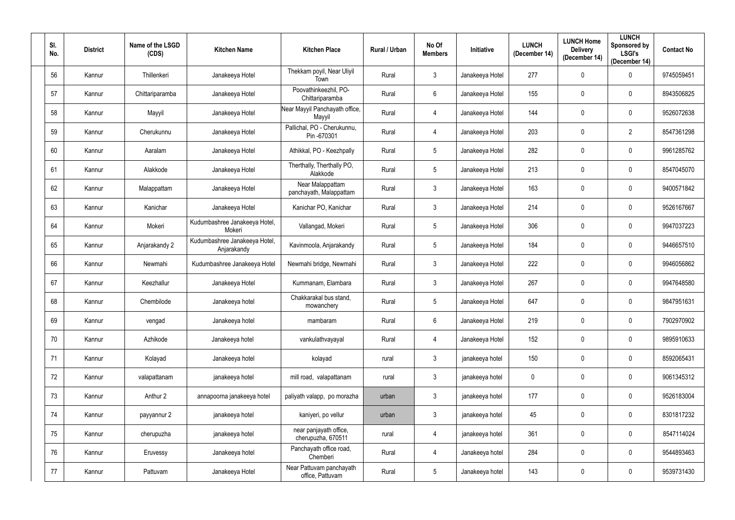| Sl. No. | District | Name of the LSGD (CDS) | Kitchen Name | Kitchen Place | Rural / Urban | No Of Members | Initiative | LUNCH (December 14) | LUNCH Home Delivery (December 14) | LUNCH Sponsored by LSGI's (December 14) | Contact No |
|---|---|---|---|---|---|---|---|---|---|---|---|
| 56 | Kannur | Thillenkeri | Janakeeya Hotel | Thekkam poyil, Near Uliyil Town | Rural | 3 | Janakeeya Hotel | 277 | 0 | 0 | 9745059451 |
| 57 | Kannur | Chittariparamba | Janakeeya Hotel | Poovathinkeezhil, PO-Chittariparamba | Rural | 6 | Janakeeya Hotel | 155 | 0 | 0 | 8943506825 |
| 58 | Kannur | Mayyil | Janakeeya Hotel | Near Mayyil Panchayath office, Mayyil | Rural | 4 | Janakeeya Hotel | 144 | 0 | 0 | 9526072638 |
| 59 | Kannur | Cherukunnu | Janakeeya Hotel | Pallichal, PO - Cherukunnu, Pin -670301 | Rural | 4 | Janakeeya Hotel | 203 | 0 | 2 | 8547361298 |
| 60 | Kannur | Aaralam | Janakeeya Hotel | Athikkal, PO - Keezhpally | Rural | 5 | Janakeeya Hotel | 282 | 0 | 0 | 9961285762 |
| 61 | Kannur | Alakkode | Janakeeya Hotel | Therthally, Therthally PO, Alakkode | Rural | 5 | Janakeeya Hotel | 213 | 0 | 0 | 8547045070 |
| 62 | Kannur | Malappattam | Janakeeya Hotel | Near Malappattam panchayath, Malappattam | Rural | 3 | Janakeeya Hotel | 163 | 0 | 0 | 9400571842 |
| 63 | Kannur | Kanichar | Janakeeya Hotel | Kanichar PO, Kanichar | Rural | 3 | Janakeeya Hotel | 214 | 0 | 0 | 9526167667 |
| 64 | Kannur | Mokeri | Kudumbashree Janakeeya Hotel, Mokeri | Vallangad, Mokeri | Rural | 5 | Janakeeya Hotel | 306 | 0 | 0 | 9947037223 |
| 65 | Kannur | Anjarakandy 2 | Kudumbashree Janakeeya Hotel, Anjarakandy | Kavinmoola, Anjarakandy | Rural | 5 | Janakeeya Hotel | 184 | 0 | 0 | 9446657510 |
| 66 | Kannur | Newmahi | Kudumbashree Janakeeya Hotel | Newmahi bridge, Newmahi | Rural | 3 | Janakeeya Hotel | 222 | 0 | 0 | 9946056862 |
| 67 | Kannur | Keezhallur | Janakeeya Hotel | Kummanam, Elambara | Rural | 3 | Janakeeya Hotel | 267 | 0 | 0 | 9947648580 |
| 68 | Kannur | Chembilode | Janakeeya hotel | Chakkarakal bus stand, mowanchery | Rural | 5 | Janakeeya Hotel | 647 | 0 | 0 | 9847951631 |
| 69 | Kannur | vengad | Janakeeya hotel | mambaram | Rural | 6 | Janakeeya Hotel | 219 | 0 | 0 | 7902970902 |
| 70 | Kannur | Azhikode | Janakeeya hotel | vankulathvayayal | Rural | 4 | Janakeeya Hotel | 152 | 0 | 0 | 9895910633 |
| 71 | Kannur | Kolayad | Janakeeya hotel | kolayad | rural | 3 | janakeeya hotel | 150 | 0 | 0 | 8592065431 |
| 72 | Kannur | valapattanam | janakeeya hotel | mill road, valapattanam | rural | 3 | janakeeya hotel | 0 | 0 | 0 | 9061345312 |
| 73 | Kannur | Anthur 2 | annapoorna janakeeya hotel | paliyath valapp, po morazha | urban | 3 | janakeeya hotel | 177 | 0 | 0 | 9526183004 |
| 74 | Kannur | payyannur 2 | janakeeya hotel | kaniyeri, po vellur | urban | 3 | janakeeya hotel | 45 | 0 | 0 | 8301817232 |
| 75 | Kannur | cherupuzha | janakeeya hotel | near panjayath office, cherupuzha, 670511 | rural | 4 | janakeeya hotel | 361 | 0 | 0 | 8547114024 |
| 76 | Kannur | Eruvessy | Janakeeya hotel | Panchayath office road, Chemberi | Rural | 4 | Janakeeya hotel | 284 | 0 | 0 | 9544893463 |
| 77 | Kannur | Pattuvam | Janakeeya Hotel | Near Pattuvam panchayath office, Pattuvam | Rural | 5 | Janakeeya hotel | 143 | 0 | 0 | 9539731430 |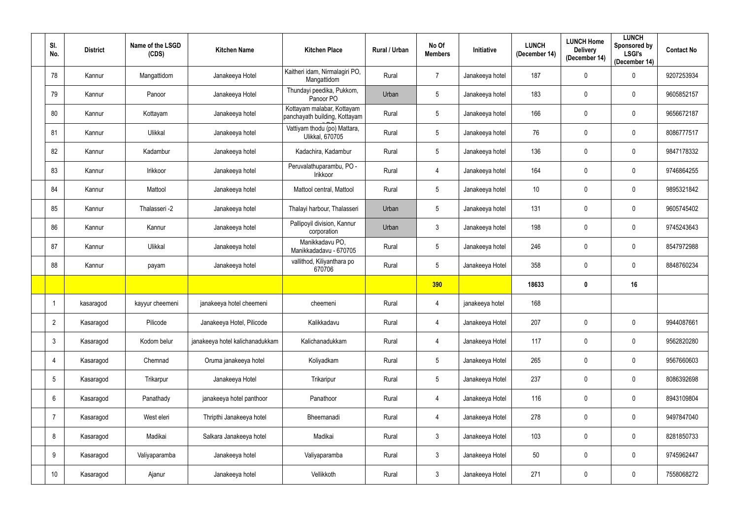| Sl. No. | District | Name of the LSGD (CDS) | Kitchen Name | Kitchen Place | Rural / Urban | No Of Members | Initiative | LUNCH (December 14) | LUNCH Home Delivery (December 14) | LUNCH Sponsored by LSGI's (December 14) | Contact No |
|---|---|---|---|---|---|---|---|---|---|---|---|
| 78 | Kannur | Mangattidom | Janakeeya Hotel | Kaitheri idam, Nirmalagiri PO, Mangattidom | Rural | 7 | Janakeeya hotel | 187 | 0 | 0 | 9207253934 |
| 79 | Kannur | Panoor | Janakeeya Hotel | Thundayi peedika, Pukkom, Panoor PO | Urban | 5 | Janakeeya hotel | 183 | 0 | 0 | 9605852157 |
| 80 | Kannur | Kottayam | Janakeeya hotel | Kottayam malabar, Kottayam panchayath building, Kottayam | Rural | 5 | Janakeeya hotel | 166 | 0 | 0 | 9656672187 |
| 81 | Kannur | Ulikkal | Janakeeya hotel | Vattiyam thodu (po) Mattara, Ulikkal, 670705 | Rural | 5 | Janakeeya hotel | 76 | 0 | 0 | 8086777517 |
| 82 | Kannur | Kadambur | Janakeeya hotel | Kadachira, Kadambur | Rural | 5 | Janakeeya hotel | 136 | 0 | 0 | 9847178332 |
| 83 | Kannur | Irikkoor | Janakeeya hotel | Peruvalathuparambu, PO - Irikkoor | Rural | 4 | Janakeeya hotel | 164 | 0 | 0 | 9746864255 |
| 84 | Kannur | Mattool | Janakeeya hotel | Mattool central, Mattool | Rural | 5 | Janakeeya hotel | 10 | 0 | 0 | 9895321842 |
| 85 | Kannur | Thalasseri -2 | Janakeeya hotel | Thalayi harbour, Thalasseri | Urban | 5 | Janakeeya hotel | 131 | 0 | 0 | 9605745402 |
| 86 | Kannur | Kannur | Janakeeya hotel | Pallipoyil division, Kannur corporation | Urban | 3 | Janakeeya hotel | 198 | 0 | 0 | 9745243643 |
| 87 | Kannur | Ulikkal | Janakeeya hotel | Manikkadavu PO, Manikkadadavu - 670705 | Rural | 5 | Janakeeya hotel | 246 | 0 | 0 | 8547972988 |
| 88 | Kannur | payam | Janakeeya hotel | vallithod, Kiliyanthara po 670706 | Rural | 5 | Janakeeya Hotel | 358 | 0 | 0 | 8848760234 |
| | | | | | | **390** | | **18633** | **0** | **16** | |
| 1 | kasaragod | kayyur cheemeni | janakeeya hotel cheemeni | cheemeni | Rural | 4 | janakeeya hotel | 168 | | | |
| 2 | Kasaragod | Pilicode | Janakeeya Hotel, Pilicode | Kalikkadavu | Rural | 4 | Janakeeya Hotel | 207 | 0 | 0 | 9944087661 |
| 3 | Kasaragod | Kodom belur | janakeeya hotel kalichanadukkam | Kalichanadukkam | Rural | 4 | Janakeeya Hotel | 117 | 0 | 0 | 9562820280 |
| 4 | Kasaragod | Chemnad | Oruma janakeeya hotel | Koliyadkam | Rural | 5 | Janakeeya Hotel | 265 | 0 | 0 | 9567660603 |
| 5 | Kasaragod | Trikarpur | Janakeeya Hotel | Trikaripur | Rural | 5 | Janakeeya Hotel | 237 | 0 | 0 | 8086392698 |
| 6 | Kasaragod | Panathady | janakeeya hotel panthoor | Panathoor | Rural | 4 | Janakeeya Hotel | 116 | 0 | 0 | 8943109804 |
| 7 | Kasaragod | West eleri | Thripthi Janakeeya hotel | Bheemanadi | Rural | 4 | Janakeeya Hotel | 278 | 0 | 0 | 9497847040 |
| 8 | Kasaragod | Madikai | Salkara Janakeeya hotel | Madikai | Rural | 3 | Janakeeya Hotel | 103 | 0 | 0 | 8281850733 |
| 9 | Kasaragod | Valiyaparamba | Janakeeya hotel | Valiyaparamba | Rural | 3 | Janakeeya Hotel | 50 | 0 | 0 | 9745962447 |
| 10 | Kasaragod | Ajanur | Janakeeya hotel | Vellikkoth | Rural | 3 | Janakeeya Hotel | 271 | 0 | 0 | 7558068272 |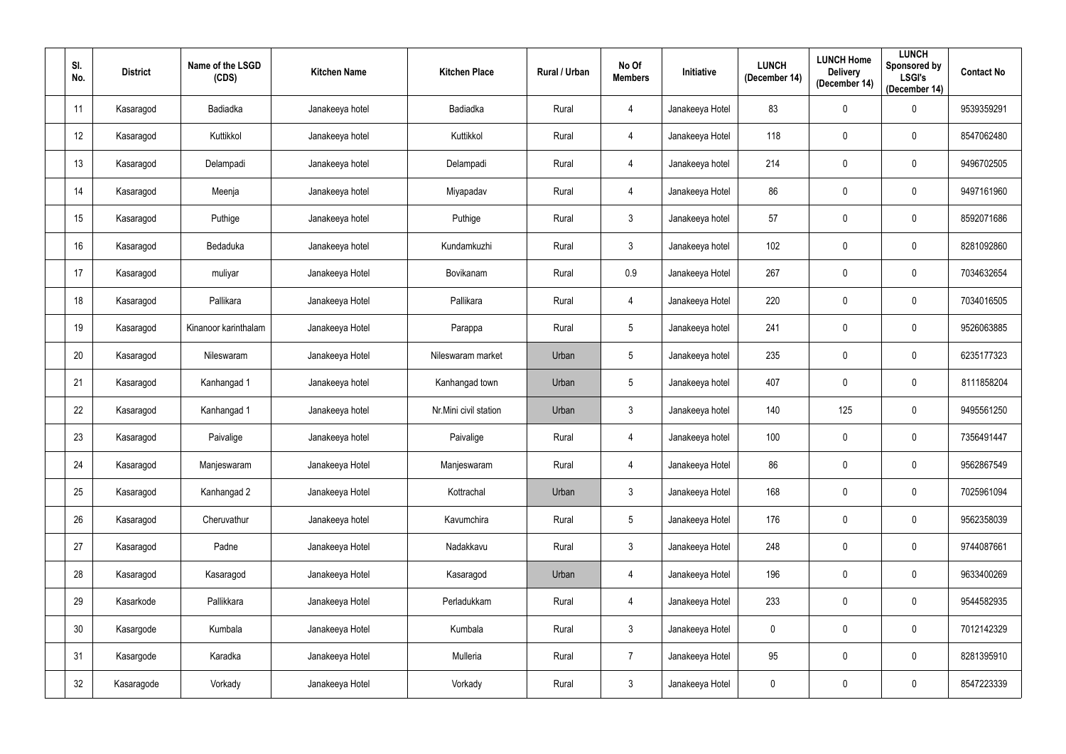| Sl. No. | District | Name of the LSGD (CDS) | Kitchen Name | Kitchen Place | Rural / Urban | No Of Members | Initiative | LUNCH (December 14) | LUNCH Home Delivery (December 14) | LUNCH Sponsored by LSGI's (December 14) | Contact No |
|---|---|---|---|---|---|---|---|---|---|---|---|
| 11 | Kasaragod | Badiadka | Janakeeya hotel | Badiadka | Rural | 4 | Janakeeya Hotel | 83 | 0 | 0 | 9539359291 |
| 12 | Kasaragod | Kuttikkol | Janakeeya hotel | Kuttikkol | Rural | 4 | Janakeeya Hotel | 118 | 0 | 0 | 8547062480 |
| 13 | Kasaragod | Delampadi | Janakeeya hotel | Delampadi | Rural | 4 | Janakeeya hotel | 214 | 0 | 0 | 9496702505 |
| 14 | Kasaragod | Meenja | Janakeeya hotel | Miyapadav | Rural | 4 | Janakeeya Hotel | 86 | 0 | 0 | 9497161960 |
| 15 | Kasaragod | Puthige | Janakeeya hotel | Puthige | Rural | 3 | Janakeeya hotel | 57 | 0 | 0 | 8592071686 |
| 16 | Kasaragod | Bedaduka | Janakeeya hotel | Kundamkuzhi | Rural | 3 | Janakeeya hotel | 102 | 0 | 0 | 8281092860 |
| 17 | Kasaragod | muliyar | Janakeeya Hotel | Bovikanam | Rural | 0.9 | Janakeeya Hotel | 267 | 0 | 0 | 7034632654 |
| 18 | Kasaragod | Pallikara | Janakeeya Hotel | Pallikara | Rural | 4 | Janakeeya Hotel | 220 | 0 | 0 | 7034016505 |
| 19 | Kasaragod | Kinanoor karinthalam | Janakeeya Hotel | Parappa | Rural | 5 | Janakeeya hotel | 241 | 0 | 0 | 9526063885 |
| 20 | Kasaragod | Nileswaram | Janakeeya Hotel | Nileswaram market | Urban | 5 | Janakeeya hotel | 235 | 0 | 0 | 6235177323 |
| 21 | Kasaragod | Kanhangad 1 | Janakeeya hotel | Kanhangad town | Urban | 5 | Janakeeya hotel | 407 | 0 | 0 | 8111858204 |
| 22 | Kasaragod | Kanhangad 1 | Janakeeya hotel | Nr.Mini civil station | Urban | 3 | Janakeeya hotel | 140 | 125 | 0 | 9495561250 |
| 23 | Kasaragod | Paivalige | Janakeeya hotel | Paivalige | Rural | 4 | Janakeeya hotel | 100 | 0 | 0 | 7356491447 |
| 24 | Kasaragod | Manjeswaram | Janakeeya Hotel | Manjeswaram | Rural | 4 | Janakeeya Hotel | 86 | 0 | 0 | 9562867549 |
| 25 | Kasaragod | Kanhangad 2 | Janakeeya Hotel | Kottrachal | Urban | 3 | Janakeeya Hotel | 168 | 0 | 0 | 7025961094 |
| 26 | Kasaragod | Cheruvathur | Janakeeya hotel | Kavumchira | Rural | 5 | Janakeeya Hotel | 176 | 0 | 0 | 9562358039 |
| 27 | Kasaragod | Padne | Janakeeya Hotel | Nadakkavu | Rural | 3 | Janakeeya Hotel | 248 | 0 | 0 | 9744087661 |
| 28 | Kasaragod | Kasaragod | Janakeeya Hotel | Kasaragod | Urban | 4 | Janakeeya Hotel | 196 | 0 | 0 | 9633400269 |
| 29 | Kasarkode | Pallikkara | Janakeeya Hotel | Perladukkam | Rural | 4 | Janakeeya Hotel | 233 | 0 | 0 | 9544582935 |
| 30 | Kasargode | Kumbala | Janakeeya Hotel | Kumbala | Rural | 3 | Janakeeya Hotel | 0 | 0 | 0 | 7012142329 |
| 31 | Kasargode | Karadka | Janakeeya Hotel | Mulleria | Rural | 7 | Janakeeya Hotel | 95 | 0 | 0 | 8281395910 |
| 32 | Kasaragode | Vorkady | Janakeeya Hotel | Vorkady | Rural | 3 | Janakeeya Hotel | 0 | 0 | 0 | 8547223339 |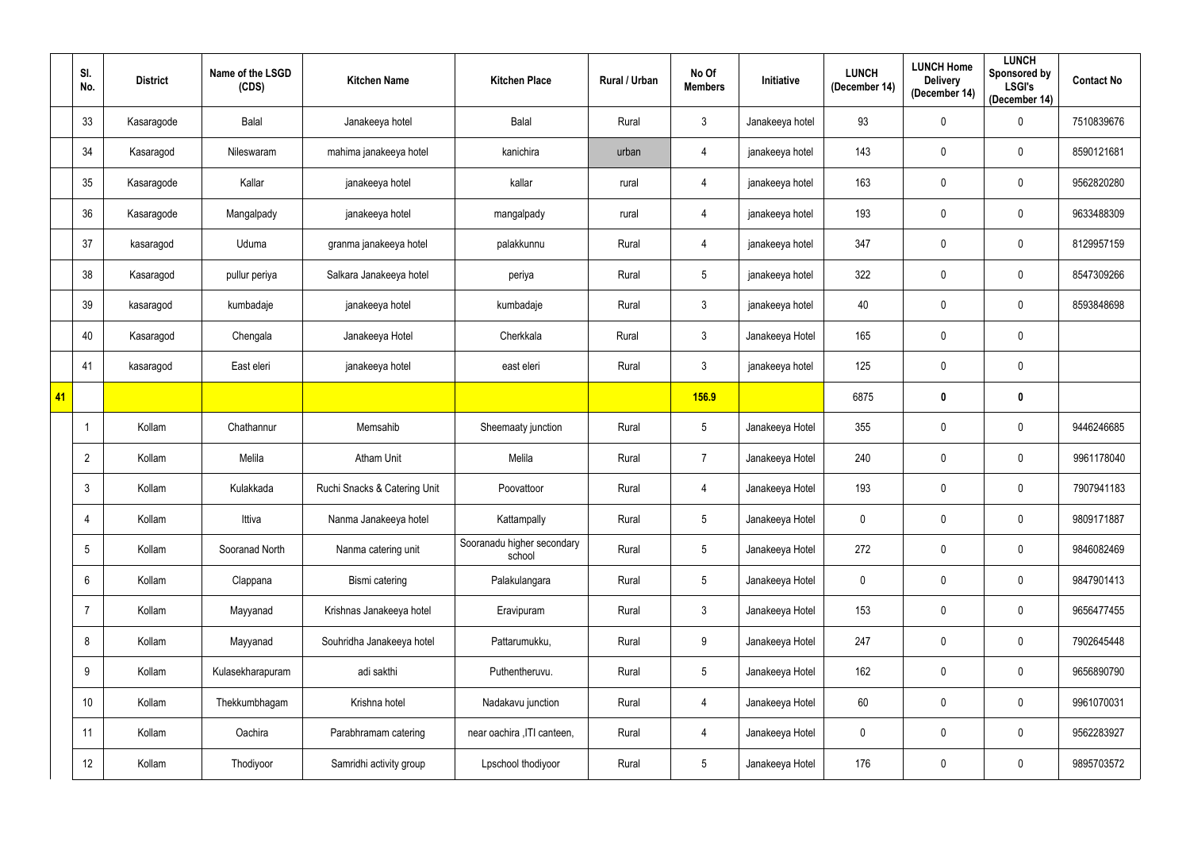|  | Sl. No. | District | Name of the LSGD (CDS) | Kitchen Name | Kitchen Place | Rural / Urban | No Of Members | Initiative | LUNCH (December 14) | LUNCH Home Delivery (December 14) | LUNCH Sponsored by LSGI's (December 14) | Contact No |
|---|---|---|---|---|---|---|---|---|---|---|---|---|
|  | 33 | Kasaragode | Balal | Janakeeya hotel | Balal | Rural | 3 | Janakeeya hotel | 93 | 0 | 0 | 7510839676 |
|  | 34 | Kasaragod | Nileswaram | mahima janakeeya hotel | kanichira | urban | 4 | janakeeya hotel | 143 | 0 | 0 | 8590121681 |
|  | 35 | Kasaragode | Kallar | janakeeya hotel | kallar | rural | 4 | janakeeya hotel | 163 | 0 | 0 | 9562820280 |
|  | 36 | Kasaragode | Mangalpady | janakeeya hotel | mangalpady | rural | 4 | janakeeya hotel | 193 | 0 | 0 | 9633488309 |
|  | 37 | kasaragod | Uduma | granma janakeeya hotel | palakkunnu | Rural | 4 | janakeeya hotel | 347 | 0 | 0 | 8129957159 |
|  | 38 | Kasaragod | pullur periya | Salkara Janakeeya hotel | periya | Rural | 5 | janakeeya hotel | 322 | 0 | 0 | 8547309266 |
|  | 39 | kasaragod | kumbadaje | janakeeya hotel | kumbadaje | Rural | 3 | janakeeya hotel | 40 | 0 | 0 | 8593848698 |
|  | 40 | Kasaragod | Chengala | Janakeeya Hotel | Cherkkala | Rural | 3 | Janakeeya Hotel | 165 | 0 | 0 |  |
|  | 41 | kasaragod | East eleri | janakeeya hotel | east eleri | Rural | 3 | janakeeya hotel | 125 | 0 | 0 |  |
| **41** |  |  |  |  |  |  | **156.9** |  | 6875 | **0** | **0** |  |
|  | 1 | Kollam | Chathannur | Memsahib | Sheemaaty junction | Rural | 5 | Janakeeya Hotel | 355 | 0 | 0 | 9446246685 |
|  | 2 | Kollam | Melila | Atham Unit | Melila | Rural | 7 | Janakeeya Hotel | 240 | 0 | 0 | 9961178040 |
|  | 3 | Kollam | Kulakkada | Ruchi Snacks & Catering Unit | Poovattoor | Rural | 4 | Janakeeya Hotel | 193 | 0 | 0 | 7907941183 |
|  | 4 | Kollam | Ittiva | Nanma Janakeeya hotel | Kattampally | Rural | 5 | Janakeeya Hotel | 0 | 0 | 0 | 9809171887 |
|  | 5 | Kollam | Sooranad North | Nanma catering unit | Sooranadu higher secondary school | Rural | 5 | Janakeeya Hotel | 272 | 0 | 0 | 9846082469 |
|  | 6 | Kollam | Clappana | Bismi catering | Palakulangara | Rural | 5 | Janakeeya Hotel | 0 | 0 | 0 | 9847901413 |
|  | 7 | Kollam | Mayyanad | Krishnas Janakeeya hotel | Eravipuram | Rural | 3 | Janakeeya Hotel | 153 | 0 | 0 | 9656477455 |
|  | 8 | Kollam | Mayyanad | Souhridha Janakeeya hotel | Pattarumukku, | Rural | 9 | Janakeeya Hotel | 247 | 0 | 0 | 7902645448 |
|  | 9 | Kollam | Kulasekharapuram | adi sakthi | Puthentheruvu. | Rural | 5 | Janakeeya Hotel | 162 | 0 | 0 | 9656890790 |
|  | 10 | Kollam | Thekkumbhagam | Krishna hotel | Nadakavu junction | Rural | 4 | Janakeeya Hotel | 60 | 0 | 0 | 9961070031 |
|  | 11 | Kollam | Oachira | Parabhramam catering | near oachira ,ITI canteen, | Rural | 4 | Janakeeya Hotel | 0 | 0 | 0 | 9562283927 |
|  | 12 | Kollam | Thodiyoor | Samridhi activity group | Lpschool thodiyoor | Rural | 5 | Janakeeya Hotel | 176 | 0 | 0 | 9895703572 |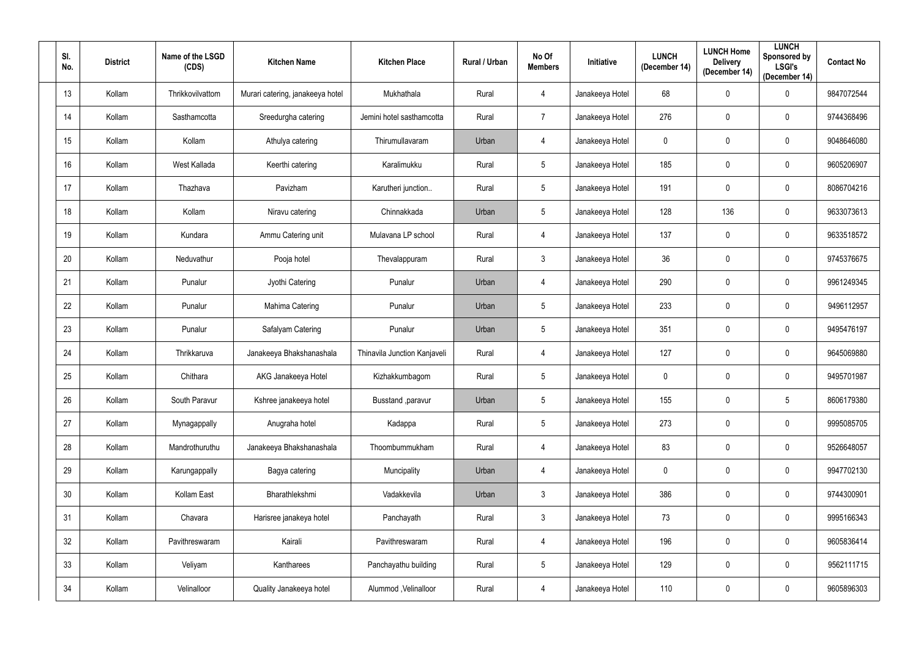| Sl. No. | District | Name of the LSGD (CDS) | Kitchen Name | Kitchen Place | Rural / Urban | No Of Members | Initiative | LUNCH (December 14) | LUNCH Home Delivery (December 14) | LUNCH Sponsored by LSGI's (December 14) | Contact No |
|---|---|---|---|---|---|---|---|---|---|---|---|
| 13 | Kollam | Thrikkovilvattom | Murari catering, janakeeya hotel | Mukhathala | Rural | 4 | Janakeeya Hotel | 68 | 0 | 0 | 9847072544 |
| 14 | Kollam | Sasthamcotta | Sreedurgha catering | Jemini hotel sasthamcotta | Rural | 7 | Janakeeya Hotel | 276 | 0 | 0 | 9744368496 |
| 15 | Kollam | Kollam | Athulya catering | Thirumullavaram | Urban | 4 | Janakeeya Hotel | 0 | 0 | 0 | 9048646080 |
| 16 | Kollam | West Kallada | Keerthi catering | Karalimukku | Rural | 5 | Janakeeya Hotel | 185 | 0 | 0 | 9605206907 |
| 17 | Kollam | Thazhava | Pavizham | Karutheri junction.. | Rural | 5 | Janakeeya Hotel | 191 | 0 | 0 | 8086704216 |
| 18 | Kollam | Kollam | Niravu catering | Chinnakkada | Urban | 5 | Janakeeya Hotel | 128 | 136 | 0 | 9633073613 |
| 19 | Kollam | Kundara | Ammu Catering unit | Mulavana LP school | Rural | 4 | Janakeeya Hotel | 137 | 0 | 0 | 9633518572 |
| 20 | Kollam | Neduvathur | Pooja hotel | Thevalappuram | Rural | 3 | Janakeeya Hotel | 36 | 0 | 0 | 9745376675 |
| 21 | Kollam | Punalur | Jyothi Catering | Punalur | Urban | 4 | Janakeeya Hotel | 290 | 0 | 0 | 9961249345 |
| 22 | Kollam | Punalur | Mahima Catering | Punalur | Urban | 5 | Janakeeya Hotel | 233 | 0 | 0 | 9496112957 |
| 23 | Kollam | Punalur | Safalyam Catering | Punalur | Urban | 5 | Janakeeya Hotel | 351 | 0 | 0 | 9495476197 |
| 24 | Kollam | Thrikkaruva | Janakeeya Bhakshanashala | Thinavila Junction Kanjaveli | Rural | 4 | Janakeeya Hotel | 127 | 0 | 0 | 9645069880 |
| 25 | Kollam | Chithara | AKG Janakeeya Hotel | Kizhakkumbagom | Rural | 5 | Janakeeya Hotel | 0 | 0 | 0 | 9495701987 |
| 26 | Kollam | South Paravur | Kshree janakeeya hotel | Busstand ,paravur | Urban | 5 | Janakeeya Hotel | 155 | 0 | 5 | 8606179380 |
| 27 | Kollam | Mynagappally | Anugraha hotel | Kadappa | Rural | 5 | Janakeeya Hotel | 273 | 0 | 0 | 9995085705 |
| 28 | Kollam | Mandrothuruthu | Janakeeya Bhakshanashala | Thoombummukham | Rural | 4 | Janakeeya Hotel | 83 | 0 | 0 | 9526648057 |
| 29 | Kollam | Karungappally | Bagya catering | Muncipality | Urban | 4 | Janakeeya Hotel | 0 | 0 | 0 | 9947702130 |
| 30 | Kollam | Kollam East | Bharathlekshmi | Vadakkevila | Urban | 3 | Janakeeya Hotel | 386 | 0 | 0 | 9744300901 |
| 31 | Kollam | Chavara | Harisree janakeya hotel | Panchayath | Rural | 3 | Janakeeya Hotel | 73 | 0 | 0 | 9995166343 |
| 32 | Kollam | Pavithreswaram | Kairali | Pavithreswaram | Rural | 4 | Janakeeya Hotel | 196 | 0 | 0 | 9605836414 |
| 33 | Kollam | Veliyam | Kantharees | Panchayathu building | Rural | 5 | Janakeeya Hotel | 129 | 0 | 0 | 9562111715 |
| 34 | Kollam | Velinalloor | Quality Janakeeya hotel | Alummod ,Velinalloor | Rural | 4 | Janakeeya Hotel | 110 | 0 | 0 | 9605896303 |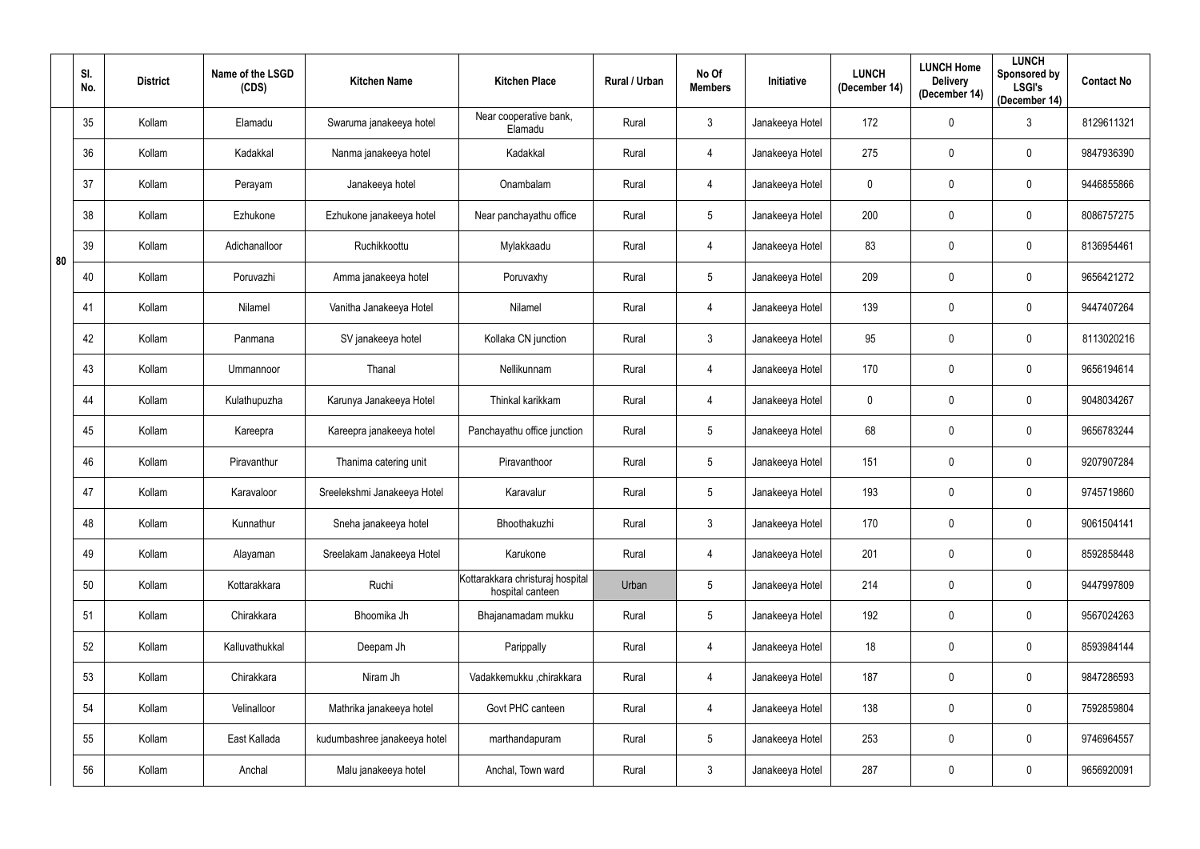|  | Sl. No. | District | Name of the LSGD (CDS) | Kitchen Name | Kitchen Place | Rural / Urban | No Of Members | Initiative | LUNCH (December 14) | LUNCH Home Delivery (December 14) | LUNCH Sponsored by LSGI's (December 14) | Contact No |
|---|---|---|---|---|---|---|---|---|---|---|---|---|
| 80 | 35 | Kollam | Elamadu | Swaruma janakeeya hotel | Near cooperative bank, Elamadu | Rural | 3 | Janakeeya Hotel | 172 | 0 | 3 | 8129611321 |
|  | 36 | Kollam | Kadakkal | Nanma janakeeya hotel | Kadakkal | Rural | 4 | Janakeeya Hotel | 275 | 0 | 0 | 9847936390 |
|  | 37 | Kollam | Perayam | Janakeeya hotel | Onambalam | Rural | 4 | Janakeeya Hotel | 0 | 0 | 0 | 9446855866 |
|  | 38 | Kollam | Ezhukone | Ezhukone janakeeya hotel | Near panchayathu office | Rural | 5 | Janakeeya Hotel | 200 | 0 | 0 | 8086757275 |
|  | 39 | Kollam | Adichanalloor | Ruchikkoottu | Mylakkaadu | Rural | 4 | Janakeeya Hotel | 83 | 0 | 0 | 8136954461 |
|  | 40 | Kollam | Poruvazhi | Amma janakeeya hotel | Poruvaxhy | Rural | 5 | Janakeeya Hotel | 209 | 0 | 0 | 9656421272 |
|  | 41 | Kollam | Nilamel | Vanitha Janakeeya Hotel | Nilamel | Rural | 4 | Janakeeya Hotel | 139 | 0 | 0 | 9447407264 |
|  | 42 | Kollam | Panmana | SV janakeeya hotel | Kollaka CN junction | Rural | 3 | Janakeeya Hotel | 95 | 0 | 0 | 8113020216 |
|  | 43 | Kollam | Ummannoor | Thanal | Nellikunnam | Rural | 4 | Janakeeya Hotel | 170 | 0 | 0 | 9656194614 |
|  | 44 | Kollam | Kulathupuzha | Karunya Janakeeya Hotel | Thinkal karikkam | Rural | 4 | Janakeeya Hotel | 0 | 0 | 0 | 9048034267 |
|  | 45 | Kollam | Kareepra | Kareepra janakeeya hotel | Panchayathu office junction | Rural | 5 | Janakeeya Hotel | 68 | 0 | 0 | 9656783244 |
|  | 46 | Kollam | Piravanthur | Thanima catering unit | Piravanthoor | Rural | 5 | Janakeeya Hotel | 151 | 0 | 0 | 9207907284 |
|  | 47 | Kollam | Karavaloor | Sreelekshmi Janakeeya Hotel | Karavalur | Rural | 5 | Janakeeya Hotel | 193 | 0 | 0 | 9745719860 |
|  | 48 | Kollam | Kunnathur | Sneha janakeeya hotel | Bhoothakuzhi | Rural | 3 | Janakeeya Hotel | 170 | 0 | 0 | 9061504141 |
|  | 49 | Kollam | Alayaman | Sreelakam Janakeeya Hotel | Karukone | Rural | 4 | Janakeeya Hotel | 201 | 0 | 0 | 8592858448 |
|  | 50 | Kollam | Kottarakkara | Ruchi | Kottarakkara christuraj hospital hospital canteen | Urban | 5 | Janakeeya Hotel | 214 | 0 | 0 | 9447997809 |
|  | 51 | Kollam | Chirakkara | Bhoomika Jh | Bhajanamadam mukku | Rural | 5 | Janakeeya Hotel | 192 | 0 | 0 | 9567024263 |
|  | 52 | Kollam | Kalluvathukkal | Deepam Jh | Parippally | Rural | 4 | Janakeeya Hotel | 18 | 0 | 0 | 8593984144 |
|  | 53 | Kollam | Chirakkara | Niram Jh | Vadakkemukku ,chirakkara | Rural | 4 | Janakeeya Hotel | 187 | 0 | 0 | 9847286593 |
|  | 54 | Kollam | Velinalloor | Mathrika janakeeya hotel | Govt PHC canteen | Rural | 4 | Janakeeya Hotel | 138 | 0 | 0 | 7592859804 |
|  | 55 | Kollam | East Kallada | kudumbashree janakeeya hotel | marthandapuram | Rural | 5 | Janakeeya Hotel | 253 | 0 | 0 | 9746964557 |
|  | 56 | Kollam | Anchal | Malu janakeeya hotel | Anchal, Town ward | Rural | 3 | Janakeeya Hotel | 287 | 0 | 0 | 9656920091 |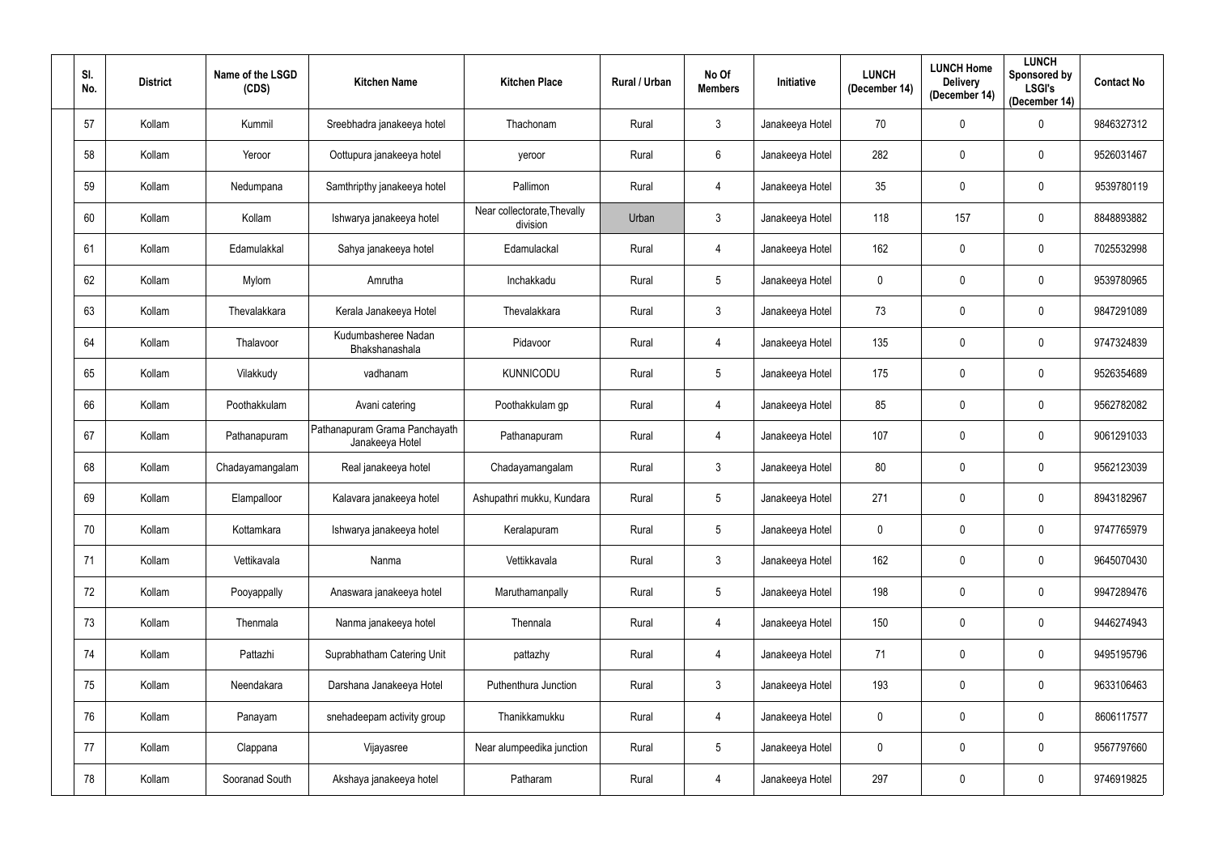| Sl. No. | District | Name of the LSGD (CDS) | Kitchen Name | Kitchen Place | Rural / Urban | No Of Members | Initiative | LUNCH (December 14) | LUNCH Home Delivery (December 14) | LUNCH Sponsored by LSGI's (December 14) | Contact No |
|---|---|---|---|---|---|---|---|---|---|---|---|
| 57 | Kollam | Kummil | Sreebhadra janakeeya hotel | Thachonam | Rural | 3 | Janakeeya Hotel | 70 | 0 | 0 | 9846327312 |
| 58 | Kollam | Yeroor | Oottupura janakeeya hotel | yeroor | Rural | 6 | Janakeeya Hotel | 282 | 0 | 0 | 9526031467 |
| 59 | Kollam | Nedumpana | Samthripthy janakeeya hotel | Pallimon | Rural | 4 | Janakeeya Hotel | 35 | 0 | 0 | 9539780119 |
| 60 | Kollam | Kollam | Ishwarya janakeeya hotel | Near collectorate,Thevally division | Urban | 3 | Janakeeya Hotel | 118 | 157 | 0 | 8848893882 |
| 61 | Kollam | Edamulakkal | Sahya janakeeya hotel | Edamulackal | Rural | 4 | Janakeeya Hotel | 162 | 0 | 0 | 7025532998 |
| 62 | Kollam | Mylom | Amrutha | Inchakkadu | Rural | 5 | Janakeeya Hotel | 0 | 0 | 0 | 9539780965 |
| 63 | Kollam | Thevalakkara | Kerala Janakeeya Hotel | Thevalakkara | Rural | 3 | Janakeeya Hotel | 73 | 0 | 0 | 9847291089 |
| 64 | Kollam | Thalavoor | Kudumbasheree Nadan Bhakshanashala | Pidavoor | Rural | 4 | Janakeeya Hotel | 135 | 0 | 0 | 9747324839 |
| 65 | Kollam | Vilakkudy | vadhanam | KUNNICODU | Rural | 5 | Janakeeya Hotel | 175 | 0 | 0 | 9526354689 |
| 66 | Kollam | Poothakkulam | Avani catering | Poothakkulam gp | Rural | 4 | Janakeeya Hotel | 85 | 0 | 0 | 9562782082 |
| 67 | Kollam | Pathanapuram | Pathanapuram Grama Panchayath Janakeeya Hotel | Pathanapuram | Rural | 4 | Janakeeya Hotel | 107 | 0 | 0 | 9061291033 |
| 68 | Kollam | Chadayamangalam | Real janakeeya hotel | Chadayamangalam | Rural | 3 | Janakeeya Hotel | 80 | 0 | 0 | 9562123039 |
| 69 | Kollam | Elampalloor | Kalavara janakeeya hotel | Ashupathri mukku, Kundara | Rural | 5 | Janakeeya Hotel | 271 | 0 | 0 | 8943182967 |
| 70 | Kollam | Kottamkara | Ishwarya janakeeya hotel | Keralapuram | Rural | 5 | Janakeeya Hotel | 0 | 0 | 0 | 9747765979 |
| 71 | Kollam | Vettikavala | Nanma | Vettikkavala | Rural | 3 | Janakeeya Hotel | 162 | 0 | 0 | 9645070430 |
| 72 | Kollam | Pooyappally | Anaswara janakeeya hotel | Maruthamanpally | Rural | 5 | Janakeeya Hotel | 198 | 0 | 0 | 9947289476 |
| 73 | Kollam | Thenmala | Nanma janakeeya hotel | Thennala | Rural | 4 | Janakeeya Hotel | 150 | 0 | 0 | 9446274943 |
| 74 | Kollam | Pattazhi | Suprabhatham Catering Unit | pattazhy | Rural | 4 | Janakeeya Hotel | 71 | 0 | 0 | 9495195796 |
| 75 | Kollam | Neendakara | Darshana Janakeeya Hotel | Puthenthura Junction | Rural | 3 | Janakeeya Hotel | 193 | 0 | 0 | 9633106463 |
| 76 | Kollam | Panayam | snehadeepam activity group | Thanikkamukku | Rural | 4 | Janakeeya Hotel | 0 | 0 | 0 | 8606117577 |
| 77 | Kollam | Clappana | Vijayasree | Near alumpeedika junction | Rural | 5 | Janakeeya Hotel | 0 | 0 | 0 | 9567797660 |
| 78 | Kollam | Sooranad South | Akshaya janakeeya hotel | Patharam | Rural | 4 | Janakeeya Hotel | 297 | 0 | 0 | 9746919825 |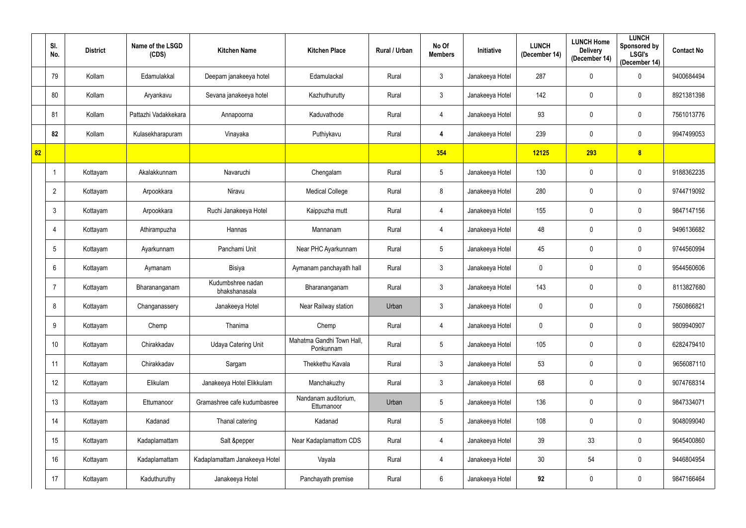|  | Sl. No. | District | Name of the LSGD (CDS) | Kitchen Name | Kitchen Place | Rural / Urban | No Of Members | Initiative | LUNCH (December 14) | LUNCH Home Delivery (December 14) | LUNCH Sponsored by LSGI's (December 14) | Contact No |
|---|---|---|---|---|---|---|---|---|---|---|---|---|
|  | 79 | Kollam | Edamulakkal | Deepam janakeeya hotel | Edamulackal | Rural | 3 | Janakeeya Hotel | 287 | 0 | 0 | 9400684494 |
|  | 80 | Kollam | Aryankavu | Sevana janakeeya hotel | Kazhuthurutty | Rural | 3 | Janakeeya Hotel | 142 | 0 | 0 | 8921381398 |
|  | 81 | Kollam | Pattazhi Vadakkekara | Annapoorna | Kaduvathode | Rural | 4 | Janakeeya Hotel | 93 | 0 | 0 | 7561013776 |
|  | **82** | Kollam | Kulasekharapuram | Vinayaka | Puthiykavu | Rural | **4** | Janakeeya Hotel | 239 | 0 | 0 | 9947499053 |
| **82** |  |  |  |  |  |  | **354** |  | **12125** | **293** | **8** |  |
|  | 1 | Kottayam | Akalakkunnam | Navaruchi | Chengalam | Rural | 5 | Janakeeya Hotel | 130 | 0 | 0 | 9188362235 |
|  | 2 | Kottayam | Arpookkara | Niravu | Medical College | Rural | 8 | Janakeeya Hotel | 280 | 0 | 0 | 9744719092 |
|  | 3 | Kottayam | Arpookkara | Ruchi Janakeeya Hotel | Kaippuzha mutt | Rural | 4 | Janakeeya Hotel | 155 | 0 | 0 | 9847147156 |
|  | 4 | Kottayam | Athirampuzha | Hannas | Mannanam | Rural | 4 | Janakeeya Hotel | 48 | 0 | 0 | 9496136682 |
|  | 5 | Kottayam | Ayarkunnam | Panchami Unit | Near PHC Ayarkunnam | Rural | 5 | Janakeeya Hotel | 45 | 0 | 0 | 9744560994 |
|  | 6 | Kottayam | Aymanam | Bisiya | Aymanam panchayath hall | Rural | 3 | Janakeeya Hotel | 0 | 0 | 0 | 9544560606 |
|  | 7 | Kottayam | Bharananganam | Kudumbshree nadan bhakshanasala | Bharananganam | Rural | 3 | Janakeeya Hotel | 143 | 0 | 0 | 8113827680 |
|  | 8 | Kottayam | Changanassery | Janakeeya Hotel | Near Railway station | Urban | 3 | Janakeeya Hotel | 0 | 0 | 0 | 7560866821 |
|  | 9 | Kottayam | Chemp | Thanima | Chemp | Rural | 4 | Janakeeya Hotel | 0 | 0 | 0 | 9809940907 |
|  | 10 | Kottayam | Chirakkadav | Udaya Catering Unit | Mahatma Gandhi Town Hall, Ponkunnam | Rural | 5 | Janakeeya Hotel | 105 | 0 | 0 | 6282479410 |
|  | 11 | Kottayam | Chirakkadav | Sargam | Thekkethu Kavala | Rural | 3 | Janakeeya Hotel | 53 | 0 | 0 | 9656087110 |
|  | 12 | Kottayam | Elikulam | Janakeeya Hotel Elikkulam | Manchakuzhy | Rural | 3 | Janakeeya Hotel | 68 | 0 | 0 | 9074768314 |
|  | 13 | Kottayam | Ettumanoor | Gramashree cafe kudumbasree | Nandanam auditorium, Ettumanoor | Urban | 5 | Janakeeya Hotel | 136 | 0 | 0 | 9847334071 |
|  | 14 | Kottayam | Kadanad | Thanal catering | Kadanad | Rural | 5 | Janakeeya Hotel | 108 | 0 | 0 | 9048099040 |
|  | 15 | Kottayam | Kadaplamattam | Salt &pepper | Near Kadaplamattom CDS | Rural | 4 | Janakeeya Hotel | 39 | 33 | 0 | 9645400860 |
|  | 16 | Kottayam | Kadaplamattam | Kadaplamattam Janakeeya Hotel | Vayala | Rural | 4 | Janakeeya Hotel | 30 | 54 | 0 | 9446804954 |
|  | 17 | Kottayam | Kaduthuruthy | Janakeeya Hotel | Panchayath premise | Rural | 6 | Janakeeya Hotel | **92** | 0 | 0 | 9847166464 |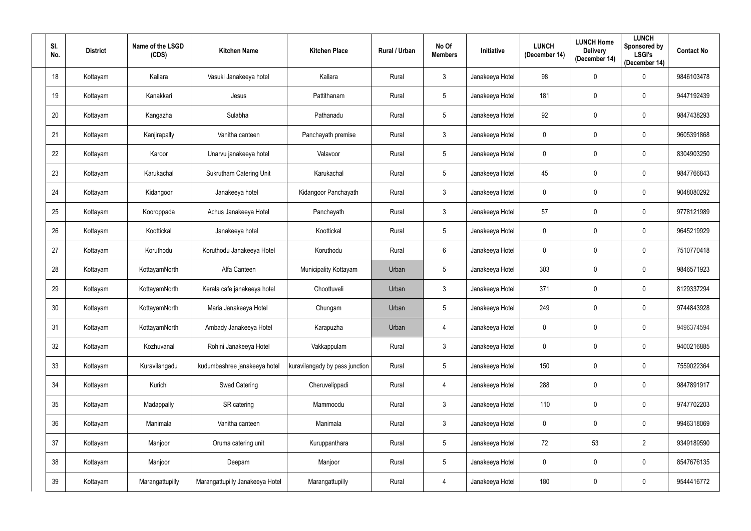| Sl. No. | District | Name of the LSGD (CDS) | Kitchen Name | Kitchen Place | Rural / Urban | No Of Members | Initiative | LUNCH (December 14) | LUNCH Home Delivery (December 14) | LUNCH Sponsored by LSGI's (December 14) | Contact No |
|---|---|---|---|---|---|---|---|---|---|---|---|
| 18 | Kottayam | Kallara | Vasuki Janakeeya hotel | Kallara | Rural | 3 | Janakeeya Hotel | 98 | 0 | 0 | 9846103478 |
| 19 | Kottayam | Kanakkari | Jesus | Pattithanam | Rural | 5 | Janakeeya Hotel | 181 | 0 | 0 | 9447192439 |
| 20 | Kottayam | Kangazha | Sulabha | Pathanadu | Rural | 5 | Janakeeya Hotel | 92 | 0 | 0 | 9847438293 |
| 21 | Kottayam | Kanjirapally | Vanitha canteen | Panchayath premise | Rural | 3 | Janakeeya Hotel | 0 | 0 | 0 | 9605391868 |
| 22 | Kottayam | Karoor | Unarvu janakeeya hotel | Valavoor | Rural | 5 | Janakeeya Hotel | 0 | 0 | 0 | 8304903250 |
| 23 | Kottayam | Karukachal | Sukrutham Catering Unit | Karukachal | Rural | 5 | Janakeeya Hotel | 45 | 0 | 0 | 9847766843 |
| 24 | Kottayam | Kidangoor | Janakeeya hotel | Kidangoor Panchayath | Rural | 3 | Janakeeya Hotel | 0 | 0 | 0 | 9048080292 |
| 25 | Kottayam | Kooroppada | Achus Janakeeya Hotel | Panchayath | Rural | 3 | Janakeeya Hotel | 57 | 0 | 0 | 9778121989 |
| 26 | Kottayam | Koottickal | Janakeeya hotel | Koottickal | Rural | 5 | Janakeeya Hotel | 0 | 0 | 0 | 9645219929 |
| 27 | Kottayam | Koruthodu | Koruthodu Janakeeya Hotel | Koruthodu | Rural | 6 | Janakeeya Hotel | 0 | 0 | 0 | 7510770418 |
| 28 | Kottayam | KottayamNorth | Alfa Canteen | Municipality Kottayam | Urban | 5 | Janakeeya Hotel | 303 | 0 | 0 | 9846571923 |
| 29 | Kottayam | KottayamNorth | Kerala cafe janakeeya hotel | Choottuveli | Urban | 3 | Janakeeya Hotel | 371 | 0 | 0 | 8129337294 |
| 30 | Kottayam | KottayamNorth | Maria Janakeeya Hotel | Chungam | Urban | 5 | Janakeeya Hotel | 249 | 0 | 0 | 9744843928 |
| 31 | Kottayam | KottayamNorth | Ambady Janakeeya Hotel | Karapuzha | Urban | 4 | Janakeeya Hotel | 0 | 0 | 0 | 9496374594 |
| 32 | Kottayam | Kozhuvanal | Rohini Janakeeya Hotel | Vakkappulam | Rural | 3 | Janakeeya Hotel | 0 | 0 | 0 | 9400216885 |
| 33 | Kottayam | Kuravilangadu | kudumbashree janakeeya hotel | kuravilangady by pass junction | Rural | 5 | Janakeeya Hotel | 150 | 0 | 0 | 7559022364 |
| 34 | Kottayam | Kurichi | Swad Catering | Cheruvelippadi | Rural | 4 | Janakeeya Hotel | 288 | 0 | 0 | 9847891917 |
| 35 | Kottayam | Madappally | SR catering | Mammoodu | Rural | 3 | Janakeeya Hotel | 110 | 0 | 0 | 9747702203 |
| 36 | Kottayam | Manimala | Vanitha canteen | Manimala | Rural | 3 | Janakeeya Hotel | 0 | 0 | 0 | 9946318069 |
| 37 | Kottayam | Manjoor | Oruma catering unit | Kuruppanthara | Rural | 5 | Janakeeya Hotel | 72 | 53 | 2 | 9349189590 |
| 38 | Kottayam | Manjoor | Deepam | Manjoor | Rural | 5 | Janakeeya Hotel | 0 | 0 | 0 | 8547676135 |
| 39 | Kottayam | Marangattupilly | Marangattupilly Janakeeya Hotel | Marangattupilly | Rural | 4 | Janakeeya Hotel | 180 | 0 | 0 | 9544416772 |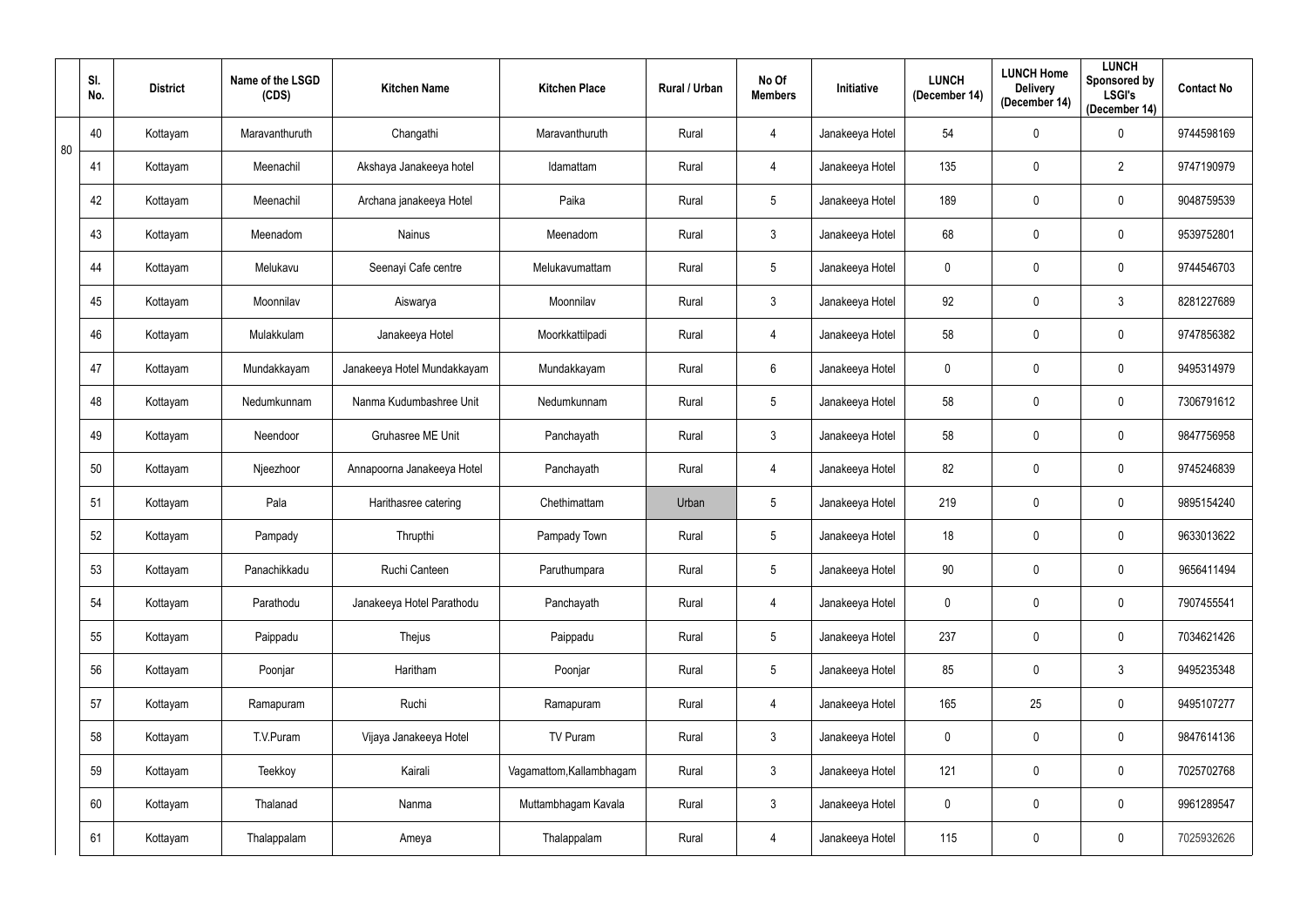|  | Sl. No. | District | Name of the LSGD (CDS) | Kitchen Name | Kitchen Place | Rural / Urban | No Of Members | Initiative | LUNCH (December 14) | LUNCH Home Delivery (December 14) | LUNCH Sponsored by LSGI's (December 14) | Contact No |
|---|---|---|---|---|---|---|---|---|---|---|---|---|
| 80 | 40 | Kottayam | Maravanthuruth | Changathi | Maravanthuruth | Rural | 4 | Janakeeya Hotel | 54 | 0 | 0 | 9744598169 |
|  | 41 | Kottayam | Meenachil | Akshaya Janakeeya hotel | Idamattam | Rural | 4 | Janakeeya Hotel | 135 | 0 | 2 | 9747190979 |
|  | 42 | Kottayam | Meenachil | Archana janakeeya Hotel | Paika | Rural | 5 | Janakeeya Hotel | 189 | 0 | 0 | 9048759539 |
|  | 43 | Kottayam | Meenadom | Nainus | Meenadom | Rural | 3 | Janakeeya Hotel | 68 | 0 | 0 | 9539752801 |
|  | 44 | Kottayam | Melukavu | Seenayi Cafe centre | Melukavumattam | Rural | 5 | Janakeeya Hotel | 0 | 0 | 0 | 9744546703 |
|  | 45 | Kottayam | Moonnilav | Aiswarya | Moonnilav | Rural | 3 | Janakeeya Hotel | 92 | 0 | 3 | 8281227689 |
|  | 46 | Kottayam | Mulakkulam | Janakeeya Hotel | Moorkkattilpadi | Rural | 4 | Janakeeya Hotel | 58 | 0 | 0 | 9747856382 |
|  | 47 | Kottayam | Mundakkayam | Janakeeya Hotel Mundakkayam | Mundakkayam | Rural | 6 | Janakeeya Hotel | 0 | 0 | 0 | 9495314979 |
|  | 48 | Kottayam | Nedumkunnam | Nanma Kudumbashree Unit | Nedumkunnam | Rural | 5 | Janakeeya Hotel | 58 | 0 | 0 | 7306791612 |
|  | 49 | Kottayam | Neendoor | Gruhasree ME Unit | Panchayath | Rural | 3 | Janakeeya Hotel | 58 | 0 | 0 | 9847756958 |
|  | 50 | Kottayam | Njeezhoor | Annapoorna Janakeeya Hotel | Panchayath | Rural | 4 | Janakeeya Hotel | 82 | 0 | 0 | 9745246839 |
|  | 51 | Kottayam | Pala | Harithasree catering | Chethimattam | Urban | 5 | Janakeeya Hotel | 219 | 0 | 0 | 9895154240 |
|  | 52 | Kottayam | Pampady | Thrupthi | Pampady Town | Rural | 5 | Janakeeya Hotel | 18 | 0 | 0 | 9633013622 |
|  | 53 | Kottayam | Panachikkadu | Ruchi Canteen | Paruthumpara | Rural | 5 | Janakeeya Hotel | 90 | 0 | 0 | 9656411494 |
|  | 54 | Kottayam | Parathodu | Janakeeya Hotel Parathodu | Panchayath | Rural | 4 | Janakeeya Hotel | 0 | 0 | 0 | 7907455541 |
|  | 55 | Kottayam | Paippadu | Thejus | Paippadu | Rural | 5 | Janakeeya Hotel | 237 | 0 | 0 | 7034621426 |
|  | 56 | Kottayam | Poonjar | Haritham | Poonjar | Rural | 5 | Janakeeya Hotel | 85 | 0 | 3 | 9495235348 |
|  | 57 | Kottayam | Ramapuram | Ruchi | Ramapuram | Rural | 4 | Janakeeya Hotel | 165 | 25 | 0 | 9495107277 |
|  | 58 | Kottayam | T.V.Puram | Vijaya Janakeeya Hotel | TV Puram | Rural | 3 | Janakeeya Hotel | 0 | 0 | 0 | 9847614136 |
|  | 59 | Kottayam | Teekkoy | Kairali | Vagamattom,Kallambhagam | Rural | 3 | Janakeeya Hotel | 121 | 0 | 0 | 7025702768 |
|  | 60 | Kottayam | Thalanad | Nanma | Muttambhagam Kavala | Rural | 3 | Janakeeya Hotel | 0 | 0 | 0 | 9961289547 |
|  | 61 | Kottayam | Thalappalam | Ameya | Thalappalam | Rural | 4 | Janakeeya Hotel | 115 | 0 | 0 | 7025932626 |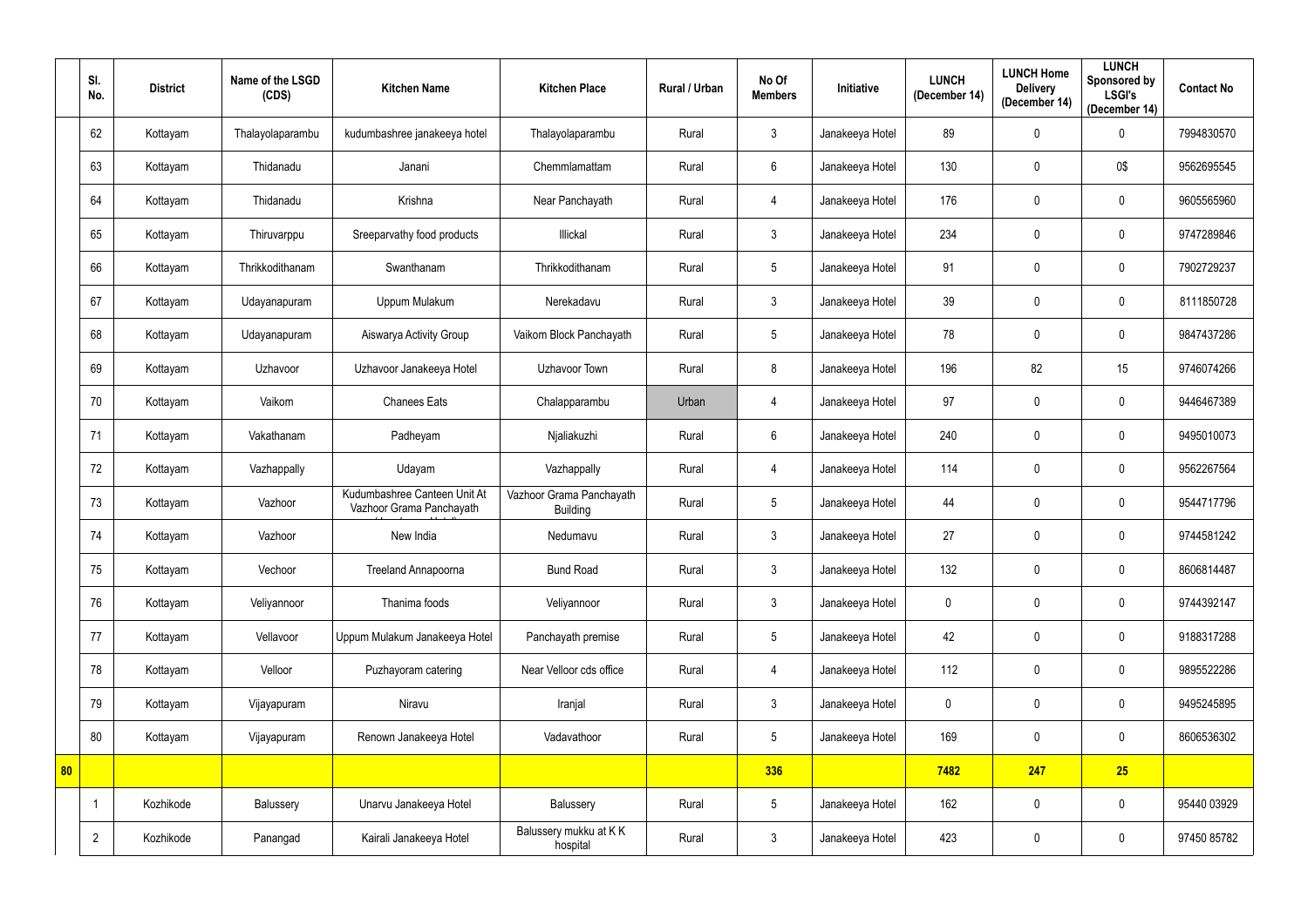|  | Sl. No. | District | Name of the LSGD (CDS) | Kitchen Name | Kitchen Place | Rural / Urban | No Of Members | Initiative | LUNCH (December 14) | LUNCH Home Delivery (December 14) | LUNCH Sponsored by LSGI's (December 14) | Contact No |
|---|---|---|---|---|---|---|---|---|---|---|---|---|
|  | 62 | Kottayam | Thalayolaparambu | kudumbashree janakeeya hotel | Thalayolaparambu | Rural | 3 | Janakeeya Hotel | 89 | 0 | 0 | 7994830570 |
|  | 63 | Kottayam | Thidanadu | Janani | Chemmlamattam | Rural | 6 | Janakeeya Hotel | 130 | 0 | 0$ | 9562695545 |
|  | 64 | Kottayam | Thidanadu | Krishna | Near Panchayath | Rural | 4 | Janakeeya Hotel | 176 | 0 | 0 | 9605565960 |
|  | 65 | Kottayam | Thiruvarppu | Sreeparvathy food products | Illickal | Rural | 3 | Janakeeya Hotel | 234 | 0 | 0 | 9747289846 |
|  | 66 | Kottayam | Thrikkodithanam | Swanthanam | Thrikkodithanam | Rural | 5 | Janakeeya Hotel | 91 | 0 | 0 | 7902729237 |
|  | 67 | Kottayam | Udayanapuram | Uppum Mulakum | Nerekadavu | Rural | 3 | Janakeeya Hotel | 39 | 0 | 0 | 8111850728 |
|  | 68 | Kottayam | Udayanapuram | Aiswarya Activity Group | Vaikom Block Panchayath | Rural | 5 | Janakeeya Hotel | 78 | 0 | 0 | 9847437286 |
|  | 69 | Kottayam | Uzhavoor | Uzhavoor Janakeeya Hotel | Uzhavoor Town | Rural | 8 | Janakeeya Hotel | 196 | 82 | 15 | 9746074266 |
|  | 70 | Kottayam | Vaikom | Chanees Eats | Chalapparambu | Urban | 4 | Janakeeya Hotel | 97 | 0 | 0 | 9446467389 |
|  | 71 | Kottayam | Vakathanam | Padheyam | Njaliakuzhi | Rural | 6 | Janakeeya Hotel | 240 | 0 | 0 | 9495010073 |
|  | 72 | Kottayam | Vazhappally | Udayam | Vazhappally | Rural | 4 | Janakeeya Hotel | 114 | 0 | 0 | 9562267564 |
|  | 73 | Kottayam | Vazhoor | Kudumbashree Canteen Unit At Vazhoor Grama Panchayath | Vazhoor Grama Panchayath Building | Rural | 5 | Janakeeya Hotel | 44 | 0 | 0 | 9544717796 |
|  | 74 | Kottayam | Vazhoor | New India | Nedumavu | Rural | 3 | Janakeeya Hotel | 27 | 0 | 0 | 9744581242 |
|  | 75 | Kottayam | Vechoor | Treeland Annapoorna | Bund Road | Rural | 3 | Janakeeya Hotel | 132 | 0 | 0 | 8606814487 |
|  | 76 | Kottayam | Veliyannoor | Thanima foods | Veliyannoor | Rural | 3 | Janakeeya Hotel | 0 | 0 | 0 | 9744392147 |
|  | 77 | Kottayam | Vellavoor | Uppum Mulakum Janakeeya Hotel | Panchayath premise | Rural | 5 | Janakeeya Hotel | 42 | 0 | 0 | 9188317288 |
|  | 78 | Kottayam | Velloor | Puzhayoram catering | Near Velloor cds office | Rural | 4 | Janakeeya Hotel | 112 | 0 | 0 | 9895522286 |
|  | 79 | Kottayam | Vijayapuram | Niravu | Iranjal | Rural | 3 | Janakeeya Hotel | 0 | 0 | 0 | 9495245895 |
|  | 80 | Kottayam | Vijayapuram | Renown Janakeeya Hotel | Vadavathoor | Rural | 5 | Janakeeya Hotel | 169 | 0 | 0 | 8606536302 |
| **80** |  |  |  |  |  |  | **336** |  | **7482** | **247** | **25** |  |
|  | 1 | Kozhikode | Balussery | Unarvu Janakeeya Hotel | Balussery | Rural | 5 | Janakeeya Hotel | 162 | 0 | 0 | 95440 03929 |
|  | 2 | Kozhikode | Panangad | Kairali Janakeeya Hotel | Balussery mukku at K K hospital | Rural | 3 | Janakeeya Hotel | 423 | 0 | 0 | 97450 85782 |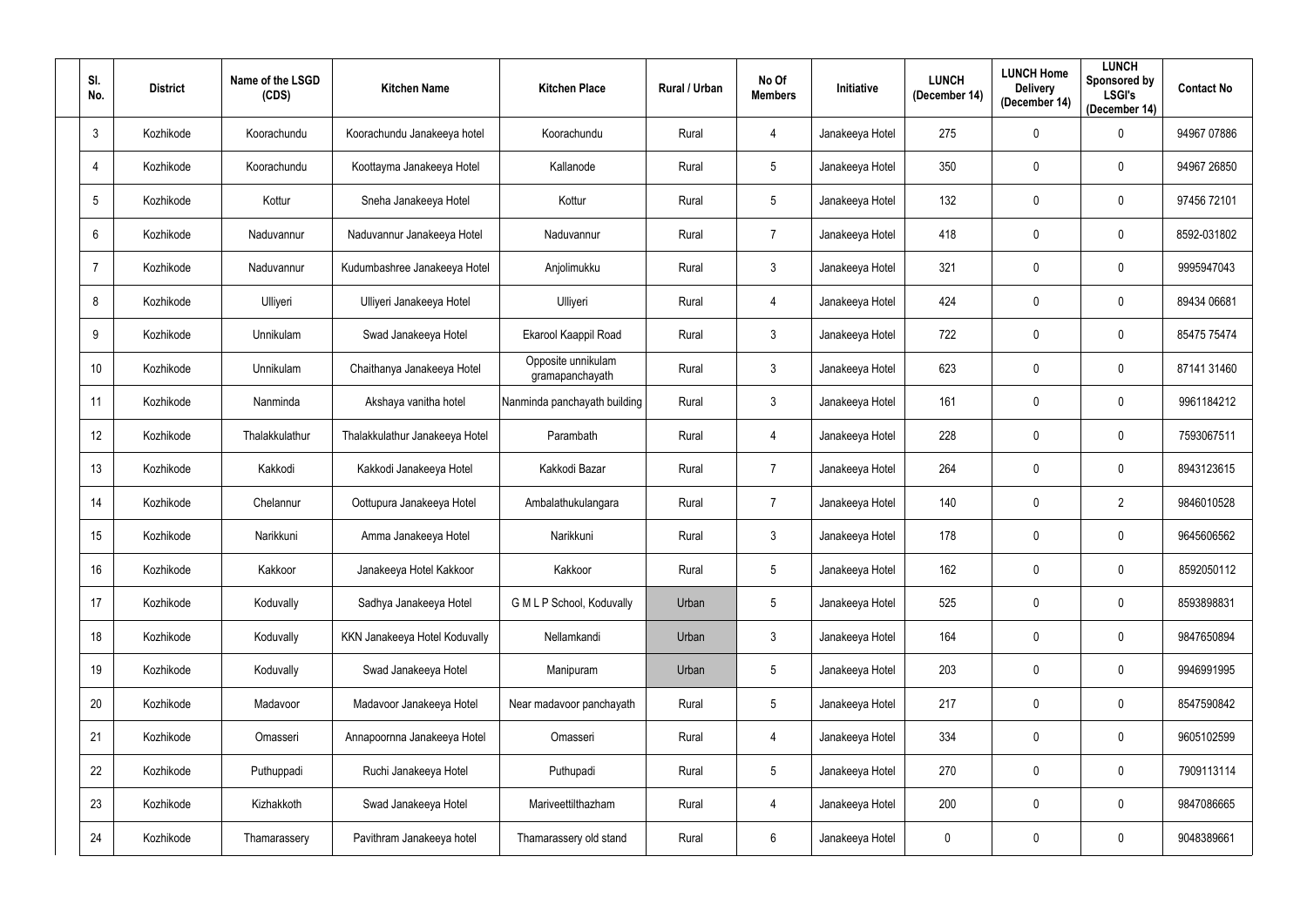| Sl. No. | District | Name of the LSGD (CDS) | Kitchen Name | Kitchen Place | Rural / Urban | No Of Members | Initiative | LUNCH (December 14) | LUNCH Home Delivery (December 14) | LUNCH Sponsored by LSGI's (December 14) | Contact No |
|---|---|---|---|---|---|---|---|---|---|---|---|
| 3 | Kozhikode | Koorachundu | Koorachundu Janakeeya hotel | Koorachundu | Rural | 4 | Janakeeya Hotel | 275 | 0 | 0 | 94967 07886 |
| 4 | Kozhikode | Koorachundu | Koottayma Janakeeya Hotel | Kallanode | Rural | 5 | Janakeeya Hotel | 350 | 0 | 0 | 94967 26850 |
| 5 | Kozhikode | Kottur | Sneha Janakeeya Hotel | Kottur | Rural | 5 | Janakeeya Hotel | 132 | 0 | 0 | 97456 72101 |
| 6 | Kozhikode | Naduvannur | Naduvannur Janakeeya Hotel | Naduvannur | Rural | 7 | Janakeeya Hotel | 418 | 0 | 0 | 8592-031802 |
| 7 | Kozhikode | Naduvannur | Kudumbashree Janakeeya Hotel | Anjolimukku | Rural | 3 | Janakeeya Hotel | 321 | 0 | 0 | 9995947043 |
| 8 | Kozhikode | Ulliyeri | Ulliyeri Janakeeya Hotel | Ulliyeri | Rural | 4 | Janakeeya Hotel | 424 | 0 | 0 | 89434 06681 |
| 9 | Kozhikode | Unnikulam | Swad Janakeeya Hotel | Ekarool Kaappil Road | Rural | 3 | Janakeeya Hotel | 722 | 0 | 0 | 85475 75474 |
| 10 | Kozhikode | Unnikulam | Chaithanya Janakeeya Hotel | Opposite unnikulam gramapanchayath | Rural | 3 | Janakeeya Hotel | 623 | 0 | 0 | 87141 31460 |
| 11 | Kozhikode | Nanminda | Akshaya vanitha hotel | Nanminda panchayath building | Rural | 3 | Janakeeya Hotel | 161 | 0 | 0 | 9961184212 |
| 12 | Kozhikode | Thalakkulathur | Thalakkulathur Janakeeya Hotel | Parambath | Rural | 4 | Janakeeya Hotel | 228 | 0 | 0 | 7593067511 |
| 13 | Kozhikode | Kakkodi | Kakkodi Janakeeya Hotel | Kakkodi Bazar | Rural | 7 | Janakeeya Hotel | 264 | 0 | 0 | 8943123615 |
| 14 | Kozhikode | Chelannur | Oottupura Janakeeya Hotel | Ambalathukulangara | Rural | 7 | Janakeeya Hotel | 140 | 0 | 2 | 9846010528 |
| 15 | Kozhikode | Narikkuni | Amma Janakeeya Hotel | Narikkuni | Rural | 3 | Janakeeya Hotel | 178 | 0 | 0 | 9645606562 |
| 16 | Kozhikode | Kakkoor | Janakeeya Hotel Kakkoor | Kakkoor | Rural | 5 | Janakeeya Hotel | 162 | 0 | 0 | 8592050112 |
| 17 | Kozhikode | Koduvally | Sadhya Janakeeya Hotel | G M L P School, Koduvally | Urban | 5 | Janakeeya Hotel | 525 | 0 | 0 | 8593898831 |
| 18 | Kozhikode | Koduvally | KKN Janakeeya Hotel Koduvally | Nellamkandi | Urban | 3 | Janakeeya Hotel | 164 | 0 | 0 | 9847650894 |
| 19 | Kozhikode | Koduvally | Swad Janakeeya Hotel | Manipuram | Urban | 5 | Janakeeya Hotel | 203 | 0 | 0 | 9946991995 |
| 20 | Kozhikode | Madavoor | Madavoor Janakeeya Hotel | Near madavoor panchayath | Rural | 5 | Janakeeya Hotel | 217 | 0 | 0 | 8547590842 |
| 21 | Kozhikode | Omasseri | Annapoornna Janakeeya Hotel | Omasseri | Rural | 4 | Janakeeya Hotel | 334 | 0 | 0 | 9605102599 |
| 22 | Kozhikode | Puthuppadi | Ruchi Janakeeya Hotel | Puthupadi | Rural | 5 | Janakeeya Hotel | 270 | 0 | 0 | 7909113114 |
| 23 | Kozhikode | Kizhakkoth | Swad Janakeeya Hotel | Mariveettilthazham | Rural | 4 | Janakeeya Hotel | 200 | 0 | 0 | 9847086665 |
| 24 | Kozhikode | Thamarassery | Pavithram Janakeeya hotel | Thamarassery old stand | Rural | 6 | Janakeeya Hotel | 0 | 0 | 0 | 9048389661 |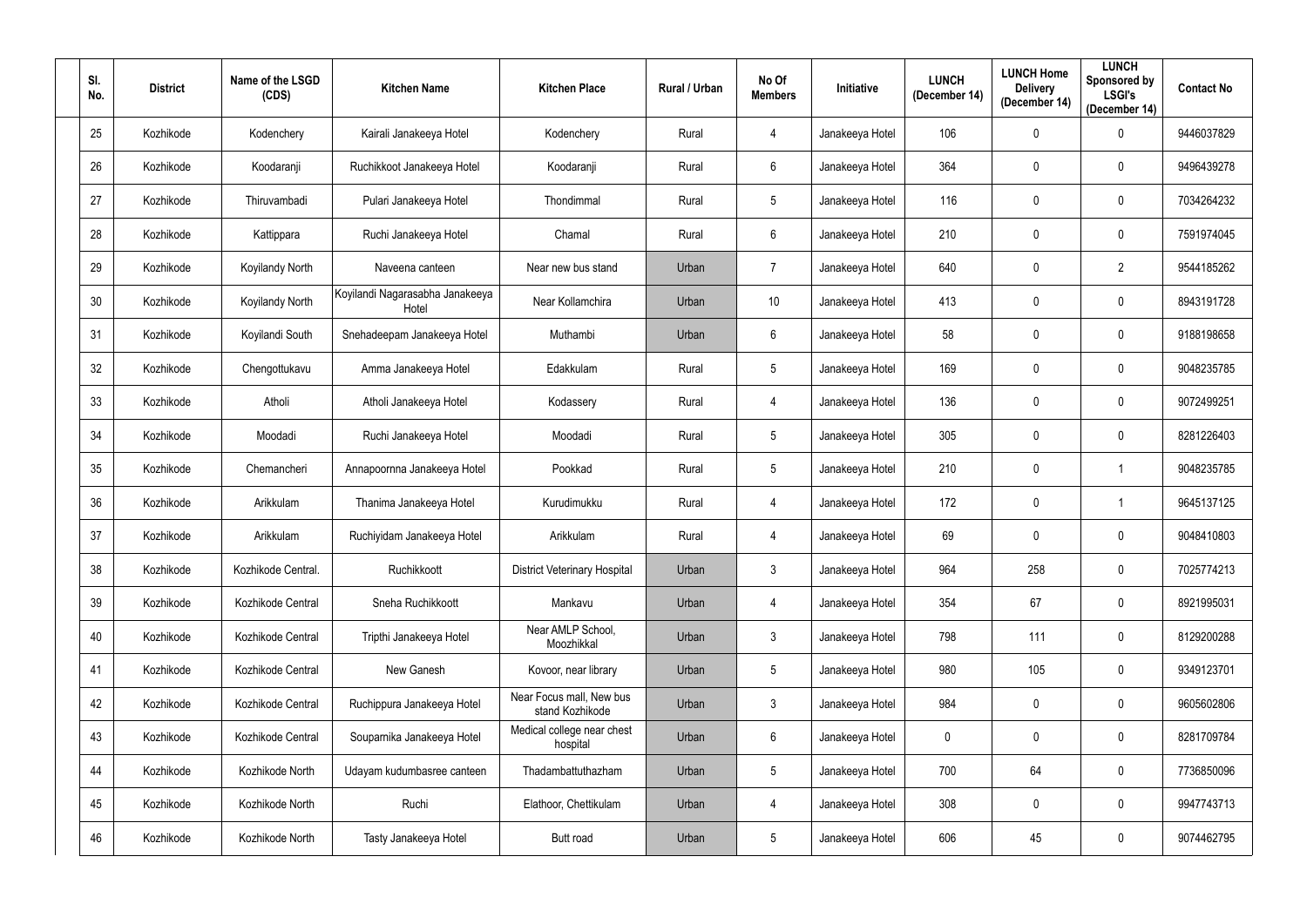| Sl. No. | District | Name of the LSGD (CDS) | Kitchen Name | Kitchen Place | Rural / Urban | No Of Members | Initiative | LUNCH (December 14) | LUNCH Home Delivery (December 14) | LUNCH Sponsored by LSGI's (December 14) | Contact No |
|---|---|---|---|---|---|---|---|---|---|---|---|
| 25 | Kozhikode | Kodenchery | Kairali Janakeeya Hotel | Kodenchery | Rural | 4 | Janakeeya Hotel | 106 | 0 | 0 | 9446037829 |
| 26 | Kozhikode | Koodaranji | Ruchikkoot Janakeeya Hotel | Koodaranji | Rural | 6 | Janakeeya Hotel | 364 | 0 | 0 | 9496439278 |
| 27 | Kozhikode | Thiruvambadi | Pulari Janakeeya Hotel | Thondimmal | Rural | 5 | Janakeeya Hotel | 116 | 0 | 0 | 7034264232 |
| 28 | Kozhikode | Kattippara | Ruchi Janakeeya Hotel | Chamal | Rural | 6 | Janakeeya Hotel | 210 | 0 | 0 | 7591974045 |
| 29 | Kozhikode | Koyilandy North | Naveena canteen | Near new bus stand | Urban | 7 | Janakeeya Hotel | 640 | 0 | 2 | 9544185262 |
| 30 | Kozhikode | Koyilandy North | Koyilandi Nagarasabha Janakeeya Hotel | Near Kollamchira | Urban | 10 | Janakeeya Hotel | 413 | 0 | 0 | 8943191728 |
| 31 | Kozhikode | Koyilandi South | Snehadeepam Janakeeya Hotel | Muthambi | Urban | 6 | Janakeeya Hotel | 58 | 0 | 0 | 9188198658 |
| 32 | Kozhikode | Chengottukavu | Amma Janakeeya Hotel | Edakkulam | Rural | 5 | Janakeeya Hotel | 169 | 0 | 0 | 9048235785 |
| 33 | Kozhikode | Atholi | Atholi Janakeeya Hotel | Kodassery | Rural | 4 | Janakeeya Hotel | 136 | 0 | 0 | 9072499251 |
| 34 | Kozhikode | Moodadi | Ruchi Janakeeya Hotel | Moodadi | Rural | 5 | Janakeeya Hotel | 305 | 0 | 0 | 8281226403 |
| 35 | Kozhikode | Chemancheri | Annapoornna Janakeeya Hotel | Pookkad | Rural | 5 | Janakeeya Hotel | 210 | 0 | 1 | 9048235785 |
| 36 | Kozhikode | Arikkulam | Thanima Janakeeya Hotel | Kurudimukku | Rural | 4 | Janakeeya Hotel | 172 | 0 | 1 | 9645137125 |
| 37 | Kozhikode | Arikkulam | Ruchiyidam Janakeeya Hotel | Arikkulam | Rural | 4 | Janakeeya Hotel | 69 | 0 | 0 | 9048410803 |
| 38 | Kozhikode | Kozhikode Central. | Ruchikkoott | District Veterinary Hospital | Urban | 3 | Janakeeya Hotel | 964 | 258 | 0 | 7025774213 |
| 39 | Kozhikode | Kozhikode Central | Sneha Ruchikkoott | Mankavu | Urban | 4 | Janakeeya Hotel | 354 | 67 | 0 | 8921995031 |
| 40 | Kozhikode | Kozhikode Central | Tripthi Janakeeya Hotel | Near AMLP School, Moozhikkal | Urban | 3 | Janakeeya Hotel | 798 | 111 | 0 | 8129200288 |
| 41 | Kozhikode | Kozhikode Central | New Ganesh | Kovoor, near library | Urban | 5 | Janakeeya Hotel | 980 | 105 | 0 | 9349123701 |
| 42 | Kozhikode | Kozhikode Central | Ruchippura Janakeeya Hotel | Near Focus mall, New bus stand Kozhikode | Urban | 3 | Janakeeya Hotel | 984 | 0 | 0 | 9605602806 |
| 43 | Kozhikode | Kozhikode Central | Souparnika Janakeeya Hotel | Medical college near chest hospital | Urban | 6 | Janakeeya Hotel | 0 | 0 | 0 | 8281709784 |
| 44 | Kozhikode | Kozhikode North | Udayam kudumbasree canteen | Thadambattuthazham | Urban | 5 | Janakeeya Hotel | 700 | 64 | 0 | 7736850096 |
| 45 | Kozhikode | Kozhikode North | Ruchi | Elathoor, Chettikulam | Urban | 4 | Janakeeya Hotel | 308 | 0 | 0 | 9947743713 |
| 46 | Kozhikode | Kozhikode North | Tasty Janakeeya Hotel | Butt road | Urban | 5 | Janakeeya Hotel | 606 | 45 | 0 | 9074462795 |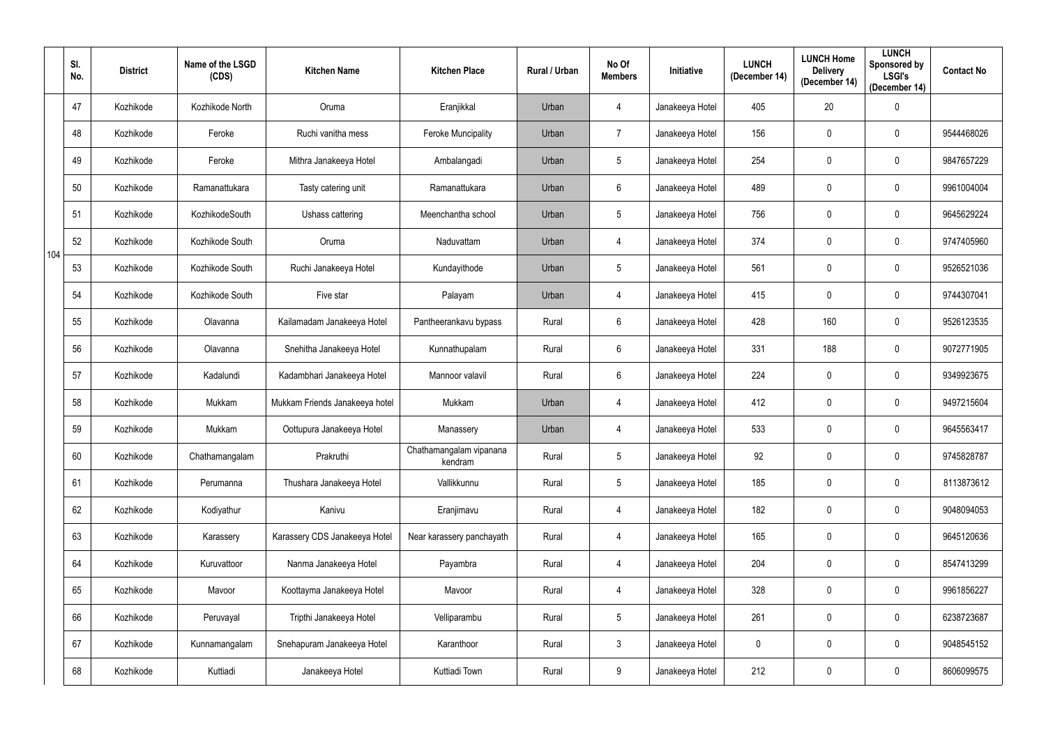| | Sl. No. | District | Name of the LSGD (CDS) | Kitchen Name | Kitchen Place | Rural / Urban | No Of Members | Initiative | LUNCH (December 14) | LUNCH Home Delivery (December 14) | LUNCH Sponsored by LSGI's (December 14) | Contact No |
|---|---|---|---|---|---|---|---|---|---|---|---|---|
| 104 | 47 | Kozhikode | Kozhikode North | Oruma | Eranjikkal | Urban | 4 | Janakeeya Hotel | 405 | 20 | 0 | |
| | 48 | Kozhikode | Feroke | Ruchi vanitha mess | Feroke Muncipality | Urban | 7 | Janakeeya Hotel | 156 | 0 | 0 | 9544468026 |
| | 49 | Kozhikode | Feroke | Mithra Janakeeya Hotel | Ambalangadi | Urban | 5 | Janakeeya Hotel | 254 | 0 | 0 | 9847657229 |
| | 50 | Kozhikode | Ramanattukara | Tasty catering unit | Ramanattukara | Urban | 6 | Janakeeya Hotel | 489 | 0 | 0 | 9961004004 |
| | 51 | Kozhikode | KozhikodeSouth | Ushass cattering | Meenchantha school | Urban | 5 | Janakeeya Hotel | 756 | 0 | 0 | 9645629224 |
| | 52 | Kozhikode | Kozhikode South | Oruma | Naduvattam | Urban | 4 | Janakeeya Hotel | 374 | 0 | 0 | 9747405960 |
| | 53 | Kozhikode | Kozhikode South | Ruchi Janakeeya Hotel | Kundayithode | Urban | 5 | Janakeeya Hotel | 561 | 0 | 0 | 9526521036 |
| | 54 | Kozhikode | Kozhikode South | Five star | Palayam | Urban | 4 | Janakeeya Hotel | 415 | 0 | 0 | 9744307041 |
| | 55 | Kozhikode | Olavanna | Kailamadam Janakeeya Hotel | Pantheerankavu bypass | Rural | 6 | Janakeeya Hotel | 428 | 160 | 0 | 9526123535 |
| | 56 | Kozhikode | Olavanna | Snehitha Janakeeya Hotel | Kunnathupalam | Rural | 6 | Janakeeya Hotel | 331 | 188 | 0 | 9072771905 |
| | 57 | Kozhikode | Kadalundi | Kadambhari Janakeeya Hotel | Mannoor valavil | Rural | 6 | Janakeeya Hotel | 224 | 0 | 0 | 9349923675 |
| | 58 | Kozhikode | Mukkam | Mukkam Friends Janakeeya hotel | Mukkam | Urban | 4 | Janakeeya Hotel | 412 | 0 | 0 | 9497215604 |
| | 59 | Kozhikode | Mukkam | Oottupura Janakeeya Hotel | Manassery | Urban | 4 | Janakeeya Hotel | 533 | 0 | 0 | 9645563417 |
| | 60 | Kozhikode | Chathamangalam | Prakruthi | Chathamangalam vipanana kendram | Rural | 5 | Janakeeya Hotel | 92 | 0 | 0 | 9745828787 |
| | 61 | Kozhikode | Perumanna | Thushara Janakeeya Hotel | Vallikkunnu | Rural | 5 | Janakeeya Hotel | 185 | 0 | 0 | 8113873612 |
| | 62 | Kozhikode | Kodiyathur | Kanivu | Eranjimavu | Rural | 4 | Janakeeya Hotel | 182 | 0 | 0 | 9048094053 |
| | 63 | Kozhikode | Karassery | Karassery CDS Janakeeya Hotel | Near karassery panchayath | Rural | 4 | Janakeeya Hotel | 165 | 0 | 0 | 9645120636 |
| | 64 | Kozhikode | Kuruvattoor | Nanma Janakeeya Hotel | Payambra | Rural | 4 | Janakeeya Hotel | 204 | 0 | 0 | 8547413299 |
| | 65 | Kozhikode | Mavoor | Koottayma Janakeeya Hotel | Mavoor | Rural | 4 | Janakeeya Hotel | 328 | 0 | 0 | 9961856227 |
| | 66 | Kozhikode | Peruvayal | Tripthi Janakeeya Hotel | Velliparambu | Rural | 5 | Janakeeya Hotel | 261 | 0 | 0 | 6238723687 |
| | 67 | Kozhikode | Kunnamangalam | Snehapuram Janakeeya Hotel | Karanthoor | Rural | 3 | Janakeeya Hotel | 0 | 0 | 0 | 9048545152 |
| | 68 | Kozhikode | Kuttiadi | Janakeeya Hotel | Kuttiadi Town | Rural | 9 | Janakeeya Hotel | 212 | 0 | 0 | 8606099575 |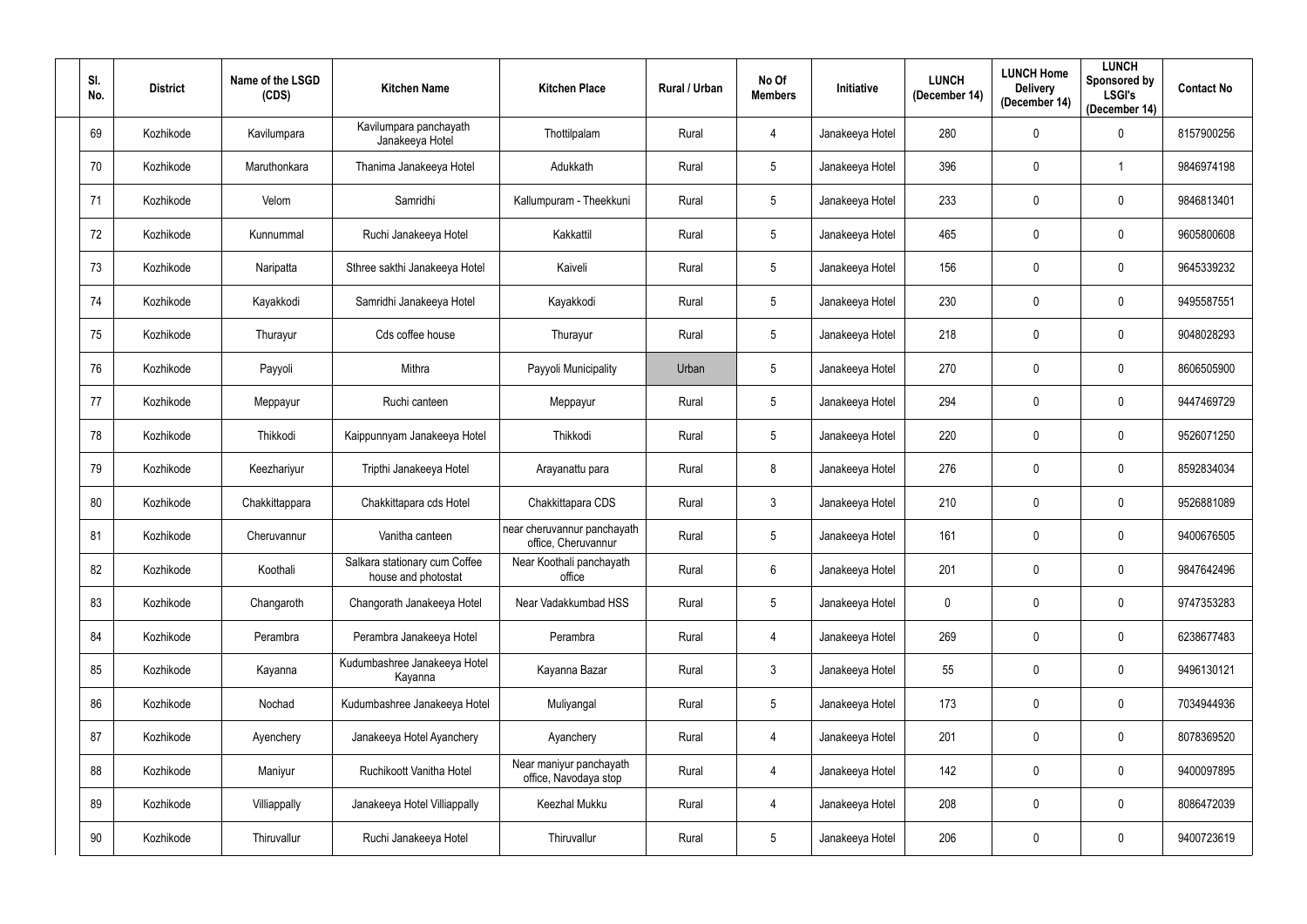| Sl. No. | District | Name of the LSGD (CDS) | Kitchen Name | Kitchen Place | Rural / Urban | No Of Members | Initiative | LUNCH (December 14) | LUNCH Home Delivery (December 14) | LUNCH Sponsored by LSGI's (December 14) | Contact No |
|---|---|---|---|---|---|---|---|---|---|---|---|
| 69 | Kozhikode | Kavilumpara | Kavilumpara panchayath Janakeeya Hotel | Thottilpalam | Rural | 4 | Janakeeya Hotel | 280 | 0 | 0 | 8157900256 |
| 70 | Kozhikode | Maruthonkara | Thanima Janakeeya Hotel | Adukkath | Rural | 5 | Janakeeya Hotel | 396 | 0 | 1 | 9846974198 |
| 71 | Kozhikode | Velom | Samridhi | Kallumpuram - Theekkuni | Rural | 5 | Janakeeya Hotel | 233 | 0 | 0 | 9846813401 |
| 72 | Kozhikode | Kunnummal | Ruchi Janakeeya Hotel | Kakkattil | Rural | 5 | Janakeeya Hotel | 465 | 0 | 0 | 9605800608 |
| 73 | Kozhikode | Naripatta | Sthree sakthi Janakeeya Hotel | Kaiveli | Rural | 5 | Janakeeya Hotel | 156 | 0 | 0 | 9645339232 |
| 74 | Kozhikode | Kayakkodi | Samridhi Janakeeya Hotel | Kayakkodi | Rural | 5 | Janakeeya Hotel | 230 | 0 | 0 | 9495587551 |
| 75 | Kozhikode | Thurayur | Cds coffee house | Thurayur | Rural | 5 | Janakeeya Hotel | 218 | 0 | 0 | 9048028293 |
| 76 | Kozhikode | Payyoli | Mithra | Payyoli Municipality | Urban | 5 | Janakeeya Hotel | 270 | 0 | 0 | 8606505900 |
| 77 | Kozhikode | Meppayur | Ruchi canteen | Meppayur | Rural | 5 | Janakeeya Hotel | 294 | 0 | 0 | 9447469729 |
| 78 | Kozhikode | Thikkodi | Kaippunnyam Janakeeya Hotel | Thikkodi | Rural | 5 | Janakeeya Hotel | 220 | 0 | 0 | 9526071250 |
| 79 | Kozhikode | Keezhariyur | Tripthi Janakeeya Hotel | Arayanattu para | Rural | 8 | Janakeeya Hotel | 276 | 0 | 0 | 8592834034 |
| 80 | Kozhikode | Chakkittappara | Chakkittapara cds Hotel | Chakkittapara CDS | Rural | 3 | Janakeeya Hotel | 210 | 0 | 0 | 9526881089 |
| 81 | Kozhikode | Cheruvannur | Vanitha canteen | near cheruvannur panchayath office, Cheruvannur | Rural | 5 | Janakeeya Hotel | 161 | 0 | 0 | 9400676505 |
| 82 | Kozhikode | Koothali | Salkara stationary cum Coffee house and photostat | Near Koothali panchayath office | Rural | 6 | Janakeeya Hotel | 201 | 0 | 0 | 9847642496 |
| 83 | Kozhikode | Changaroth | Changorath Janakeeya Hotel | Near Vadakkumbad HSS | Rural | 5 | Janakeeya Hotel | 0 | 0 | 0 | 9747353283 |
| 84 | Kozhikode | Perambra | Perambra Janakeeya Hotel | Perambra | Rural | 4 | Janakeeya Hotel | 269 | 0 | 0 | 6238677483 |
| 85 | Kozhikode | Kayanna | Kudumbashree Janakeeya Hotel Kayanna | Kayanna Bazar | Rural | 3 | Janakeeya Hotel | 55 | 0 | 0 | 9496130121 |
| 86 | Kozhikode | Nochad | Kudumbashree Janakeeya Hotel | Muliyangal | Rural | 5 | Janakeeya Hotel | 173 | 0 | 0 | 7034944936 |
| 87 | Kozhikode | Ayenchery | Janakeeya Hotel Ayanchery | Ayanchery | Rural | 4 | Janakeeya Hotel | 201 | 0 | 0 | 8078369520 |
| 88 | Kozhikode | Maniyur | Ruchikoott Vanitha Hotel | Near maniyur panchayath office, Navodaya stop | Rural | 4 | Janakeeya Hotel | 142 | 0 | 0 | 9400097895 |
| 89 | Kozhikode | Villiappally | Janakeeya Hotel Villiappally | Keezhal Mukku | Rural | 4 | Janakeeya Hotel | 208 | 0 | 0 | 8086472039 |
| 90 | Kozhikode | Thiruvallur | Ruchi Janakeeya Hotel | Thiruvallur | Rural | 5 | Janakeeya Hotel | 206 | 0 | 0 | 9400723619 |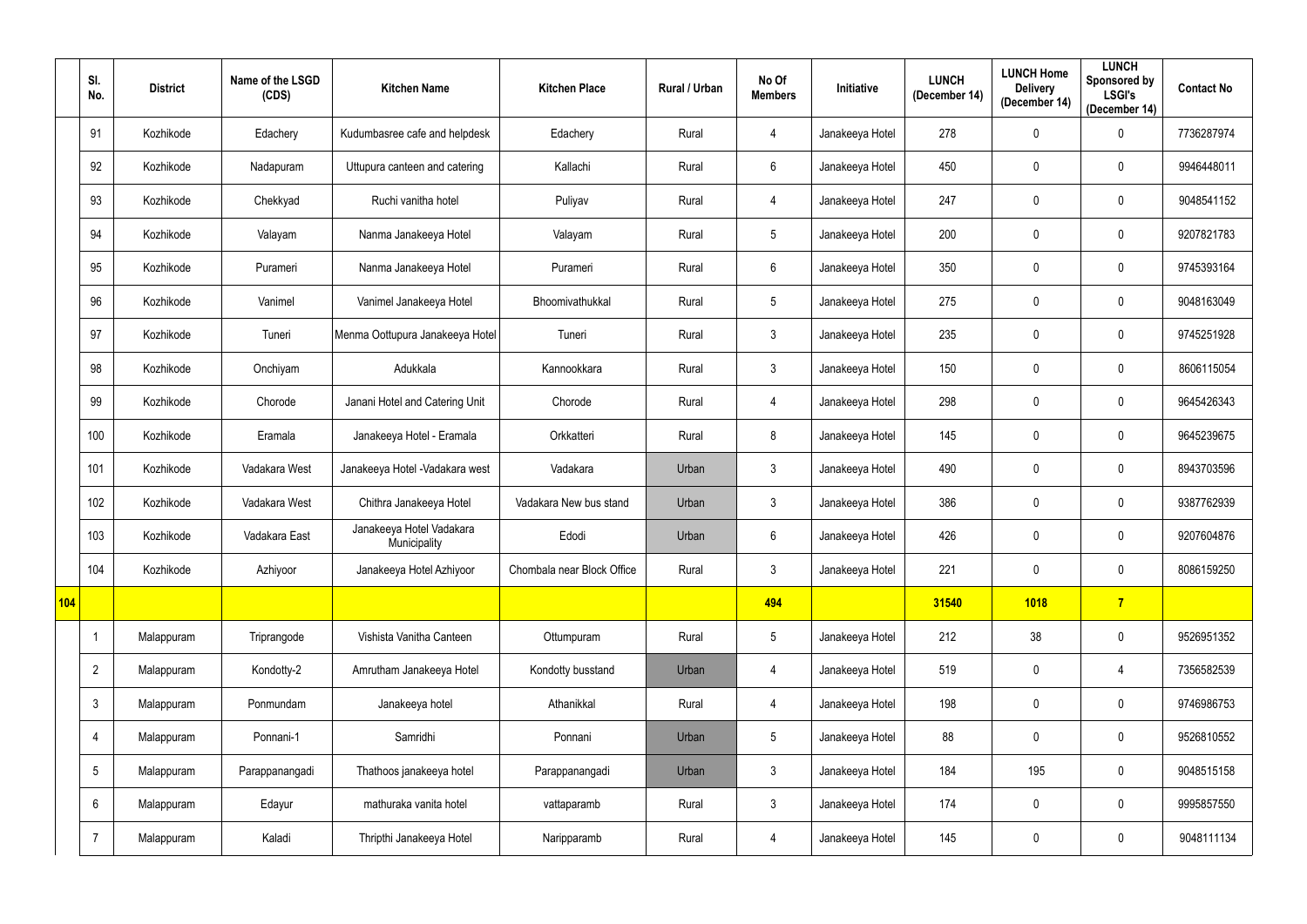| | Sl. No. | District | Name of the LSGD (CDS) | Kitchen Name | Kitchen Place | Rural / Urban | No Of Members | Initiative | LUNCH (December 14) | LUNCH Home Delivery (December 14) | LUNCH Sponsored by LSGI's (December 14) | Contact No |
|---|---|---|---|---|---|---|---|---|---|---|---|---|
| | 91 | Kozhikode | Edachery | Kudumbasree cafe and helpdesk | Edachery | Rural | 4 | Janakeeya Hotel | 278 | 0 | 0 | 7736287974 |
| | 92 | Kozhikode | Nadapuram | Uttupura canteen and catering | Kallachi | Rural | 6 | Janakeeya Hotel | 450 | 0 | 0 | 9946448011 |
| | 93 | Kozhikode | Chekkyad | Ruchi vanitha hotel | Puliyav | Rural | 4 | Janakeeya Hotel | 247 | 0 | 0 | 9048541152 |
| | 94 | Kozhikode | Valayam | Nanma Janakeeya Hotel | Valayam | Rural | 5 | Janakeeya Hotel | 200 | 0 | 0 | 9207821783 |
| | 95 | Kozhikode | Purameri | Nanma Janakeeya Hotel | Purameri | Rural | 6 | Janakeeya Hotel | 350 | 0 | 0 | 9745393164 |
| | 96 | Kozhikode | Vanimel | Vanimel Janakeeya Hotel | Bhoomivathukkal | Rural | 5 | Janakeeya Hotel | 275 | 0 | 0 | 9048163049 |
| | 97 | Kozhikode | Tuneri | Menma Oottupura Janakeeya Hotel | Tuneri | Rural | 3 | Janakeeya Hotel | 235 | 0 | 0 | 9745251928 |
| | 98 | Kozhikode | Onchiyam | Adukkala | Kannookkara | Rural | 3 | Janakeeya Hotel | 150 | 0 | 0 | 8606115054 |
| | 99 | Kozhikode | Chorode | Janani Hotel and Catering Unit | Chorode | Rural | 4 | Janakeeya Hotel | 298 | 0 | 0 | 9645426343 |
| | 100 | Kozhikode | Eramala | Janakeeya Hotel - Eramala | Orkkatteri | Rural | 8 | Janakeeya Hotel | 145 | 0 | 0 | 9645239675 |
| | 101 | Kozhikode | Vadakara West | Janakeeya Hotel -Vadakara west | Vadakara | Urban | 3 | Janakeeya Hotel | 490 | 0 | 0 | 8943703596 |
| | 102 | Kozhikode | Vadakara West | Chithra Janakeeya Hotel | Vadakara New bus stand | Urban | 3 | Janakeeya Hotel | 386 | 0 | 0 | 9387762939 |
| | 103 | Kozhikode | Vadakara East | Janakeeya Hotel Vadakara Municipality | Edodi | Urban | 6 | Janakeeya Hotel | 426 | 0 | 0 | 9207604876 |
| | 104 | Kozhikode | Azhiyoor | Janakeeya Hotel Azhiyoor | Chombala near Block Office | Rural | 3 | Janakeeya Hotel | 221 | 0 | 0 | 8086159250 |
| **104** | | | | | | | **494** | | **31540** | **1018** | **7** | |
| | 1 | Malappuram | Triprangode | Vishista Vanitha Canteen | Ottumpuram | Rural | 5 | Janakeeya Hotel | 212 | 38 | 0 | 9526951352 |
| | 2 | Malappuram | Kondotty-2 | Amrutham Janakeeya Hotel | Kondotty busstand | Urban | 4 | Janakeeya Hotel | 519 | 0 | 4 | 7356582539 |
| | 3 | Malappuram | Ponmundam | Janakeeya hotel | Athanikkal | Rural | 4 | Janakeeya Hotel | 198 | 0 | 0 | 9746986753 |
| | 4 | Malappuram | Ponnani-1 | Samridhi | Ponnani | Urban | 5 | Janakeeya Hotel | 88 | 0 | 0 | 9526810552 |
| | 5 | Malappuram | Parappanangadi | Thathoos janakeeya hotel | Parappanangadi | Urban | 3 | Janakeeya Hotel | 184 | 195 | 0 | 9048515158 |
| | 6 | Malappuram | Edayur | mathuraka vanita hotel | vattaparamb | Rural | 3 | Janakeeya Hotel | 174 | 0 | 0 | 9995857550 |
| | 7 | Malappuram | Kaladi | Thripthi Janakeeya Hotel | Naripparamb | Rural | 4 | Janakeeya Hotel | 145 | 0 | 0 | 9048111134 |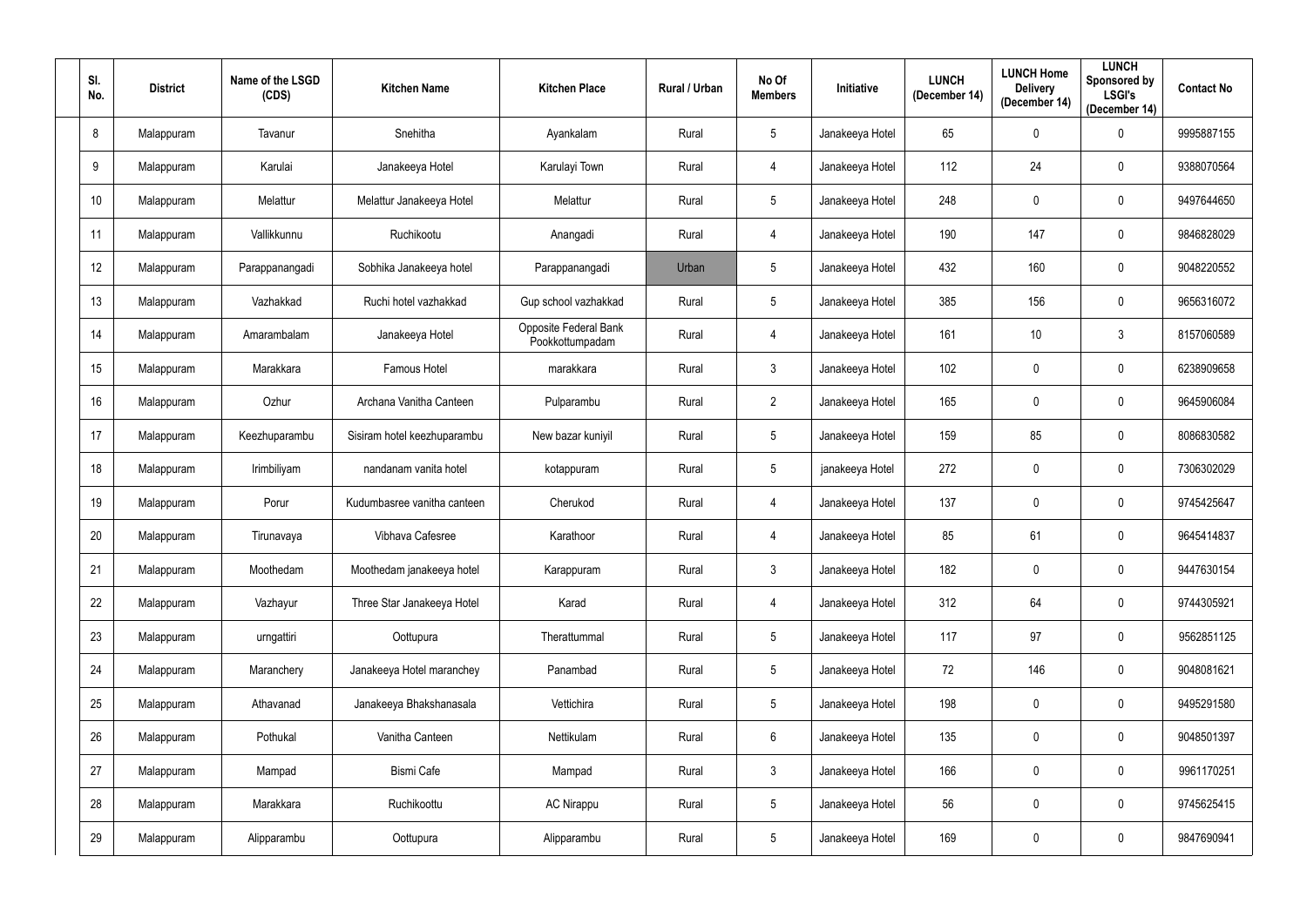| Sl. No. | District | Name of the LSGD (CDS) | Kitchen Name | Kitchen Place | Rural / Urban | No Of Members | Initiative | LUNCH (December 14) | LUNCH Home Delivery (December 14) | LUNCH Sponsored by LSGI's (December 14) | Contact No |
|---|---|---|---|---|---|---|---|---|---|---|---|
| 8 | Malappuram | Tavanur | Snehitha | Ayankalam | Rural | 5 | Janakeeya Hotel | 65 | 0 | 0 | 9995887155 |
| 9 | Malappuram | Karulai | Janakeeya Hotel | Karulayi Town | Rural | 4 | Janakeeya Hotel | 112 | 24 | 0 | 9388070564 |
| 10 | Malappuram | Melattur | Melattur Janakeeya Hotel | Melattur | Rural | 5 | Janakeeya Hotel | 248 | 0 | 0 | 9497644650 |
| 11 | Malappuram | Vallikkunnu | Ruchikootu | Anangadi | Rural | 4 | Janakeeya Hotel | 190 | 147 | 0 | 9846828029 |
| 12 | Malappuram | Parappanangadi | Sobhika Janakeeya hotel | Parappanangadi | Urban | 5 | Janakeeya Hotel | 432 | 160 | 0 | 9048220552 |
| 13 | Malappuram | Vazhakkad | Ruchi hotel vazhakkad | Gup school vazhakkad | Rural | 5 | Janakeeya Hotel | 385 | 156 | 0 | 9656316072 |
| 14 | Malappuram | Amarambalam | Janakeeya Hotel | Opposite Federal Bank Pookkottumpadam | Rural | 4 | Janakeeya Hotel | 161 | 10 | 3 | 8157060589 |
| 15 | Malappuram | Marakkara | Famous Hotel | marakkara | Rural | 3 | Janakeeya Hotel | 102 | 0 | 0 | 6238909658 |
| 16 | Malappuram | Ozhur | Archana Vanitha Canteen | Pulparambu | Rural | 2 | Janakeeya Hotel | 165 | 0 | 0 | 9645906084 |
| 17 | Malappuram | Keezhuparambu | Sisiram hotel keezhuparambu | New bazar kuniyil | Rural | 5 | Janakeeya Hotel | 159 | 85 | 0 | 8086830582 |
| 18 | Malappuram | Irimbiliyam | nandanam vanita hotel | kotappuram | Rural | 5 | janakeeya Hotel | 272 | 0 | 0 | 7306302029 |
| 19 | Malappuram | Porur | Kudumbasree vanitha canteen | Cherukod | Rural | 4 | Janakeeya Hotel | 137 | 0 | 0 | 9745425647 |
| 20 | Malappuram | Tirunavaya | Vibhava Cafesree | Karathoor | Rural | 4 | Janakeeya Hotel | 85 | 61 | 0 | 9645414837 |
| 21 | Malappuram | Moothedam | Moothedam janakeeya hotel | Karappuram | Rural | 3 | Janakeeya Hotel | 182 | 0 | 0 | 9447630154 |
| 22 | Malappuram | Vazhayur | Three Star Janakeeya Hotel | Karad | Rural | 4 | Janakeeya Hotel | 312 | 64 | 0 | 9744305921 |
| 23 | Malappuram | urngattiri | Oottupura | Therattummal | Rural | 5 | Janakeeya Hotel | 117 | 97 | 0 | 9562851125 |
| 24 | Malappuram | Maranchery | Janakeeya Hotel maranchey | Panambad | Rural | 5 | Janakeeya Hotel | 72 | 146 | 0 | 9048081621 |
| 25 | Malappuram | Athavanad | Janakeeya Bhakshanasala | Vettichira | Rural | 5 | Janakeeya Hotel | 198 | 0 | 0 | 9495291580 |
| 26 | Malappuram | Pothukal | Vanitha Canteen | Nettikulam | Rural | 6 | Janakeeya Hotel | 135 | 0 | 0 | 9048501397 |
| 27 | Malappuram | Mampad | Bismi Cafe | Mampad | Rural | 3 | Janakeeya Hotel | 166 | 0 | 0 | 9961170251 |
| 28 | Malappuram | Marakkara | Ruchikoottu | AC Nirappu | Rural | 5 | Janakeeya Hotel | 56 | 0 | 0 | 9745625415 |
| 29 | Malappuram | Alipparambu | Oottupura | Alipparambu | Rural | 5 | Janakeeya Hotel | 169 | 0 | 0 | 9847690941 |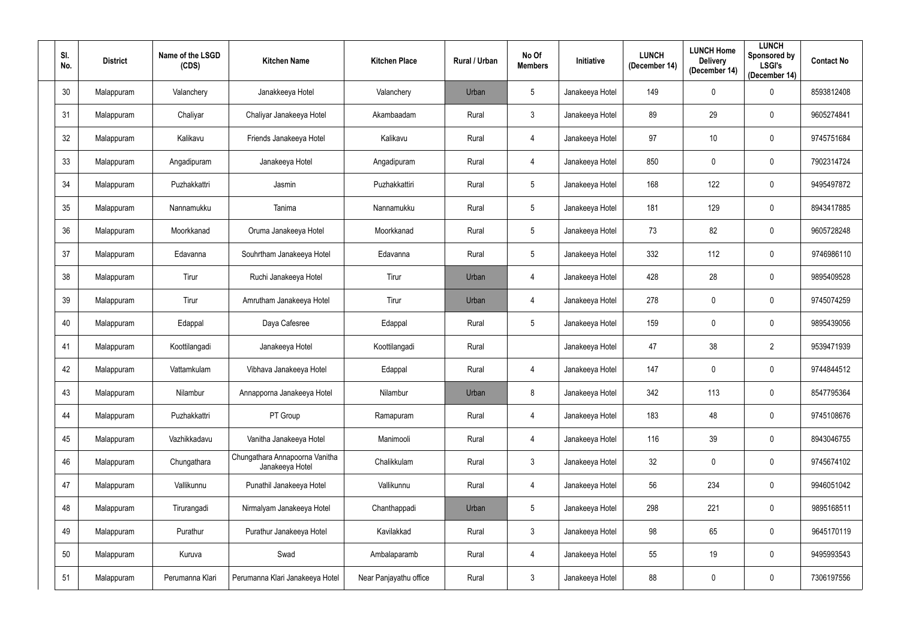| Sl. No. | District | Name of the LSGD (CDS) | Kitchen Name | Kitchen Place | Rural / Urban | No Of Members | Initiative | LUNCH (December 14) | LUNCH Home Delivery (December 14) | LUNCH Sponsored by LSGI's (December 14) | Contact No |
|---|---|---|---|---|---|---|---|---|---|---|---|
| 30 | Malappuram | Valanchery | Janakkeeya Hotel | Valanchery | Urban | 5 | Janakeeya Hotel | 149 | 0 | 0 | 8593812408 |
| 31 | Malappuram | Chaliyar | Chaliyar Janakeeya Hotel | Akambaadam | Rural | 3 | Janakeeya Hotel | 89 | 29 | 0 | 9605274841 |
| 32 | Malappuram | Kalikavu | Friends Janakeeya Hotel | Kalikavu | Rural | 4 | Janakeeya Hotel | 97 | 10 | 0 | 9745751684 |
| 33 | Malappuram | Angadipuram | Janakeeya Hotel | Angadipuram | Rural | 4 | Janakeeya Hotel | 850 | 0 | 0 | 7902314724 |
| 34 | Malappuram | Puzhakkattri | Jasmin | Puzhakkattiri | Rural | 5 | Janakeeya Hotel | 168 | 122 | 0 | 9495497872 |
| 35 | Malappuram | Nannamukku | Tanima | Nannamukku | Rural | 5 | Janakeeya Hotel | 181 | 129 | 0 | 8943417885 |
| 36 | Malappuram | Moorkkanad | Oruma Janakeeya Hotel | Moorkkanad | Rural | 5 | Janakeeya Hotel | 73 | 82 | 0 | 9605728248 |
| 37 | Malappuram | Edavanna | Souhrtham Janakeeya Hotel | Edavanna | Rural | 5 | Janakeeya Hotel | 332 | 112 | 0 | 9746986110 |
| 38 | Malappuram | Tirur | Ruchi Janakeeya Hotel | Tirur | Urban | 4 | Janakeeya Hotel | 428 | 28 | 0 | 9895409528 |
| 39 | Malappuram | Tirur | Amrutham Janakeeya Hotel | Tirur | Urban | 4 | Janakeeya Hotel | 278 | 0 | 0 | 9745074259 |
| 40 | Malappuram | Edappal | Daya Cafesree | Edappal | Rural | 5 | Janakeeya Hotel | 159 | 0 | 0 | 9895439056 |
| 41 | Malappuram | Koottilangadi | Janakeeya Hotel | Koottilangadi | Rural | | Janakeeya Hotel | 47 | 38 | 2 | 9539471939 |
| 42 | Malappuram | Vattamkulam | Vibhava Janakeeya Hotel | Edappal | Rural | 4 | Janakeeya Hotel | 147 | 0 | 0 | 9744844512 |
| 43 | Malappuram | Nilambur | Annapporna Janakeeya Hotel | Nilambur | Urban | 8 | Janakeeya Hotel | 342 | 113 | 0 | 8547795364 |
| 44 | Malappuram | Puzhakkattri | PT Group | Ramapuram | Rural | 4 | Janakeeya Hotel | 183 | 48 | 0 | 9745108676 |
| 45 | Malappuram | Vazhikkadavu | Vanitha Janakeeya Hotel | Manimooli | Rural | 4 | Janakeeya Hotel | 116 | 39 | 0 | 8943046755 |
| 46 | Malappuram | Chungathara | Chungathara Annapoorna Vanitha Janakeeya Hotel | Chalikkulam | Rural | 3 | Janakeeya Hotel | 32 | 0 | 0 | 9745674102 |
| 47 | Malappuram | Vallikunnu | Punathil Janakeeya Hotel | Vallikunnu | Rural | 4 | Janakeeya Hotel | 56 | 234 | 0 | 9946051042 |
| 48 | Malappuram | Tirurangadi | Nirmalyam Janakeeya Hotel | Chanthappadi | Urban | 5 | Janakeeya Hotel | 298 | 221 | 0 | 9895168511 |
| 49 | Malappuram | Purathur | Purathur Janakeeya Hotel | Kavilakkad | Rural | 3 | Janakeeya Hotel | 98 | 65 | 0 | 9645170119 |
| 50 | Malappuram | Kuruva | Swad | Ambalaparamb | Rural | 4 | Janakeeya Hotel | 55 | 19 | 0 | 9495993543 |
| 51 | Malappuram | Perumanna Klari | Perumanna Klari Janakeeya Hotel | Near Panjayathu office | Rural | 3 | Janakeeya Hotel | 88 | 0 | 0 | 7306197556 |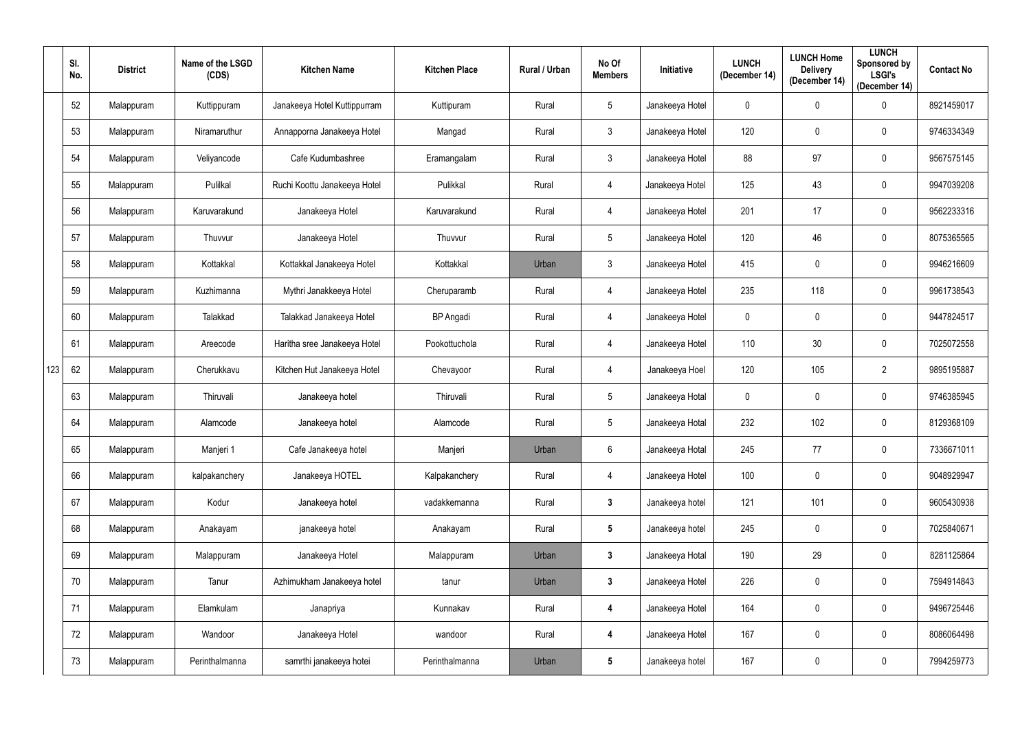|  | Sl. No. | District | Name of the LSGD (CDS) | Kitchen Name | Kitchen Place | Rural / Urban | No Of Members | Initiative | LUNCH (December 14) | LUNCH Home Delivery (December 14) | LUNCH Sponsored by LSGI's (December 14) | Contact No |
|---|---|---|---|---|---|---|---|---|---|---|---|---|
| 123 | 52 | Malappuram | Kuttippuram | Janakeeya Hotel Kuttippurram | Kuttipuram | Rural | 5 | Janakeeya Hotel | 0 | 0 | 0 | 8921459017 |
|  | 53 | Malappuram | Niramaruthur | Annapporna Janakeeya Hotel | Mangad | Rural | 3 | Janakeeya Hotel | 120 | 0 | 0 | 9746334349 |
|  | 54 | Malappuram | Veliyancode | Cafe Kudumbashree | Eramangalam | Rural | 3 | Janakeeya Hotel | 88 | 97 | 0 | 9567575145 |
|  | 55 | Malappuram | Pulilkal | Ruchi Koottu Janakeeya Hotel | Pulikkal | Rural | 4 | Janakeeya Hotel | 125 | 43 | 0 | 9947039208 |
|  | 56 | Malappuram | Karuvarakund | Janakeeya Hotel | Karuvarakund | Rural | 4 | Janakeeya Hotel | 201 | 17 | 0 | 9562233316 |
|  | 57 | Malappuram | Thuvvur | Janakeeya Hotel | Thuvvur | Rural | 5 | Janakeeya Hotel | 120 | 46 | 0 | 8075365565 |
|  | 58 | Malappuram | Kottakkal | Kottakkal Janakeeya Hotel | Kottakkal | Urban | 3 | Janakeeya Hotel | 415 | 0 | 0 | 9946216609 |
|  | 59 | Malappuram | Kuzhimanna | Mythri Janakkeeya Hotel | Cheruparamb | Rural | 4 | Janakeeya Hotel | 235 | 118 | 0 | 9961738543 |
|  | 60 | Malappuram | Talakkad | Talakkad Janakeeya Hotel | BP Angadi | Rural | 4 | Janakeeya Hotel | 0 | 0 | 0 | 9447824517 |
|  | 61 | Malappuram | Areecode | Haritha sree Janakeeya Hotel | Pookottuchola | Rural | 4 | Janakeeya Hotel | 110 | 30 | 0 | 7025072558 |
|  | 62 | Malappuram | Cherukkavu | Kitchen Hut Janakeeya Hotel | Chevayoor | Rural | 4 | Janakeeya Hoel | 120 | 105 | 2 | 9895195887 |
|  | 63 | Malappuram | Thiruvali | Janakeeya hotel | Thiruvali | Rural | 5 | Janakeeya Hotal | 0 | 0 | 0 | 9746385945 |
|  | 64 | Malappuram | Alamcode | Janakeeya hotel | Alamcode | Rural | 5 | Janakeeya Hotal | 232 | 102 | 0 | 8129368109 |
|  | 65 | Malappuram | Manjeri 1 | Cafe Janakeeya hotel | Manjeri | Urban | 6 | Janakeeya Hotal | 245 | 77 | 0 | 7336671011 |
|  | 66 | Malappuram | kalpakanchery | Janakeeya HOTEL | Kalpakanchery | Rural | 4 | Janakeeya Hotel | 100 | 0 | 0 | 9048929947 |
|  | 67 | Malappuram | Kodur | Janakeeya hotel | vadakkemanna | Rural | **3** | Janakeeya hotel | 121 | 101 | 0 | 9605430938 |
|  | 68 | Malappuram | Anakayam | janakeeya hotel | Anakayam | Rural | **5** | Janakeeya hotel | 245 | 0 | 0 | 7025840671 |
|  | 69 | Malappuram | Malappuram | Janakeeya Hotel | Malappuram | Urban | **3** | Janakeeya Hotal | 190 | 29 | 0 | 8281125864 |
|  | 70 | Malappuram | Tanur | Azhimukham Janakeeya hotel | tanur | Urban | **3** | Janakeeya Hotel | 226 | 0 | 0 | 7594914843 |
|  | 71 | Malappuram | Elamkulam | Janapriya | Kunnakav | Rural | **4** | Janakeeya Hotel | 164 | 0 | 0 | 9496725446 |
|  | 72 | Malappuram | Wandoor | Janakeeya Hotel | wandoor | Rural | **4** | Janakeeya Hotel | 167 | 0 | 0 | 8086064498 |
|  | 73 | Malappuram | Perinthalmanna | samrthi janakeeya hotei | Perinthalmanna | Urban | **5** | Janakeeya hotel | 167 | 0 | 0 | 7994259773 |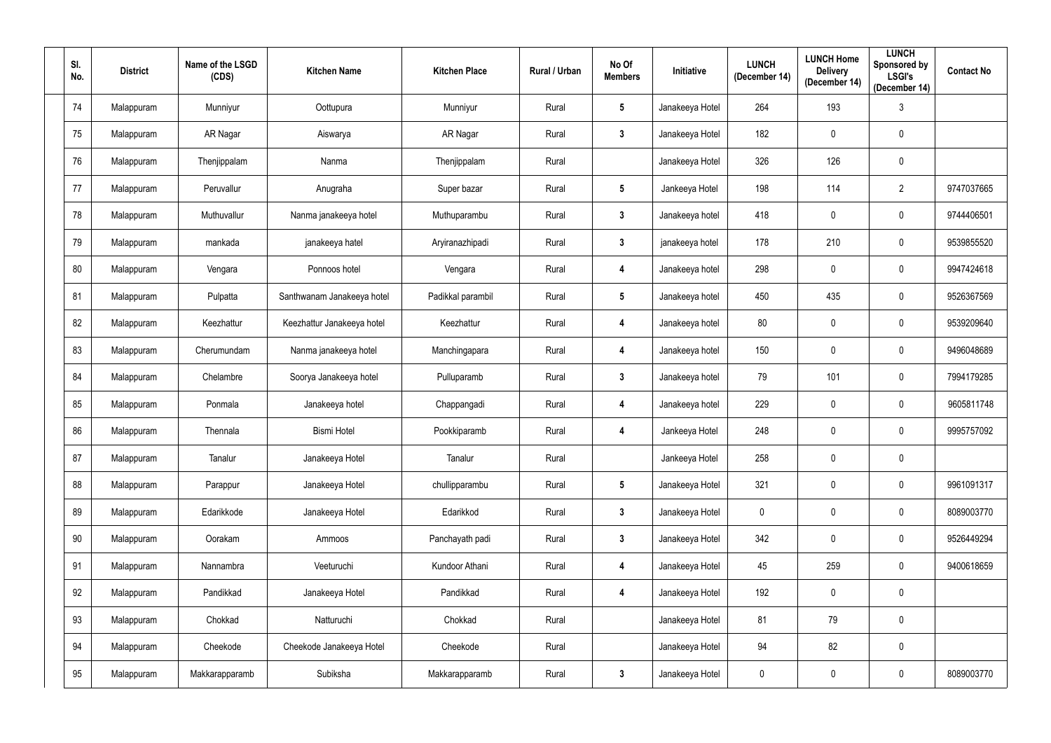| Sl. No. | District | Name of the LSGD (CDS) | Kitchen Name | Kitchen Place | Rural / Urban | No Of Members | Initiative | LUNCH (December 14) | LUNCH Home Delivery (December 14) | LUNCH Sponsored by LSGI's (December 14) | Contact No |
|---|---|---|---|---|---|---|---|---|---|---|---|
| 74 | Malappuram | Munniyur | Oottupura | Munniyur | Rural | 5 | Janakeeya Hotel | 264 | 193 | 3 | |
| 75 | Malappuram | AR Nagar | Aiswarya | AR Nagar | Rural | 3 | Janakeeya Hotel | 182 | 0 | 0 | |
| 76 | Malappuram | Thenjippalam | Nanma | Thenjippalam | Rural | | Janakeeya Hotel | 326 | 126 | 0 | |
| 77 | Malappuram | Peruvallur | Anugraha | Super bazar | Rural | 5 | Jankeeya Hotel | 198 | 114 | 2 | 9747037665 |
| 78 | Malappuram | Muthuvallur | Nanma janakeeya hotel | Muthuparambu | Rural | 3 | Janakeeya hotel | 418 | 0 | 0 | 9744406501 |
| 79 | Malappuram | mankada | janakeeya hatel | Aryiranazhipadi | Rural | 3 | janakeeya hotel | 178 | 210 | 0 | 9539855520 |
| 80 | Malappuram | Vengara | Ponnoos hotel | Vengara | Rural | 4 | Janakeeya hotel | 298 | 0 | 0 | 9947424618 |
| 81 | Malappuram | Pulpatta | Santhwanam Janakeeya hotel | Padikkal parambil | Rural | 5 | Janakeeya hotel | 450 | 435 | 0 | 9526367569 |
| 82 | Malappuram | Keezhattur | Keezhattur Janakeeya hotel | Keezhattur | Rural | 4 | Janakeeya hotel | 80 | 0 | 0 | 9539209640 |
| 83 | Malappuram | Cherumundam | Nanma janakeeya hotel | Manchingapara | Rural | 4 | Janakeeya hotel | 150 | 0 | 0 | 9496048689 |
| 84 | Malappuram | Chelambre | Soorya Janakeeya hotel | Pulluparamb | Rural | 3 | Janakeeya hotel | 79 | 101 | 0 | 7994179285 |
| 85 | Malappuram | Ponmala | Janakeeya hotel | Chappangadi | Rural | 4 | Janakeeya hotel | 229 | 0 | 0 | 9605811748 |
| 86 | Malappuram | Thennala | Bismi Hotel | Pookkiparamb | Rural | 4 | Jankeeya Hotel | 248 | 0 | 0 | 9995757092 |
| 87 | Malappuram | Tanalur | Janakeeya Hotel | Tanalur | Rural | | Jankeeya Hotel | 258 | 0 | 0 | |
| 88 | Malappuram | Parappur | Janakeeya Hotel | chullipparambu | Rural | 5 | Janakeeya Hotel | 321 | 0 | 0 | 9961091317 |
| 89 | Malappuram | Edarikkode | Janakeeya Hotel | Edarikkod | Rural | 3 | Janakeeya Hotel | 0 | 0 | 0 | 8089003770 |
| 90 | Malappuram | Oorakam | Ammoos | Panchayath padi | Rural | 3 | Janakeeya Hotel | 342 | 0 | 0 | 9526449294 |
| 91 | Malappuram | Nannambra | Veeturuchi | Kundoor Athani | Rural | 4 | Janakeeya Hotel | 45 | 259 | 0 | 9400618659 |
| 92 | Malappuram | Pandikkad | Janakeeya Hotel | Pandikkad | Rural | 4 | Janakeeya Hotel | 192 | 0 | 0 | |
| 93 | Malappuram | Chokkad | Natturuchi | Chokkad | Rural | | Janakeeya Hotel | 81 | 79 | 0 | |
| 94 | Malappuram | Cheekode | Cheekode Janakeeya Hotel | Cheekode | Rural | | Janakeeya Hotel | 94 | 82 | 0 | |
| 95 | Malappuram | Makkarapparamb | Subiksha | Makkarapparamb | Rural | 3 | Janakeeya Hotel | 0 | 0 | 0 | 8089003770 |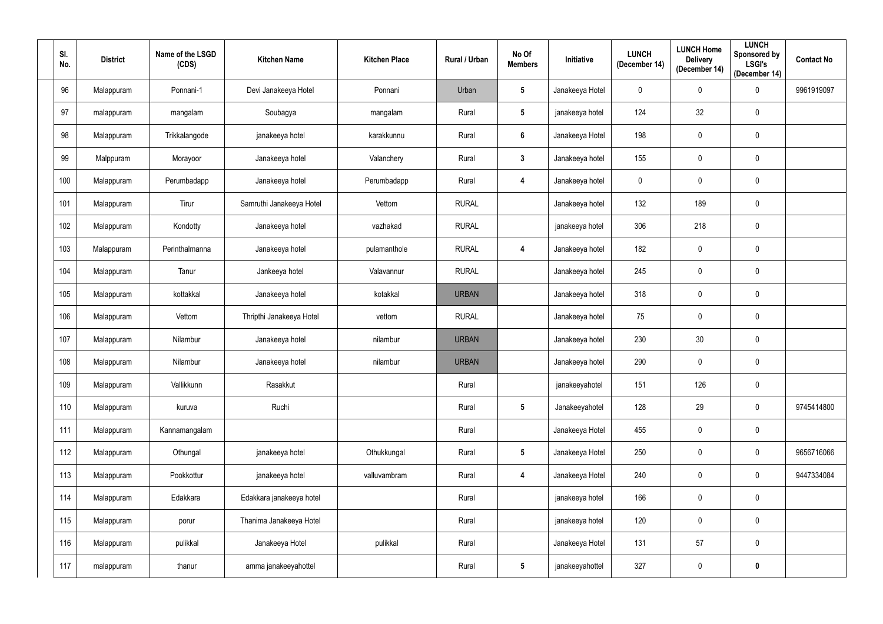| Sl. No. | District | Name of the LSGD (CDS) | Kitchen Name | Kitchen Place | Rural / Urban | No Of Members | Initiative | LUNCH (December 14) | LUNCH Home Delivery (December 14) | LUNCH Sponsored by LSGI's (December 14) | Contact No |
|---|---|---|---|---|---|---|---|---|---|---|---|
| 96 | Malappuram | Ponnani-1 | Devi Janakeeya Hotel | Ponnani | Urban | 5 | Janakeeya Hotel | 0 | 0 | 0 | 9961919097 |
| 97 | malappuram | mangalam | Soubagya | mangalam | Rural | 5 | janakeeya hotel | 124 | 32 | 0 | |
| 98 | Malappuram | Trikkalangode | janakeeya hotel | karakkunnu | Rural | 6 | Janakeeya Hotel | 198 | 0 | 0 | |
| 99 | Malppuram | Morayoor | Janakeeya hotel | Valanchery | Rural | 3 | Janakeeya hotel | 155 | 0 | 0 | |
| 100 | Malappuram | Perumbadapp | Janakeeya hotel | Perumbadapp | Rural | 4 | Janakeeya hotel | 0 | 0 | 0 | |
| 101 | Malappuram | Tirur | Samruthi Janakeeya Hotel | Vettom | RURAL | | Janakeeya hotel | 132 | 189 | 0 | |
| 102 | Malappuram | Kondotty | Janakeeya hotel | vazhakad | RURAL | | janakeeya hotel | 306 | 218 | 0 | |
| 103 | Malappuram | Perinthalmanna | Janakeeya hotel | pulamanthole | RURAL | 4 | Janakeeya hotel | 182 | 0 | 0 | |
| 104 | Malappuram | Tanur | Jankeeya hotel | Valavannur | RURAL | | Janakeeya hotel | 245 | 0 | 0 | |
| 105 | Malappuram | kottakkal | Janakeeya hotel | kotakkal | URBAN | | Janakeeya hotel | 318 | 0 | 0 | |
| 106 | Malappuram | Vettom | Thripthi Janakeeya Hotel | vettom | RURAL | | Janakeeya hotel | 75 | 0 | 0 | |
| 107 | Malappuram | Nilambur | Janakeeya hotel | nilambur | URBAN | | Janakeeya hotel | 230 | 30 | 0 | |
| 108 | Malappuram | Nilambur | Janakeeya hotel | nilambur | URBAN | | Janakeeya hotel | 290 | 0 | 0 | |
| 109 | Malappuram | Vallikkunn | Rasakkut | | Rural | | janakeeyahotel | 151 | 126 | 0 | |
| 110 | Malappuram | kuruva | Ruchi | | Rural | 5 | Janakeeyahotel | 128 | 29 | 0 | 9745414800 |
| 111 | Malappuram | Kannamangalam | | | Rural | | Janakeeya Hotel | 455 | 0 | 0 | |
| 112 | Malappuram | Othungal | janakeeya hotel | Othukkungal | Rural | 5 | Janakeeya Hotel | 250 | 0 | 0 | 9656716066 |
| 113 | Malappuram | Pookkottur | janakeeya hotel | valluvambram | Rural | 4 | Janakeeya Hotel | 240 | 0 | 0 | 9447334084 |
| 114 | Malappuram | Edakkara | Edakkara janakeeya hotel | | Rural | | janakeeya hotel | 166 | 0 | 0 | |
| 115 | Malappuram | porur | Thanima Janakeeya Hotel | | Rural | | janakeeya hotel | 120 | 0 | 0 | |
| 116 | Malappuram | pulikkal | Janakeeya Hotel | pulikkal | Rural | | Janakeeya Hotel | 131 | 57 | 0 | |
| 117 | malappuram | thanur | amma janakeeyahottel | | Rural | 5 | janakeeyahottel | 327 | 0 | 0 | |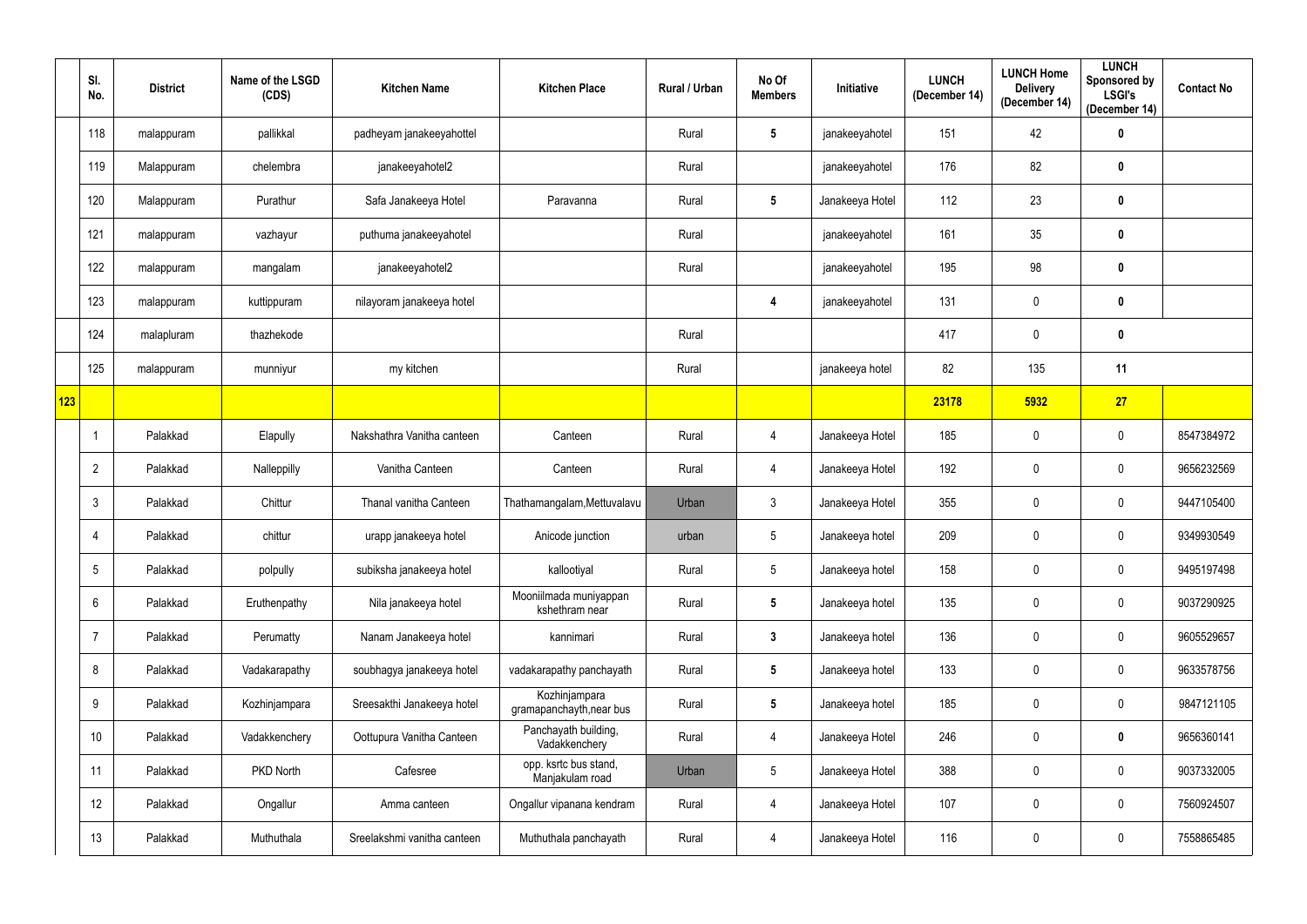| | Sl. No. | District | Name of the LSGD (CDS) | Kitchen Name | Kitchen Place | Rural / Urban | No Of Members | Initiative | LUNCH (December 14) | LUNCH Home Delivery (December 14) | LUNCH Sponsored by LSGI's (December 14) | Contact No |
|---|---|---|---|---|---|---|---|---|---|---|---|---|
| | 118 | malappuram | pallikkal | padheyam janakeeyahottel | | Rural | 5 | janakeeyahotel | 151 | 42 | 0 | |
| | 119 | Malappuram | chelembra | janakeeyahotel2 | | Rural | | janakeeyahotel | 176 | 82 | 0 | |
| | 120 | Malappuram | Purathur | Safa Janakeeya Hotel | Paravanna | Rural | 5 | Janakeeya Hotel | 112 | 23 | 0 | |
| | 121 | malappuram | vazhayur | puthuma janakeeyahotel | | Rural | | janakeeyahotel | 161 | 35 | 0 | |
| | 122 | malappuram | mangalam | janakeeyahotel2 | | Rural | | janakeeyahotel | 195 | 98 | 0 | |
| | 123 | malappuram | kuttippuram | nilayoram janakeeya hotel | | | 4 | janakeeyahotel | 131 | 0 | 0 | |
| | 124 | malapluram | thazhekode | | | Rural | | | 417 | 0 | 0 | |
| | 125 | malappuram | munniyur | my kitchen | | Rural | | janakeeya hotel | 82 | 135 | 11 | |
| 123 | | | | | | | | | 23178 | 5932 | 27 | |
| | 1 | Palakkad | Elapully | Nakshathra Vanitha canteen | Canteen | Rural | 4 | Janakeeya Hotel | 185 | 0 | 0 | 8547384972 |
| | 2 | Palakkad | Nalleppilly | Vanitha Canteen | Canteen | Rural | 4 | Janakeeya Hotel | 192 | 0 | 0 | 9656232569 |
| | 3 | Palakkad | Chittur | Thanal vanitha Canteen | Thathamangalam,Mettuvalavu | Urban | 3 | Janakeeya Hotel | 355 | 0 | 0 | 9447105400 |
| | 4 | Palakkad | chittur | urapp janakeeya hotel | Anicode junction | urban | 5 | Janakeeya hotel | 209 | 0 | 0 | 9349930549 |
| | 5 | Palakkad | polpully | subiksha janakeeya hotel | kallootiyal | Rural | 5 | Janakeeya hotel | 158 | 0 | 0 | 9495197498 |
| | 6 | Palakkad | Eruthenpathy | Nila janakeeya hotel | Mooniilmada muniyappan kshethram near | Rural | 5 | Janakeeya hotel | 135 | 0 | 0 | 9037290925 |
| | 7 | Palakkad | Perumatty | Nanam Janakeeya hotel | kannimari | Rural | 3 | Janakeeya hotel | 136 | 0 | 0 | 9605529657 |
| | 8 | Palakkad | Vadakarapathy | soubhagya janakeeya hotel | vadakarapathy panchayath | Rural | 5 | Janakeeya hotel | 133 | 0 | 0 | 9633578756 |
| | 9 | Palakkad | Kozhinjampara | Sreesakthi Janakeeya hotel | Kozhinjampara gramapanchayth,near bus | Rural | 5 | Janakeeya hotel | 185 | 0 | 0 | 9847121105 |
| | 10 | Palakkad | Vadakkenchery | Oottupura Vanitha Canteen | Panchayath building, Vadakkenchery | Rural | 4 | Janakeeya Hotel | 246 | 0 | 0 | 9656360141 |
| | 11 | Palakkad | PKD North | Cafesree | opp. ksrtc bus stand, Manjakulam road | Urban | 5 | Janakeeya Hotel | 388 | 0 | 0 | 9037332005 |
| | 12 | Palakkad | Ongallur | Amma canteen | Ongallur vipanana kendram | Rural | 4 | Janakeeya Hotel | 107 | 0 | 0 | 7560924507 |
| | 13 | Palakkad | Muthuthala | Sreelakshmi vanitha canteen | Muthuthala panchayath | Rural | 4 | Janakeeya Hotel | 116 | 0 | 0 | 7558865485 |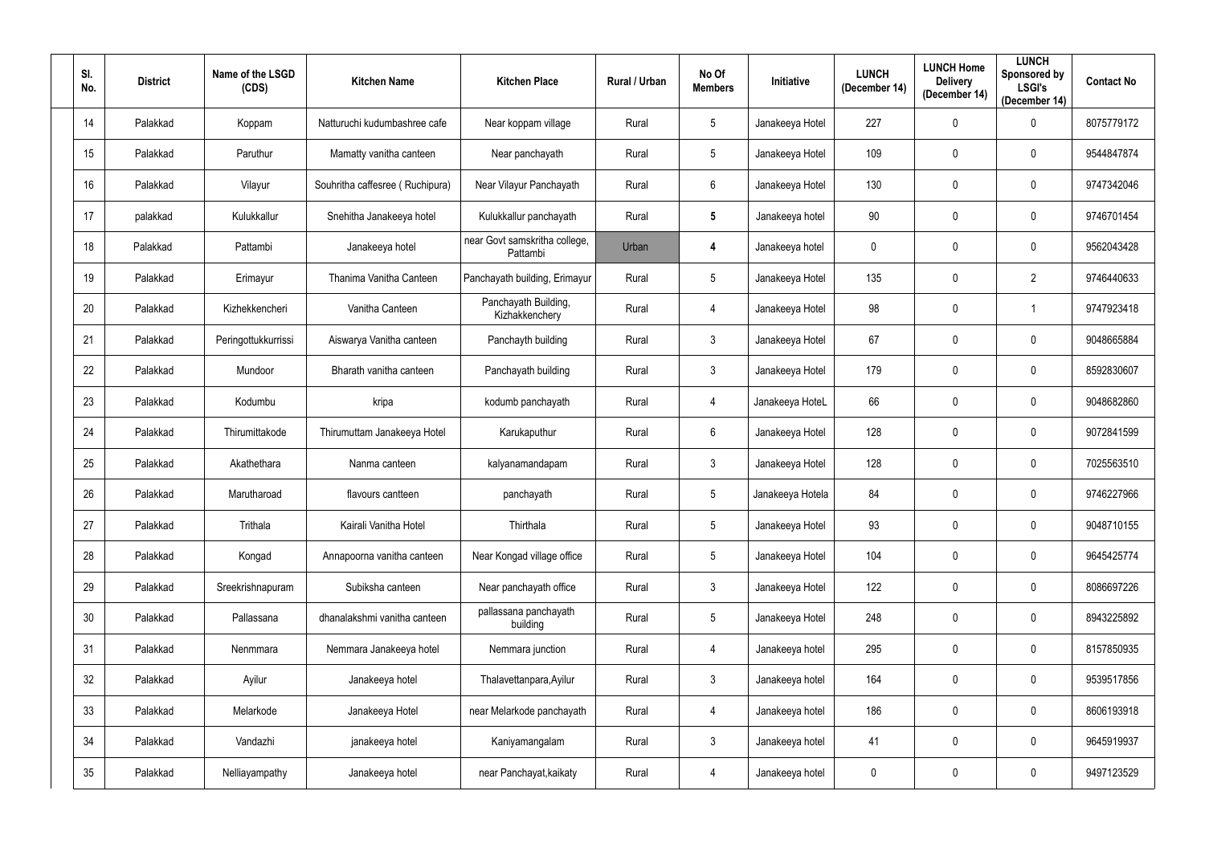| Sl. No. | District | Name of the LSGD (CDS) | Kitchen Name | Kitchen Place | Rural / Urban | No Of Members | Initiative | LUNCH (December 14) | LUNCH Home Delivery (December 14) | LUNCH Sponsored by LSGI's (December 14) | Contact No |
|---|---|---|---|---|---|---|---|---|---|---|---|
| 14 | Palakkad | Koppam | Natturuchi kudumbashree cafe | Near koppam village | Rural | 5 | Janakeeya Hotel | 227 | 0 | 0 | 8075779172 |
| 15 | Palakkad | Paruthur | Mamatty vanitha canteen | Near panchayath | Rural | 5 | Janakeeya Hotel | 109 | 0 | 0 | 9544847874 |
| 16 | Palakkad | Vilayur | Souhritha caffesree ( Ruchipura) | Near Vilayur Panchayath | Rural | 6 | Janakeeya Hotel | 130 | 0 | 0 | 9747342046 |
| 17 | palakkad | Kulukkallur | Snehitha Janakeeya hotel | Kulukkallur panchayath | Rural | 5 | Janakeeya hotel | 90 | 0 | 0 | 9746701454 |
| 18 | Palakkad | Pattambi | Janakeeya hotel | near Govt samskritha college, Pattambi | Urban | 4 | Janakeeya hotel | 0 | 0 | 0 | 9562043428 |
| 19 | Palakkad | Erimayur | Thanima Vanitha Canteen | Panchayath building, Erimayur | Rural | 5 | Janakeeya Hotel | 135 | 0 | 2 | 9746440633 |
| 20 | Palakkad | Kizhekkencheri | Vanitha Canteen | Panchayath Building, Kizhakkenchery | Rural | 4 | Janakeeya Hotel | 98 | 0 | 1 | 9747923418 |
| 21 | Palakkad | Peringottukkurrissi | Aiswarya Vanitha canteen | Panchayth building | Rural | 3 | Janakeeya Hotel | 67 | 0 | 0 | 9048665884 |
| 22 | Palakkad | Mundoor | Bharath vanitha canteen | Panchayath building | Rural | 3 | Janakeeya Hotel | 179 | 0 | 0 | 8592830607 |
| 23 | Palakkad | Kodumbu | kripa | kodumb panchayath | Rural | 4 | Janakeeya HoteL | 66 | 0 | 0 | 9048682860 |
| 24 | Palakkad | Thirumittakode | Thirumuttam Janakeeya Hotel | Karukaputhur | Rural | 6 | Janakeeya Hotel | 128 | 0 | 0 | 9072841599 |
| 25 | Palakkad | Akathethara | Nanma canteen | kalyanamandapam | Rural | 3 | Janakeeya Hotel | 128 | 0 | 0 | 7025563510 |
| 26 | Palakkad | Marutharoad | flavours cantteen | panchayath | Rural | 5 | Janakeeya Hotela | 84 | 0 | 0 | 9746227966 |
| 27 | Palakkad | Trithala | Kairali Vanitha Hotel | Thirthala | Rural | 5 | Janakeeya Hotel | 93 | 0 | 0 | 9048710155 |
| 28 | Palakkad | Kongad | Annapoorna vanitha canteen | Near Kongad village office | Rural | 5 | Janakeeya Hotel | 104 | 0 | 0 | 9645425774 |
| 29 | Palakkad | Sreekrishnapuram | Subiksha canteen | Near panchayath office | Rural | 3 | Janakeeya Hotel | 122 | 0 | 0 | 8086697226 |
| 30 | Palakkad | Pallassana | dhanalakshmi vanitha canteen | pallassana panchayath building | Rural | 5 | Janakeeya Hotel | 248 | 0 | 0 | 8943225892 |
| 31 | Palakkad | Nenmmara | Nemmara Janakeeya hotel | Nemmara junction | Rural | 4 | Janakeeya hotel | 295 | 0 | 0 | 8157850935 |
| 32 | Palakkad | Ayilur | Janakeeya hotel | Thalavettanpara,Ayilur | Rural | 3 | Janakeeya hotel | 164 | 0 | 0 | 9539517856 |
| 33 | Palakkad | Melarkode | Janakeeya Hotel | near Melarkode panchayath | Rural | 4 | Janakeeya hotel | 186 | 0 | 0 | 8606193918 |
| 34 | Palakkad | Vandazhi | janakeeya hotel | Kaniyamangalam | Rural | 3 | Janakeeya hotel | 41 | 0 | 0 | 9645919937 |
| 35 | Palakkad | Nelliayampathy | Janakeeya hotel | near Panchayat,kaikaty | Rural | 4 | Janakeeya hotel | 0 | 0 | 0 | 9497123529 |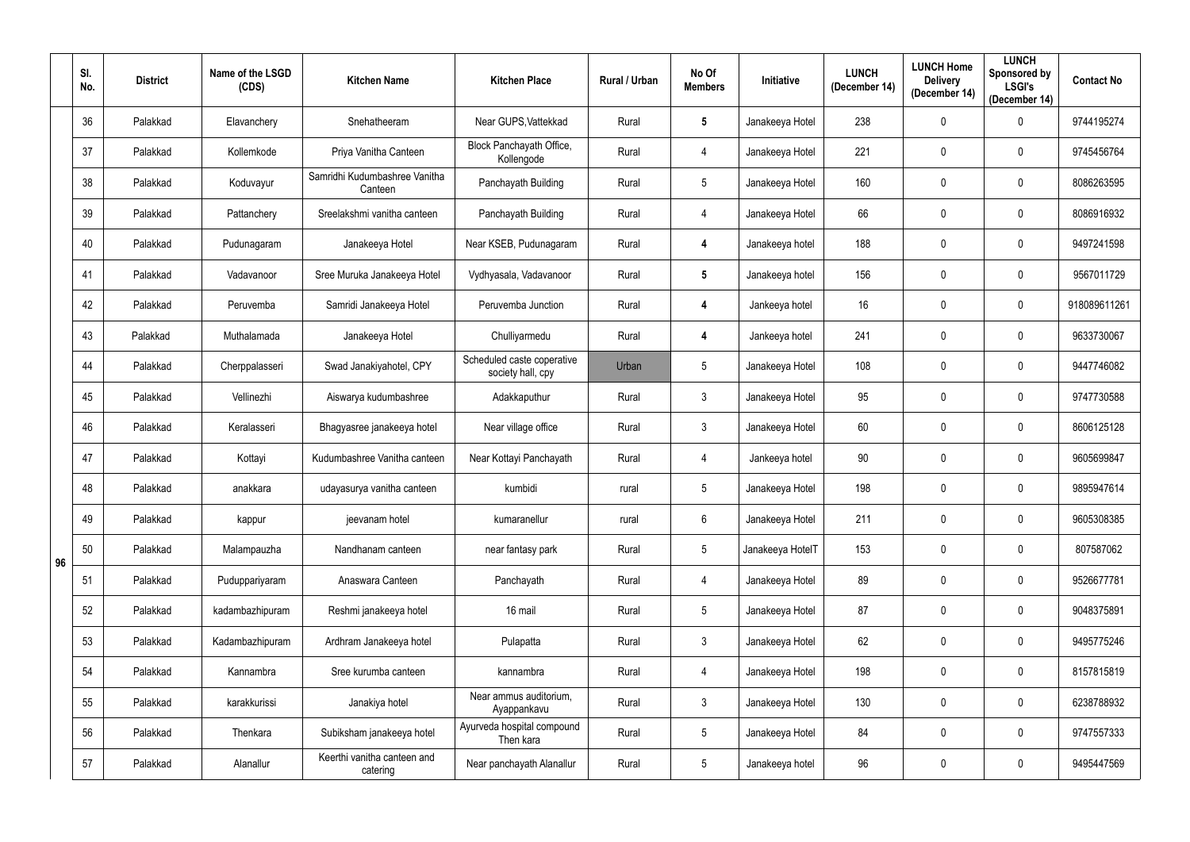| | Sl. No. | District | Name of the LSGD (CDS) | Kitchen Name | Kitchen Place | Rural / Urban | No Of Members | Initiative | LUNCH (December 14) | LUNCH Home Delivery (December 14) | LUNCH Sponsored by LSGI's (December 14) | Contact No |
|---|---|---|---|---|---|---|---|---|---|---|---|---|
| 96 | 36 | Palakkad | Elavanchery | Snehatheeram | Near GUPS,Vattekkad | Rural | **5** | Janakeeya Hotel | 238 | 0 | 0 | 9744195274 |
| | 37 | Palakkad | Kollemkode | Priya Vanitha Canteen | Block Panchayath Office, Kollengode | Rural | 4 | Janakeeya Hotel | 221 | 0 | 0 | 9745456764 |
| | 38 | Palakkad | Koduvayur | Samridhi Kudumbashree Vanitha Canteen | Panchayath Building | Rural | 5 | Janakeeya Hotel | 160 | 0 | 0 | 8086263595 |
| | 39 | Palakkad | Pattanchery | Sreelakshmi vanitha canteen | Panchayath Building | Rural | 4 | Janakeeya Hotel | 66 | 0 | 0 | 8086916932 |
| | 40 | Palakkad | Pudunagaram | Janakeeya Hotel | Near KSEB, Pudunagaram | Rural | **4** | Janakeeya hotel | 188 | 0 | 0 | 9497241598 |
| | 41 | Palakkad | Vadavanoor | Sree Muruka Janakeeya Hotel | Vydhyasala, Vadavanoor | Rural | **5** | Janakeeya hotel | 156 | 0 | 0 | 9567011729 |
| | 42 | Palakkad | Peruvemba | Samridi Janakeeya Hotel | Peruvemba Junction | Rural | **4** | Jankeeya hotel | 16 | 0 | 0 | 918089611261 |
| | 43 | Palakkad | Muthalamada | Janakeeya Hotel | Chulliyarmedu | Rural | **4** | Jankeeya hotel | 241 | 0 | 0 | 9633730067 |
| | 44 | Palakkad | Cherppalasseri | Swad Janakiyahotel, CPY | Scheduled caste coperative society hall, cpy | Urban | 5 | Janakeeya Hotel | 108 | 0 | 0 | 9447746082 |
| | 45 | Palakkad | Vellinezhi | Aiswarya kudumbashree | Adakkaputhur | Rural | 3 | Janakeeya Hotel | 95 | 0 | 0 | 9747730588 |
| | 46 | Palakkad | Keralasseri | Bhagyasree janakeeya hotel | Near village office | Rural | 3 | Janakeeya Hotel | 60 | 0 | 0 | 8606125128 |
| | 47 | Palakkad | Kottayi | Kudumbashree Vanitha canteen | Near Kottayi Panchayath | Rural | 4 | Jankeeya hotel | 90 | 0 | 0 | 9605699847 |
| | 48 | Palakkad | anakkara | udayasurya vanitha canteen | kumbidi | rural | 5 | Janakeeya Hotel | 198 | 0 | 0 | 9895947614 |
| | 49 | Palakkad | kappur | jeevanam hotel | kumaranellur | rural | 6 | Janakeeya Hotel | 211 | 0 | 0 | 9605308385 |
| | 50 | Palakkad | Malampauzha | Nandhanam canteen | near fantasy park | Rural | 5 | Janakeeya HotelT | 153 | 0 | 0 | 807587062 |
| | 51 | Palakkad | Puduppariyaram | Anaswara Canteen | Panchayath | Rural | 4 | Janakeeya Hotel | 89 | 0 | 0 | 9526677781 |
| | 52 | Palakkad | kadambazhipuram | Reshmi janakeeya hotel | 16 mail | Rural | 5 | Janakeeya Hotel | 87 | 0 | 0 | 9048375891 |
| | 53 | Palakkad | Kadambazhipuram | Ardhram Janakeeya hotel | Pulapatta | Rural | 3 | Janakeeya Hotel | 62 | 0 | 0 | 9495775246 |
| | 54 | Palakkad | Kannambra | Sree kurumba canteen | kannambra | Rural | 4 | Janakeeya Hotel | 198 | 0 | 0 | 8157815819 |
| | 55 | Palakkad | karakkurissi | Janakiya hotel | Near ammus auditorium, Ayappankavu | Rural | 3 | Janakeeya Hotel | 130 | 0 | 0 | 6238788932 |
| | 56 | Palakkad | Thenkara | Subiksham janakeeya hotel | Ayurveda hospital compound Then kara | Rural | 5 | Janakeeya Hotel | 84 | 0 | 0 | 9747557333 |
| | 57 | Palakkad | Alanallur | Keerthi vanitha canteen and catering | Near panchayath Alanallur | Rural | 5 | Janakeeya hotel | 96 | 0 | 0 | 9495447569 |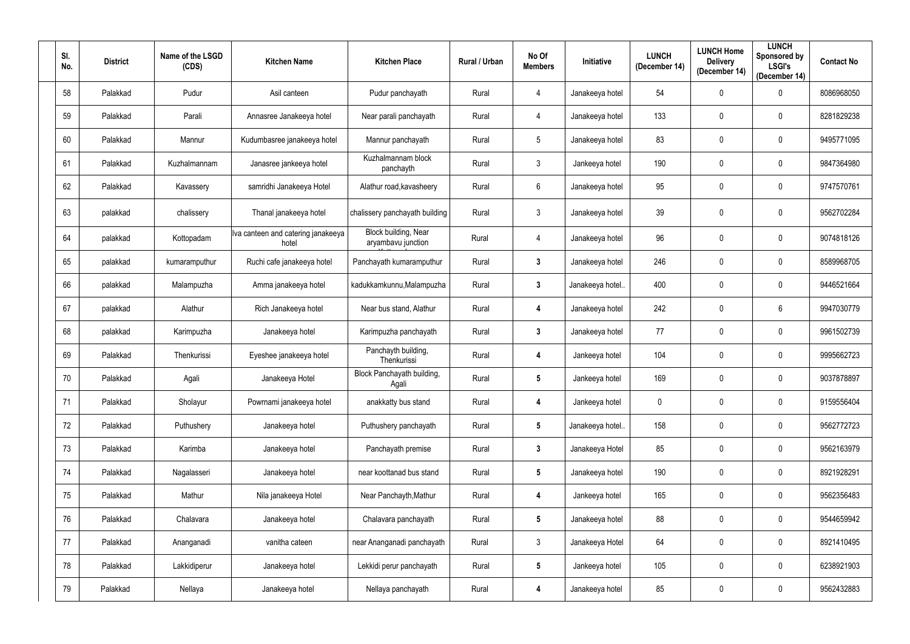| Sl. No. | District | Name of the LSGD (CDS) | Kitchen Name | Kitchen Place | Rural / Urban | No Of Members | Initiative | LUNCH (December 14) | LUNCH Home Delivery (December 14) | LUNCH Sponsored by LSGI's (December 14) | Contact No |
|---|---|---|---|---|---|---|---|---|---|---|---|
| 58 | Palakkad | Pudur | Asil canteen | Pudur panchayath | Rural | 4 | Janakeeya hotel | 54 | 0 | 0 | 8086968050 |
| 59 | Palakkad | Parali | Annasree Janakeeya hotel | Near parali panchayath | Rural | 4 | Janakeeya hotel | 133 | 0 | 0 | 8281829238 |
| 60 | Palakkad | Mannur | Kudumbasree janakeeya hotel | Mannur panchayath | Rural | 5 | Janakeeya hotel | 83 | 0 | 0 | 9495771095 |
| 61 | Palakkad | Kuzhalmannam | Janasree jankeeya hotel | Kuzhalmannam block panchayth | Rural | 3 | Jankeeya hotel | 190 | 0 | 0 | 9847364980 |
| 62 | Palakkad | Kavassery | samridhi Janakeeya Hotel | Alathur road,kavasheery | Rural | 6 | Janakeeya hotel | 95 | 0 | 0 | 9747570761 |
| 63 | palakkad | chalissery | Thanal janakeeya hotel | chalissery panchayath building | Rural | 3 | Janakeeya hotel | 39 | 0 | 0 | 9562702284 |
| 64 | palakkad | Kottopadam | Iva canteen and catering janakeeya hotel | Block building, Near aryambavu junction | Rural | 4 | Janakeeya hotel | 96 | 0 | 0 | 9074818126 |
| 65 | palakkad | kumaramputhur | Ruchi cafe janakeeya hotel | Panchayath kumaramputhur | Rural | 3 | Janakeeya hotel | 246 | 0 | 0 | 8589968705 |
| 66 | palakkad | Malampuzha | Amma janakeeya hotel | kadukkamkunnu,Malampuzha | Rural | 3 | Janakeeya hotel.. | 400 | 0 | 0 | 9446521664 |
| 67 | palakkad | Alathur | Rich Janakeeya hotel | Near bus stand, Alathur | Rural | 4 | Janakeeya hotel | 242 | 0 | 6 | 9947030779 |
| 68 | palakkad | Karimpuzha | Janakeeya hotel | Karimpuzha panchayath | Rural | 3 | Janakeeya hotel | 77 | 0 | 0 | 9961502739 |
| 69 | Palakkad | Thenkurissi | Eyeshee janakeeya hotel | Panchayth building, Thenkurissi | Rural | 4 | Jankeeya hotel | 104 | 0 | 0 | 9995662723 |
| 70 | Palakkad | Agali | Janakeeya Hotel | Block Panchayath building, Agali | Rural | 5 | Jankeeya hotel | 169 | 0 | 0 | 9037878897 |
| 71 | Palakkad | Sholayur | Powrnami janakeeya hotel | anakkatty bus stand | Rural | 4 | Jankeeya hotel | 0 | 0 | 0 | 9159556404 |
| 72 | Palakkad | Puthushery | Janakeeya hotel | Puthushery panchayath | Rural | 5 | Janakeeya hotel.. | 158 | 0 | 0 | 9562772723 |
| 73 | Palakkad | Karimba | Janakeeya hotel | Panchayath premise | Rural | 3 | Janakeeya Hotel | 85 | 0 | 0 | 9562163979 |
| 74 | Palakkad | Nagalasseri | Janakeeya hotel | near koottanad bus stand | Rural | 5 | Janakeeya hotel | 190 | 0 | 0 | 8921928291 |
| 75 | Palakkad | Mathur | Nila janakeeya Hotel | Near Panchayth,Mathur | Rural | 4 | Jankeeya hotel | 165 | 0 | 0 | 9562356483 |
| 76 | Palakkad | Chalavara | Janakeeya hotel | Chalavara panchayath | Rural | 5 | Janakeeya hotel | 88 | 0 | 0 | 9544659942 |
| 77 | Palakkad | Ananganadi | vanitha cateen | near Ananganadi panchayath | Rural | 3 | Janakeeya Hotel | 64 | 0 | 0 | 8921410495 |
| 78 | Palakkad | Lakkidiperur | Janakeeya hotel | Lekkidi perur panchayath | Rural | 5 | Jankeeya hotel | 105 | 0 | 0 | 6238921903 |
| 79 | Palakkad | Nellaya | Janakeeya hotel | Nellaya panchayath | Rural | 4 | Janakeeya hotel | 85 | 0 | 0 | 9562432883 |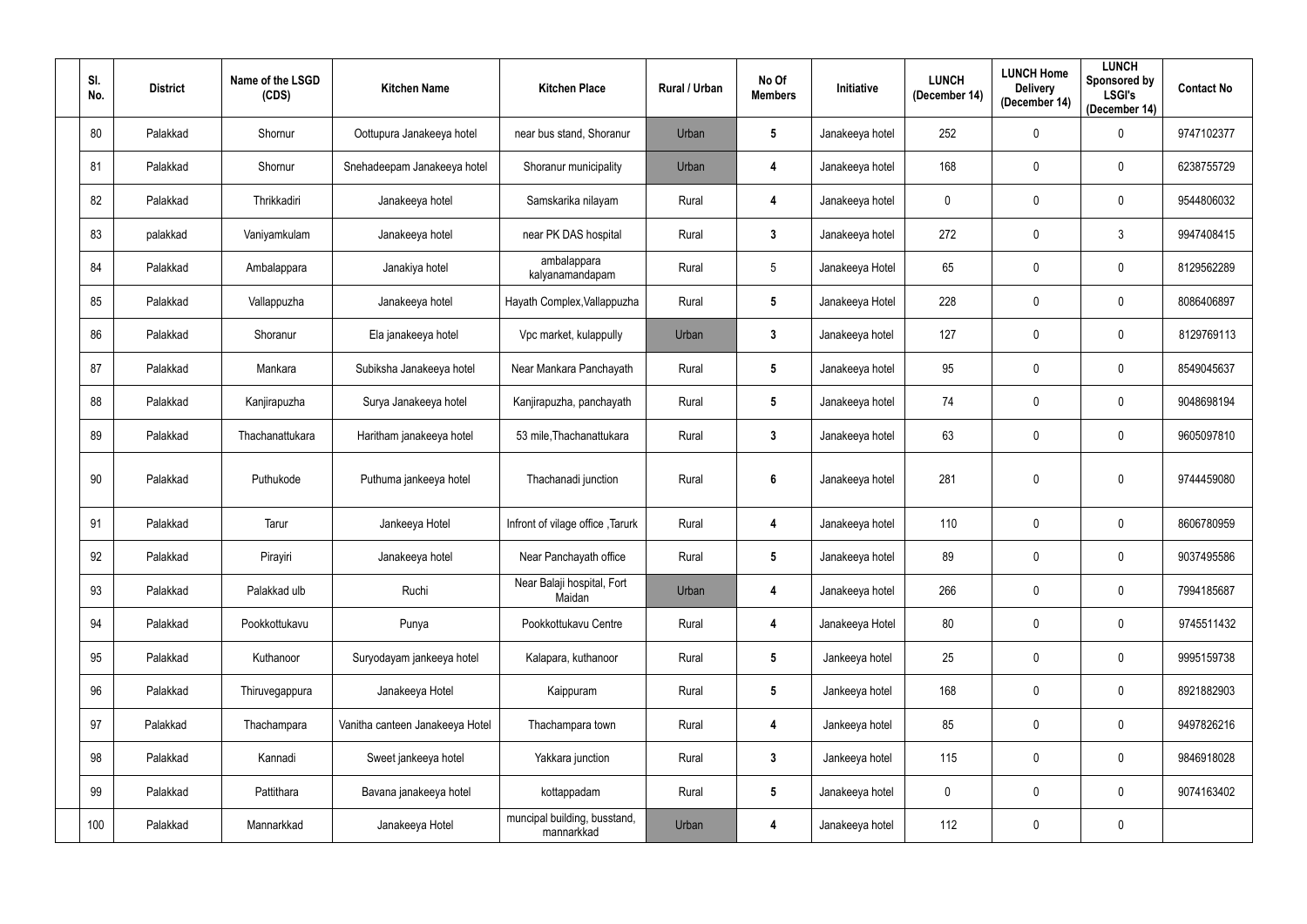| Sl. No. | District | Name of the LSGD (CDS) | Kitchen Name | Kitchen Place | Rural / Urban | No Of Members | Initiative | LUNCH (December 14) | LUNCH Home Delivery (December 14) | LUNCH Sponsored by LSGI's (December 14) | Contact No |
|---|---|---|---|---|---|---|---|---|---|---|---|
| 80 | Palakkad | Shornur | Oottupura Janakeeya hotel | near bus stand, Shoranur | Urban | 5 | Janakeeya hotel | 252 | 0 | 0 | 9747102377 |
| 81 | Palakkad | Shornur | Snehadeepam Janakeeya hotel | Shoranur municipality | Urban | 4 | Janakeeya hotel | 168 | 0 | 0 | 6238755729 |
| 82 | Palakkad | Thrikkadiri | Janakeeya hotel | Samskarika nilayam | Rural | 4 | Janakeeya hotel | 0 | 0 | 0 | 9544806032 |
| 83 | palakkad | Vaniyamkulam | Janakeeya hotel | near PK DAS hospital | Rural | 3 | Janakeeya hotel | 272 | 0 | 3 | 9947408415 |
| 84 | Palakkad | Ambalappara | Janakiya hotel | ambalappara kalyanamandapam | Rural | 5 | Janakeeya Hotel | 65 | 0 | 0 | 8129562289 |
| 85 | Palakkad | Vallappuzha | Janakeeya hotel | Hayath Complex,Vallappuzha | Rural | 5 | Janakeeya Hotel | 228 | 0 | 0 | 8086406897 |
| 86 | Palakkad | Shoranur | Ela janakeeya hotel | Vpc market, kulappully | Urban | 3 | Janakeeya hotel | 127 | 0 | 0 | 8129769113 |
| 87 | Palakkad | Mankara | Subiksha Janakeeya hotel | Near Mankara Panchayath | Rural | 5 | Janakeeya hotel | 95 | 0 | 0 | 8549045637 |
| 88 | Palakkad | Kanjirapuzha | Surya Janakeeya hotel | Kanjirapuzha, panchayath | Rural | 5 | Janakeeya hotel | 74 | 0 | 0 | 9048698194 |
| 89 | Palakkad | Thachanattukara | Haritham janakeeya hotel | 53 mile,Thachanattukara | Rural | 3 | Janakeeya hotel | 63 | 0 | 0 | 9605097810 |
| 90 | Palakkad | Puthukode | Puthuma jankeeya hotel | Thachanadi junction | Rural | 6 | Janakeeya hotel | 281 | 0 | 0 | 9744459080 |
| 91 | Palakkad | Tarur | Jankeeya Hotel | Infront of vilage office ,Tarurk | Rural | 4 | Janakeeya hotel | 110 | 0 | 0 | 8606780959 |
| 92 | Palakkad | Pirayiri | Janakeeya hotel | Near Panchayath office | Rural | 5 | Janakeeya hotel | 89 | 0 | 0 | 9037495586 |
| 93 | Palakkad | Palakkad ulb | Ruchi | Near Balaji hospital, Fort Maidan | Urban | 4 | Janakeeya hotel | 266 | 0 | 0 | 7994185687 |
| 94 | Palakkad | Pookkottukavu | Punya | Pookkottukavu Centre | Rural | 4 | Janakeeya Hotel | 80 | 0 | 0 | 9745511432 |
| 95 | Palakkad | Kuthanoor | Suryodayam jankeeya hotel | Kalapara, kuthanoor | Rural | 5 | Jankeeya hotel | 25 | 0 | 0 | 9995159738 |
| 96 | Palakkad | Thiruvegappura | Janakeeya Hotel | Kaippuram | Rural | 5 | Jankeeya hotel | 168 | 0 | 0 | 8921882903 |
| 97 | Palakkad | Thachampara | Vanitha canteen Janakeeya Hotel | Thachampara town | Rural | 4 | Jankeeya hotel | 85 | 0 | 0 | 9497826216 |
| 98 | Palakkad | Kannadi | Sweet jankeeya hotel | Yakkara junction | Rural | 3 | Jankeeya hotel | 115 | 0 | 0 | 9846918028 |
| 99 | Palakkad | Pattithara | Bavana janakeeya hotel | kottappadam | Rural | 5 | Janakeeya hotel | 0 | 0 | 0 | 9074163402 |
| 100 | Palakkad | Mannarkkad | Janakeeya Hotel | muncipal building, busstand, mannarkkad | Urban | 4 | Janakeeya hotel | 112 | 0 | 0 | |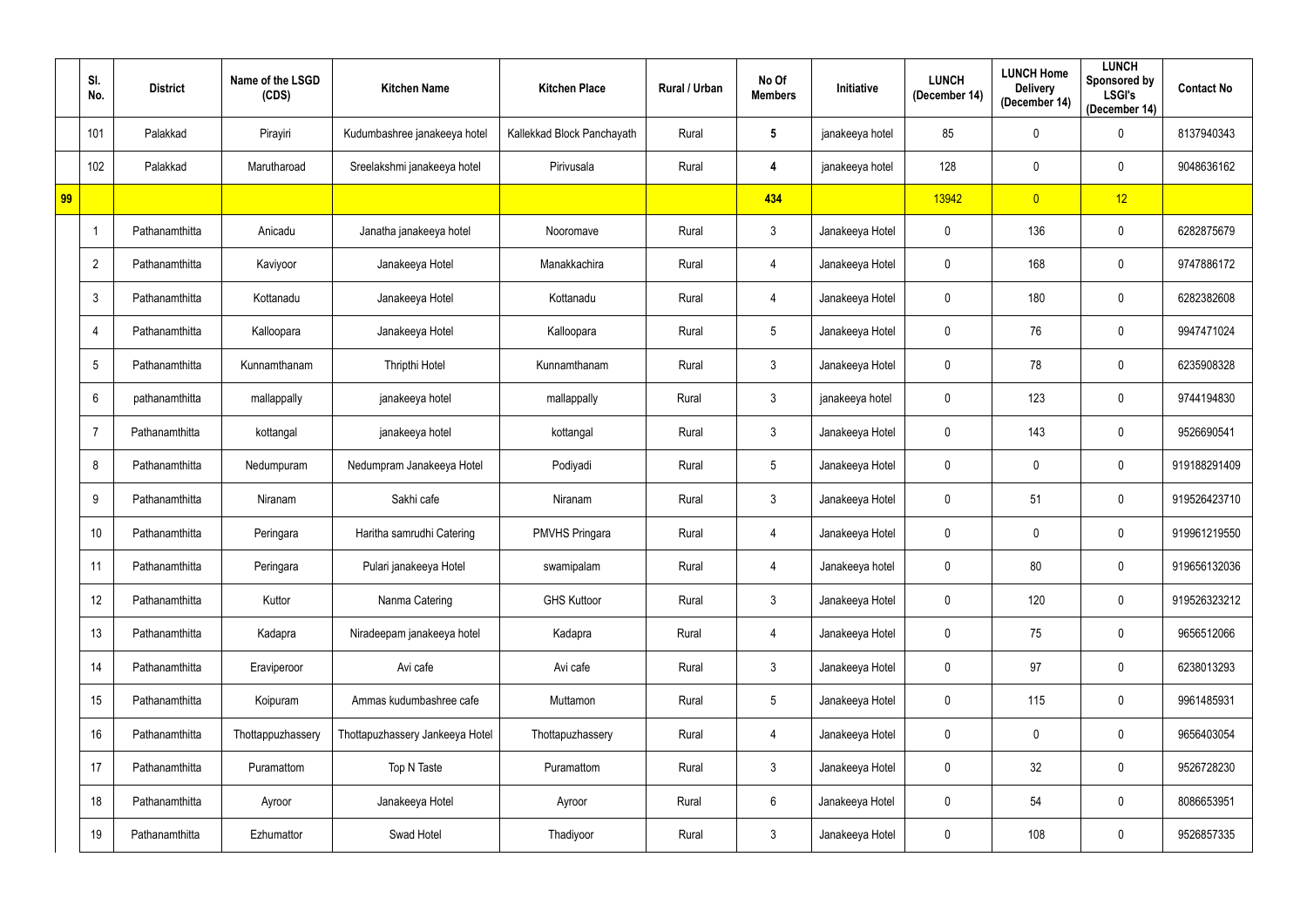| | Sl. No. | District | Name of the LSGD (CDS) | Kitchen Name | Kitchen Place | Rural / Urban | No Of Members | Initiative | LUNCH (December 14) | LUNCH Home Delivery (December 14) | LUNCH Sponsored by LSGI's (December 14) | Contact No |
|---|---|---|---|---|---|---|---|---|---|---|---|---|
| | 101 | Palakkad | Pirayiri | Kudumbashree janakeeya hotel | Kallekkad Block Panchayath | Rural | **5** | janakeeya hotel | 85 | 0 | 0 | 8137940343 |
| | 102 | Palakkad | Marutharoad | Sreelakshmi janakeeya hotel | Pirivusala | Rural | **4** | janakeeya hotel | 128 | 0 | 0 | 9048636162 |
| **99** | | | | | | | **434** | | 13942 | 0 | 12 | |
| | 1 | Pathanamthitta | Anicadu | Janatha janakeeya hotel | Nooromave | Rural | 3 | Janakeeya Hotel | 0 | 136 | 0 | 6282875679 |
| | 2 | Pathanamthitta | Kaviyoor | Janakeeya Hotel | Manakkachira | Rural | 4 | Janakeeya Hotel | 0 | 168 | 0 | 9747886172 |
| | 3 | Pathanamthitta | Kottanadu | Janakeeya Hotel | Kottanadu | Rural | 4 | Janakeeya Hotel | 0 | 180 | 0 | 6282382608 |
| | 4 | Pathanamthitta | Kalloopara | Janakeeya Hotel | Kalloopara | Rural | 5 | Janakeeya Hotel | 0 | 76 | 0 | 9947471024 |
| | 5 | Pathanamthitta | Kunnamthanam | Thripthi Hotel | Kunnamthanam | Rural | 3 | Janakeeya Hotel | 0 | 78 | 0 | 6235908328 |
| | 6 | pathanamthitta | mallappally | janakeeya hotel | mallappally | Rural | 3 | janakeeya hotel | 0 | 123 | 0 | 9744194830 |
| | 7 | Pathanamthitta | kottangal | janakeeya hotel | kottangal | Rural | 3 | Janakeeya Hotel | 0 | 143 | 0 | 9526690541 |
| | 8 | Pathanamthitta | Nedumpuram | Nedumpram Janakeeya Hotel | Podiyadi | Rural | 5 | Janakeeya Hotel | 0 | 0 | 0 | 919188291409 |
| | 9 | Pathanamthitta | Niranam | Sakhi cafe | Niranam | Rural | 3 | Janakeeya Hotel | 0 | 51 | 0 | 919526423710 |
| | 10 | Pathanamthitta | Peringara | Haritha samrudhi Catering | PMVHS Pringara | Rural | 4 | Janakeeya Hotel | 0 | 0 | 0 | 919961219550 |
| | 11 | Pathanamthitta | Peringara | Pulari janakeeya Hotel | swamipalam | Rural | 4 | Janakeeya hotel | 0 | 80 | 0 | 919656132036 |
| | 12 | Pathanamthitta | Kuttor | Nanma Catering | GHS Kuttoor | Rural | 3 | Janakeeya Hotel | 0 | 120 | 0 | 919526323212 |
| | 13 | Pathanamthitta | Kadapra | Niradeepam janakeeya hotel | Kadapra | Rural | 4 | Janakeeya Hotel | 0 | 75 | 0 | 9656512066 |
| | 14 | Pathanamthitta | Eraviperoor | Avi cafe | Avi cafe | Rural | 3 | Janakeeya Hotel | 0 | 97 | 0 | 6238013293 |
| | 15 | Pathanamthitta | Koipuram | Ammas kudumbashree cafe | Muttamon | Rural | 5 | Janakeeya Hotel | 0 | 115 | 0 | 9961485931 |
| | 16 | Pathanamthitta | Thottappuzhassery | Thottapuzhassery Jankeeya Hotel | Thottapuzhassery | Rural | 4 | Janakeeya Hotel | 0 | 0 | 0 | 9656403054 |
| | 17 | Pathanamthitta | Puramattom | Top N Taste | Puramattom | Rural | 3 | Janakeeya Hotel | 0 | 32 | 0 | 9526728230 |
| | 18 | Pathanamthitta | Ayroor | Janakeeya Hotel | Ayroor | Rural | 6 | Janakeeya Hotel | 0 | 54 | 0 | 8086653951 |
| | 19 | Pathanamthitta | Ezhumattor | Swad Hotel | Thadiyoor | Rural | 3 | Janakeeya Hotel | 0 | 108 | 0 | 9526857335 |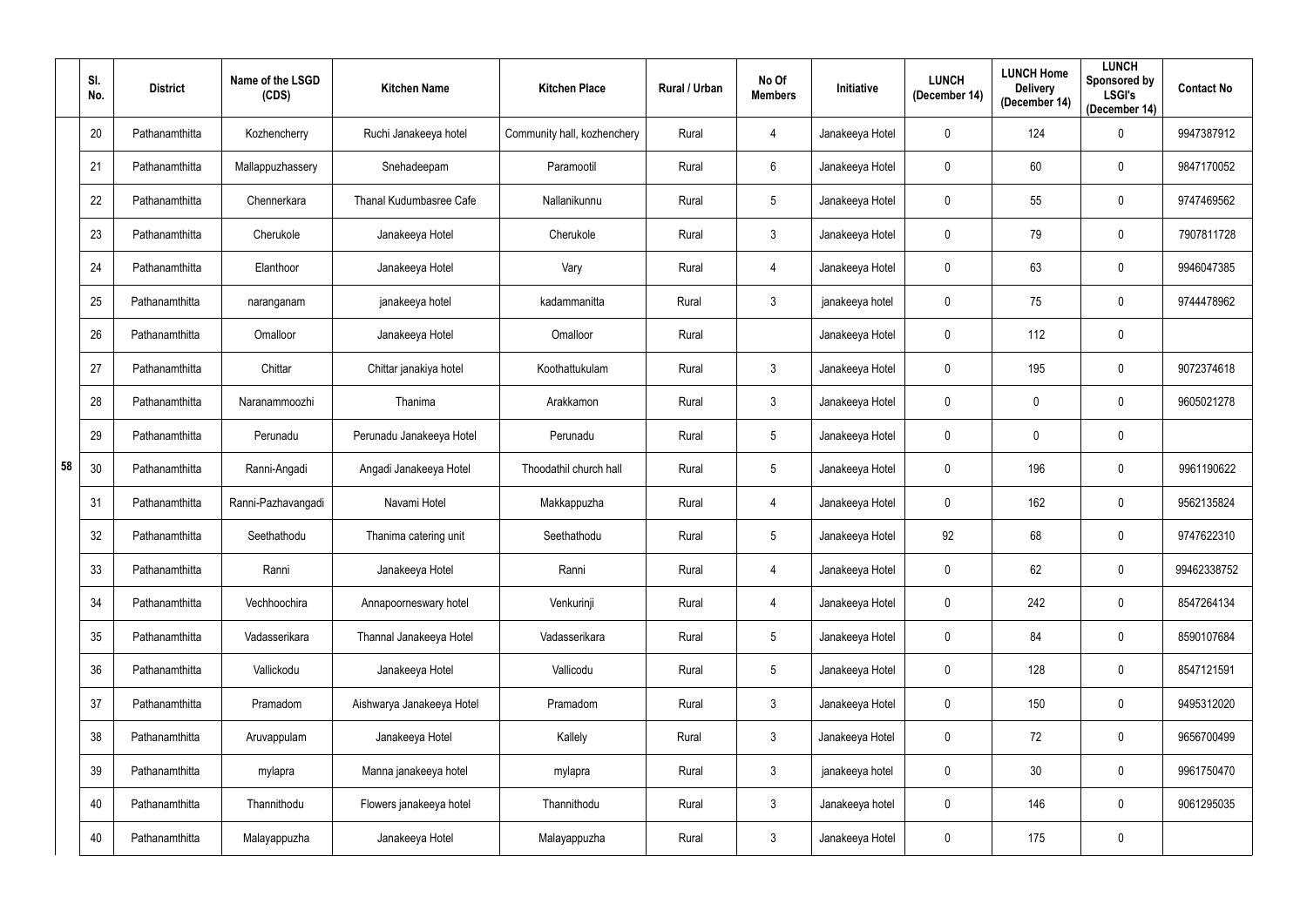|  | Sl. No. | District | Name of the LSGD (CDS) | Kitchen Name | Kitchen Place | Rural / Urban | No Of Members | Initiative | LUNCH (December 14) | LUNCH Home Delivery (December 14) | LUNCH Sponsored by LSGI's (December 14) | Contact No |
|---|---|---|---|---|---|---|---|---|---|---|---|---|
|  | 20 | Pathanamthitta | Kozhencherry | Ruchi Janakeeya hotel | Community hall, kozhenchery | Rural | 4 | Janakeeya Hotel | 0 | 124 | 0 | 9947387912 |
|  | 21 | Pathanamthitta | Mallappuzhassery | Snehadeepam | Paramootil | Rural | 6 | Janakeeya Hotel | 0 | 60 | 0 | 9847170052 |
|  | 22 | Pathanamthitta | Chennerkara | Thanal Kudumbasree Cafe | Nallanikunnu | Rural | 5 | Janakeeya Hotel | 0 | 55 | 0 | 9747469562 |
|  | 23 | Pathanamthitta | Cherukole | Janakeeya Hotel | Cherukole | Rural | 3 | Janakeeya Hotel | 0 | 79 | 0 | 7907811728 |
|  | 24 | Pathanamthitta | Elanthoor | Janakeeya Hotel | Vary | Rural | 4 | Janakeeya Hotel | 0 | 63 | 0 | 9946047385 |
|  | 25 | Pathanamthitta | naranganam | janakeeya hotel | kadammanitta | Rural | 3 | janakeeya hotel | 0 | 75 | 0 | 9744478962 |
|  | 26 | Pathanamthitta | Omalloor | Janakeeya Hotel | Omalloor | Rural |  | Janakeeya Hotel | 0 | 112 | 0 |  |
|  | 27 | Pathanamthitta | Chittar | Chittar janakiya hotel | Koothattukulam | Rural | 3 | Janakeeya Hotel | 0 | 195 | 0 | 9072374618 |
|  | 28 | Pathanamthitta | Naranammoozhi | Thanima | Arakkamon | Rural | 3 | Janakeeya Hotel | 0 | 0 | 0 | 9605021278 |
|  | 29 | Pathanamthitta | Perunadu | Perunadu Janakeeya Hotel | Perunadu | Rural | 5 | Janakeeya Hotel | 0 | 0 | 0 |  |
| 58 | 30 | Pathanamthitta | Ranni-Angadi | Angadi Janakeeya Hotel | Thoodathil church hall | Rural | 5 | Janakeeya Hotel | 0 | 196 | 0 | 9961190622 |
|  | 31 | Pathanamthitta | Ranni-Pazhavangadi | Navami Hotel | Makkappuzha | Rural | 4 | Janakeeya Hotel | 0 | 162 | 0 | 9562135824 |
|  | 32 | Pathanamthitta | Seethathodu | Thanima catering unit | Seethathodu | Rural | 5 | Janakeeya Hotel | 92 | 68 | 0 | 9747622310 |
|  | 33 | Pathanamthitta | Ranni | Janakeeya Hotel | Ranni | Rural | 4 | Janakeeya Hotel | 0 | 62 | 0 | 99462338752 |
|  | 34 | Pathanamthitta | Vechhoochira | Annapoorneswary hotel | Venkurinji | Rural | 4 | Janakeeya Hotel | 0 | 242 | 0 | 8547264134 |
|  | 35 | Pathanamthitta | Vadasserikara | Thannal Janakeeya Hotel | Vadasserikara | Rural | 5 | Janakeeya Hotel | 0 | 84 | 0 | 8590107684 |
|  | 36 | Pathanamthitta | Vallickodu | Janakeeya Hotel | Vallicodu | Rural | 5 | Janakeeya Hotel | 0 | 128 | 0 | 8547121591 |
|  | 37 | Pathanamthitta | Pramadom | Aishwarya Janakeeya Hotel | Pramadom | Rural | 3 | Janakeeya Hotel | 0 | 150 | 0 | 9495312020 |
|  | 38 | Pathanamthitta | Aruvappulam | Janakeeya Hotel | Kallely | Rural | 3 | Janakeeya Hotel | 0 | 72 | 0 | 9656700499 |
|  | 39 | Pathanamthitta | mylapra | Manna janakeeya hotel | mylapra | Rural | 3 | janakeeya hotel | 0 | 30 | 0 | 9961750470 |
|  | 40 | Pathanamthitta | Thannithodu | Flowers janakeeya hotel | Thannithodu | Rural | 3 | Janakeeya hotel | 0 | 146 | 0 | 9061295035 |
|  | 40 | Pathanamthitta | Malayappuzha | Janakeeya Hotel | Malayappuzha | Rural | 3 | Janakeeya Hotel | 0 | 175 | 0 |  |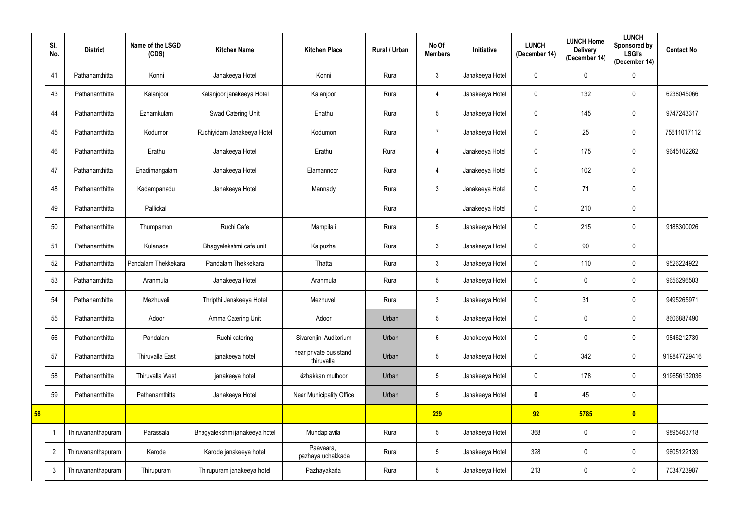|  | Sl. No. | District | Name of the LSGD (CDS) | Kitchen Name | Kitchen Place | Rural / Urban | No Of Members | Initiative | LUNCH (December 14) | LUNCH Home Delivery (December 14) | LUNCH Sponsored by LSGI's (December 14) | Contact No |
|---|---|---|---|---|---|---|---|---|---|---|---|---|
|  | 41 | Pathanamthitta | Konni | Janakeeya Hotel | Konni | Rural | 3 | Janakeeya Hotel | 0 | 0 | 0 |  |
|  | 43 | Pathanamthitta | Kalanjoor | Kalanjoor janakeeya Hotel | Kalanjoor | Rural | 4 | Janakeeya Hotel | 0 | 132 | 0 | 6238045066 |
|  | 44 | Pathanamthitta | Ezhamkulam | Swad Catering Unit | Enathu | Rural | 5 | Janakeeya Hotel | 0 | 145 | 0 | 9747243317 |
|  | 45 | Pathanamthitta | Kodumon | Ruchiyidam Janakeeya Hotel | Kodumon | Rural | 7 | Janakeeya Hotel | 0 | 25 | 0 | 75611017112 |
|  | 46 | Pathanamthitta | Erathu | Janakeeya Hotel | Erathu | Rural | 4 | Janakeeya Hotel | 0 | 175 | 0 | 9645102262 |
|  | 47 | Pathanamthitta | Enadimangalam | Janakeeya Hotel | Elamannoor | Rural | 4 | Janakeeya Hotel | 0 | 102 | 0 |  |
|  | 48 | Pathanamthitta | Kadampanadu | Janakeeya Hotel | Mannady | Rural | 3 | Janakeeya Hotel | 0 | 71 | 0 |  |
|  | 49 | Pathanamthitta | Pallickal |  |  | Rural |  | Janakeeya Hotel | 0 | 210 | 0 |  |
|  | 50 | Pathanamthitta | Thumpamon | Ruchi Cafe | Mampilali | Rural | 5 | Janakeeya Hotel | 0 | 215 | 0 | 9188300026 |
|  | 51 | Pathanamthitta | Kulanada | Bhagyalekshmi cafe unit | Kaipuzha | Rural | 3 | Janakeeya Hotel | 0 | 90 | 0 |  |
|  | 52 | Pathanamthitta | Pandalam Thekkekara | Pandalam Thekkekara | Thatta | Rural | 3 | Janakeeya Hotel | 0 | 110 | 0 | 9526224922 |
|  | 53 | Pathanamthitta | Aranmula | Janakeeya Hotel | Aranmula | Rural | 5 | Janakeeya Hotel | 0 | 0 | 0 | 9656296503 |
|  | 54 | Pathanamthitta | Mezhuveli | Thripthi Janakeeya Hotel | Mezhuveli | Rural | 3 | Janakeeya Hotel | 0 | 31 | 0 | 9495265971 |
|  | 55 | Pathanamthitta | Adoor | Amma Catering Unit | Adoor | Urban | 5 | Janakeeya Hotel | 0 | 0 | 0 | 8606887490 |
|  | 56 | Pathanamthitta | Pandalam | Ruchi catering | Sivarenjini Auditorium | Urban | 5 | Janakeeya Hotel | 0 | 0 | 0 | 9846212739 |
|  | 57 | Pathanamthitta | Thiruvalla East | janakeeya hotel | near private bus stand thiruvalla | Urban | 5 | Janakeeya Hotel | 0 | 342 | 0 | 919847729416 |
|  | 58 | Pathanamthitta | Thiruvalla West | janakeeya hotel | kizhakkan muthoor | Urban | 5 | Janakeeya Hotel | 0 | 178 | 0 | 919656132036 |
|  | 59 | Pathanamthitta | Pathanamthitta | Janakeeya Hotel | Near Municipality Office | Urban | 5 | Janakeeya Hotel | **0** | 45 | 0 |  |
| **58** |  |  |  |  |  |  | **229** |  | **92** | **5785** | **0** |  |
|  | 1 | Thiruvananthapuram | Parassala | Bhagyalekshmi janakeeya hotel | Mundaplavila | Rural | 5 | Janakeeya Hotel | 368 | 0 | 0 | 9895463718 |
|  | 2 | Thiruvananthapuram | Karode | Karode janakeeya hotel | Paavaara, pazhaya uchakkada | Rural | 5 | Janakeeya Hotel | 328 | 0 | 0 | 9605122139 |
|  | 3 | Thiruvananthapuram | Thirupuram | Thirupuram janakeeya hotel | Pazhayakada | Rural | 5 | Janakeeya Hotel | 213 | 0 | 0 | 7034723987 |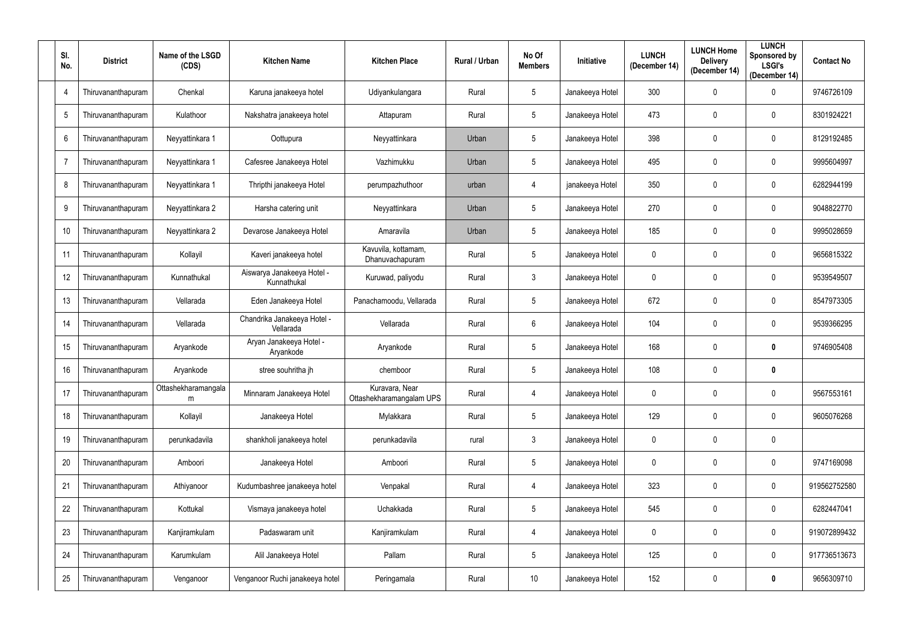| Sl. No. | District | Name of the LSGD (CDS) | Kitchen Name | Kitchen Place | Rural / Urban | No Of Members | Initiative | LUNCH (December 14) | LUNCH Home Delivery (December 14) | LUNCH Sponsored by LSGI's (December 14) | Contact No |
|---|---|---|---|---|---|---|---|---|---|---|---|
| 4 | Thiruvananthapuram | Chenkal | Karuna janakeeya hotel | Udiyankulangara | Rural | 5 | Janakeeya Hotel | 300 | 0 | 0 | 9746726109 |
| 5 | Thiruvananthapuram | Kulathoor | Nakshatra janakeeya hotel | Attapuram | Rural | 5 | Janakeeya Hotel | 473 | 0 | 0 | 8301924221 |
| 6 | Thiruvananthapuram | Neyyattinkara 1 | Oottupura | Neyyattinkara | Urban | 5 | Janakeeya Hotel | 398 | 0 | 0 | 8129192485 |
| 7 | Thiruvananthapuram | Neyyattinkara 1 | Cafesree Janakeeya Hotel | Vazhimukku | Urban | 5 | Janakeeya Hotel | 495 | 0 | 0 | 9995604997 |
| 8 | Thiruvananthapuram | Neyyattinkara 1 | Thripthi janakeeya Hotel | perumpazhuthoor | urban | 4 | janakeeya Hotel | 350 | 0 | 0 | 6282944199 |
| 9 | Thiruvananthapuram | Neyyattinkara 2 | Harsha catering unit | Neyyattinkara | Urban | 5 | Janakeeya Hotel | 270 | 0 | 0 | 9048822770 |
| 10 | Thiruvananthapuram | Neyyattinkara 2 | Devarose Janakeeya Hotel | Amaravila | Urban | 5 | Janakeeya Hotel | 185 | 0 | 0 | 9995028659 |
| 11 | Thiruvananthapuram | Kollayil | Kaveri janakeeya hotel | Kavuvila, kottamam, Dhanuvachapuram | Rural | 5 | Janakeeya Hotel | 0 | 0 | 0 | 9656815322 |
| 12 | Thiruvananthapuram | Kunnathukal | Aiswarya Janakeeya Hotel - Kunnathukal | Kuruwad, paliyodu | Rural | 3 | Janakeeya Hotel | 0 | 0 | 0 | 9539549507 |
| 13 | Thiruvananthapuram | Vellarada | Eden Janakeeya Hotel | Panachamoodu, Vellarada | Rural | 5 | Janakeeya Hotel | 672 | 0 | 0 | 8547973305 |
| 14 | Thiruvananthapuram | Vellarada | Chandrika Janakeeya Hotel - Vellarada | Vellarada | Rural | 6 | Janakeeya Hotel | 104 | 0 | 0 | 9539366295 |
| 15 | Thiruvananthapuram | Aryankode | Aryan Janakeeya Hotel - Aryankode | Aryankode | Rural | 5 | Janakeeya Hotel | 168 | 0 | **0** | 9746905408 |
| 16 | Thiruvananthapuram | Aryankode | stree souhritha jh | chemboor | Rural | 5 | Janakeeya Hotel | 108 | 0 | **0** | |
| 17 | Thiruvananthapuram | Ottashekharamangalam | Minnaram Janakeeya Hotel | Kuravara, Near Ottashekharamangalam UPS | Rural | 4 | Janakeeya Hotel | 0 | 0 | 0 | 9567553161 |
| 18 | Thiruvananthapuram | Kollayil | Janakeeya Hotel | Mylakkara | Rural | 5 | Janakeeya Hotel | 129 | 0 | 0 | 9605076268 |
| 19 | Thiruvananthapuram | perunkadavila | shankholi janakeeya hotel | perunkadavila | rural | 3 | Janakeeya Hotel | 0 | 0 | 0 | |
| 20 | Thiruvananthapuram | Amboori | Janakeeya Hotel | Amboori | Rural | 5 | Janakeeya Hotel | 0 | 0 | 0 | 9747169098 |
| 21 | Thiruvananthapuram | Athiyanoor | Kudumbashree janakeeya hotel | Venpakal | Rural | 4 | Janakeeya Hotel | 323 | 0 | 0 | 919562752580 |
| 22 | Thiruvananthapuram | Kottukal | Vismaya janakeeya hotel | Uchakkada | Rural | 5 | Janakeeya Hotel | 545 | 0 | 0 | 6282447041 |
| 23 | Thiruvananthapuram | Kanjiramkulam | Padaswaram unit | Kanjiramkulam | Rural | 4 | Janakeeya Hotel | 0 | 0 | 0 | 919072899432 |
| 24 | Thiruvananthapuram | Karumkulam | Alil Janakeeya Hotel | Pallam | Rural | 5 | Janakeeya Hotel | 125 | 0 | 0 | 917736513673 |
| 25 | Thiruvananthapuram | Venganoor | Venganoor Ruchi janakeeya hotel | Peringamala | Rural | 10 | Janakeeya Hotel | 152 | 0 | **0** | 9656309710 |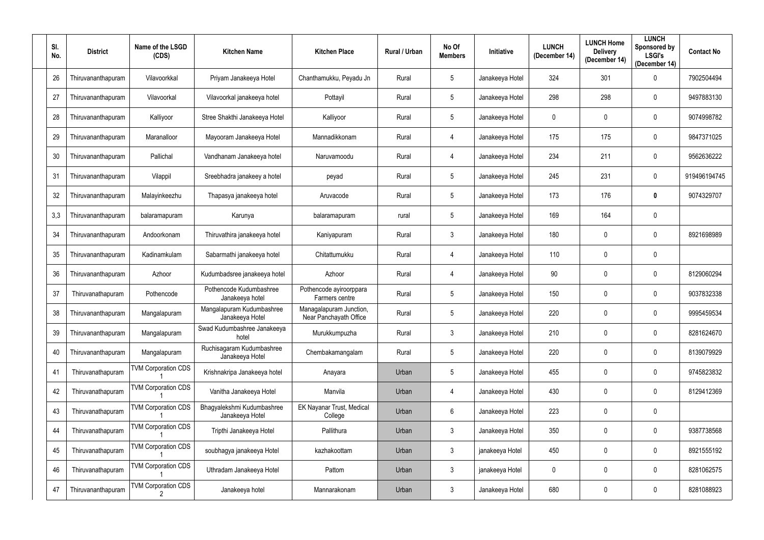| Sl. No. | District | Name of the LSGD (CDS) | Kitchen Name | Kitchen Place | Rural / Urban | No Of Members | Initiative | LUNCH (December 14) | LUNCH Home Delivery (December 14) | LUNCH Sponsored by LSGI's (December 14) | Contact No |
|---|---|---|---|---|---|---|---|---|---|---|---|
| 26 | Thiruvananthapuram | Vilavoorkkal | Priyam Janakeeya Hotel | Chanthamukku, Peyadu Jn | Rural | 5 | Janakeeya Hotel | 324 | 301 | 0 | 7902504494 |
| 27 | Thiruvananthapuram | Vilavoorkal | Vilavoorkal janakeeya hotel | Pottayil | Rural | 5 | Janakeeya Hotel | 298 | 298 | 0 | 9497883130 |
| 28 | Thiruvananthapuram | Kalliyoor | Stree Shakthi Janakeeya Hotel | Kalliyoor | Rural | 5 | Janakeeya Hotel | 0 | 0 | 0 | 9074998782 |
| 29 | Thiruvananthapuram | Maranalloor | Mayooram Janakeeya Hotel | Mannadikkonam | Rural | 4 | Janakeeya Hotel | 175 | 175 | 0 | 9847371025 |
| 30 | Thiruvananthapuram | Pallichal | Vandhanam Janakeeya hotel | Naruvamoodu | Rural | 4 | Janakeeya Hotel | 234 | 211 | 0 | 9562636222 |
| 31 | Thiruvananthapuram | Vilappil | Sreebhadra janakeey a hotel | peyad | Rural | 5 | Janakeeya Hotel | 245 | 231 | 0 | 919496194745 |
| 32 | Thiruvananthapuram | Malayinkeezhu | Thapasya janakeeya hotel | Aruvacode | Rural | 5 | Janakeeya Hotel | 173 | 176 | **0** | 9074329707 |
| 3,3 | Thiruvananthapuram | balaramapuram | Karunya | balaramapuram | rural | 5 | Janakeeya Hotel | 169 | 164 | 0 | |
| 34 | Thiruvananthapuram | Andoorkonam | Thiruvathira janakeeya hotel | Kaniyapuram | Rural | 3 | Janakeeya Hotel | 180 | 0 | 0 | 8921698989 |
| 35 | Thiruvananthapuram | Kadinamkulam | Sabarmathi janakeeya hotel | Chitattumukku | Rural | 4 | Janakeeya Hotel | 110 | 0 | 0 | |
| 36 | Thiruvananthapuram | Azhoor | Kudumbadsree janakeeya hotel | Azhoor | Rural | 4 | Janakeeya Hotel | 90 | 0 | 0 | 8129060294 |
| 37 | Thiruvanathapuram | Pothencode | Pothencode Kudumbashree Janakeeya hotel | Pothencode ayiroorppara Farmers centre | Rural | 5 | Janakeeya Hotel | 150 | 0 | 0 | 9037832338 |
| 38 | Thiruvananthapuram | Mangalapuram | Mangalapuram Kudumbashree Janakeeya Hotel | Managalapuram Junction, Near Panchayath Office | Rural | 5 | Janakeeya Hotel | 220 | 0 | 0 | 9995459534 |
| 39 | Thiruvananthapuram | Mangalapuram | Swad Kudumbashree Janakeeya hotel | Murukkumpuzha | Rural | 3 | Janakeeya Hotel | 210 | 0 | 0 | 8281624670 |
| 40 | Thiruvananthapuram | Mangalapuram | Ruchisagaram Kudumbashree Janakeeya Hotel | Chembakamangalam | Rural | 5 | Janakeeya Hotel | 220 | 0 | 0 | 8139079929 |
| 41 | Thiruvanathapuram | TVM Corporation CDS 1 | Krishnakripa Janakeeya hotel | Anayara | Urban | 5 | Janakeeya Hotel | 455 | 0 | 0 | 9745823832 |
| 42 | Thiruvanathapuram | TVM Corporation CDS 1 | Vanitha Janakeeya Hotel | Manvila | Urban | 4 | Janakeeya Hotel | 430 | 0 | 0 | 8129412369 |
| 43 | Thiruvanathapuram | TVM Corporation CDS 1 | Bhagyalekshmi Kudumbashree Janakeeya Hotel | EK Nayanar Trust, Medical College | Urban | 6 | Janakeeya Hotel | 223 | 0 | 0 | |
| 44 | Thiruvanathapuram | TVM Corporation CDS 1 | Tripthi Janakeeya Hotel | Pallithura | Urban | 3 | Janakeeya Hotel | 350 | 0 | 0 | 9387738568 |
| 45 | Thiruvanathapuram | TVM Corporation CDS 1 | soubhagya janakeeya Hotel | kazhakoottam | Urban | 3 | janakeeya Hotel | 450 | 0 | 0 | 8921555192 |
| 46 | Thiruvanathapuram | TVM Corporation CDS 1 | Uthradam Janakeeya Hotel | Pattom | Urban | 3 | janakeeya Hotel | 0 | 0 | 0 | 8281062575 |
| 47 | Thiruvananthapuram | TVM Corporation CDS 2 | Janakeeya hotel | Mannarakonam | Urban | 3 | Janakeeya Hotel | 680 | 0 | 0 | 8281088923 |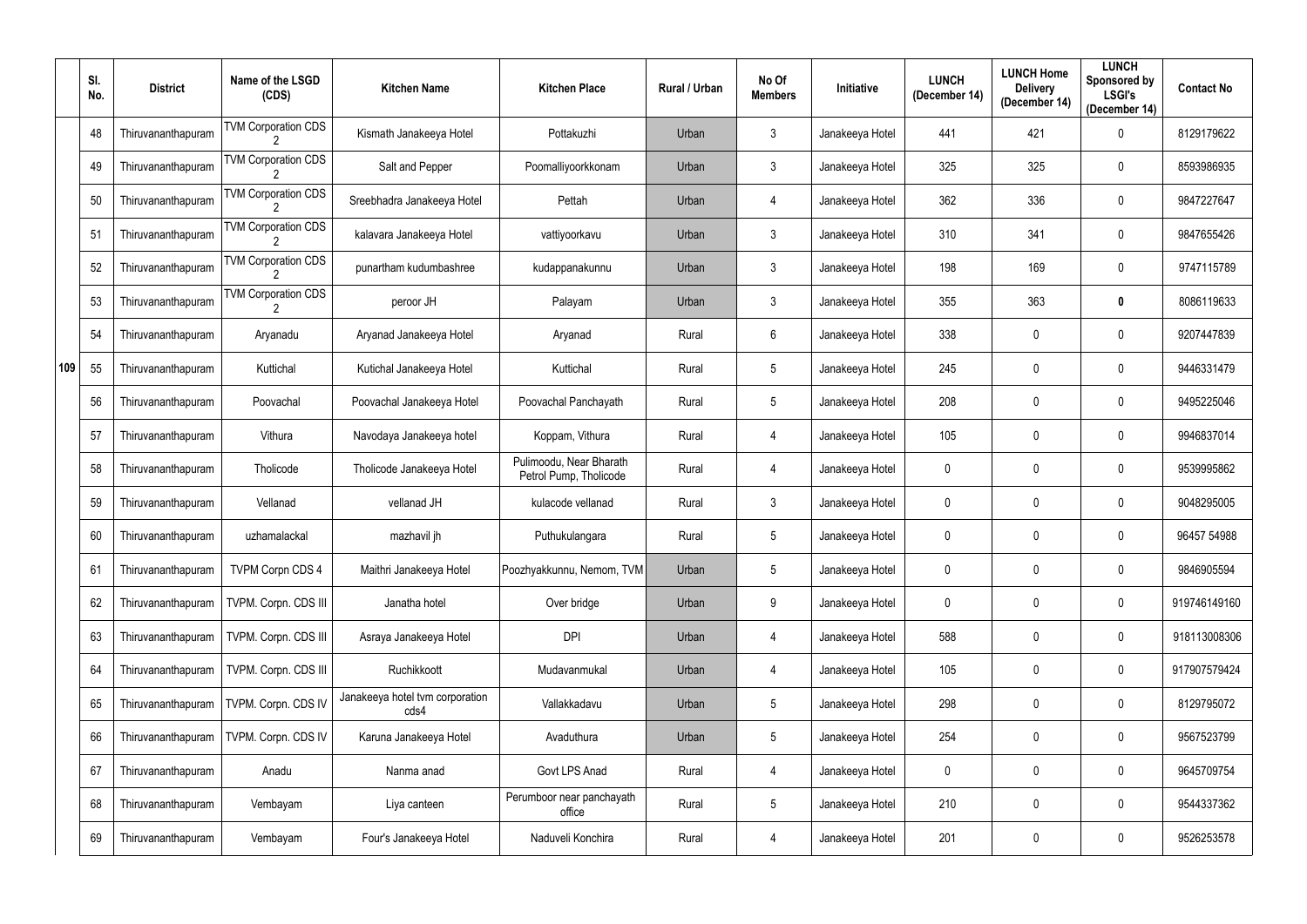|  | Sl. No. | District | Name of the LSGD (CDS) | Kitchen Name | Kitchen Place | Rural / Urban | No Of Members | Initiative | LUNCH (December 14) | LUNCH Home Delivery (December 14) | LUNCH Sponsored by LSGI's (December 14) | Contact No |
|---|---|---|---|---|---|---|---|---|---|---|---|---|
| 109 | 48 | Thiruvananthapuram | TVM Corporation CDS 2 | Kismath Janakeeya Hotel | Pottakuzhi | Urban | 3 | Janakeeya Hotel | 441 | 421 | 0 | 8129179622 |
|  | 49 | Thiruvananthapuram | TVM Corporation CDS 2 | Salt and Pepper | Poomalliyoorkkonam | Urban | 3 | Janakeeya Hotel | 325 | 325 | 0 | 8593986935 |
|  | 50 | Thiruvananthapuram | TVM Corporation CDS 2 | Sreebhadra Janakeeya Hotel | Pettah | Urban | 4 | Janakeeya Hotel | 362 | 336 | 0 | 9847227647 |
|  | 51 | Thiruvananthapuram | TVM Corporation CDS 2 | kalavara Janakeeya Hotel | vattiyoorkavu | Urban | 3 | Janakeeya Hotel | 310 | 341 | 0 | 9847655426 |
|  | 52 | Thiruvananthapuram | TVM Corporation CDS 2 | punartham kudumbashree | kudappanakunnu | Urban | 3 | Janakeeya Hotel | 198 | 169 | 0 | 9747115789 |
|  | 53 | Thiruvananthapuram | TVM Corporation CDS 2 | peroor JH | Palayam | Urban | 3 | Janakeeya Hotel | 355 | 363 | **0** | 8086119633 |
|  | 54 | Thiruvananthapuram | Aryanadu | Aryanad Janakeeya Hotel | Aryanad | Rural | 6 | Janakeeya Hotel | 338 | 0 | 0 | 9207447839 |
|  | 55 | Thiruvananthapuram | Kuttichal | Kutichal Janakeeya Hotel | Kuttichal | Rural | 5 | Janakeeya Hotel | 245 | 0 | 0 | 9446331479 |
|  | 56 | Thiruvananthapuram | Poovachal | Poovachal Janakeeya Hotel | Poovachal Panchayath | Rural | 5 | Janakeeya Hotel | 208 | 0 | 0 | 9495225046 |
|  | 57 | Thiruvananthapuram | Vithura | Navodaya Janakeeya hotel | Koppam, Vithura | Rural | 4 | Janakeeya Hotel | 105 | 0 | 0 | 9946837014 |
|  | 58 | Thiruvananthapuram | Tholicode | Tholicode Janakeeya Hotel | Pulimoodu, Near Bharath Petrol Pump, Tholicode | Rural | 4 | Janakeeya Hotel | 0 | 0 | 0 | 9539995862 |
|  | 59 | Thiruvananthapuram | Vellanad | vellanad JH | kulacode vellanad | Rural | 3 | Janakeeya Hotel | 0 | 0 | 0 | 9048295005 |
|  | 60 | Thiruvananthapuram | uzhamalackal | mazhavil jh | Puthukulangara | Rural | 5 | Janakeeya Hotel | 0 | 0 | 0 | 96457 54988 |
|  | 61 | Thiruvananthapuram | TVPM Corpn CDS 4 | Maithri Janakeeya Hotel | Poozhyakkunnu, Nemom, TVM | Urban | 5 | Janakeeya Hotel | 0 | 0 | 0 | 9846905594 |
|  | 62 | Thiruvananthapuram | TVPM. Corpn. CDS III | Janatha hotel | Over bridge | Urban | 9 | Janakeeya Hotel | 0 | 0 | 0 | 919746149160 |
|  | 63 | Thiruvananthapuram | TVPM. Corpn. CDS III | Asraya Janakeeya Hotel | DPI | Urban | 4 | Janakeeya Hotel | 588 | 0 | 0 | 918113008306 |
|  | 64 | Thiruvananthapuram | TVPM. Corpn. CDS III | Ruchikkoott | Mudavanmukal | Urban | 4 | Janakeeya Hotel | 105 | 0 | 0 | 917907579424 |
|  | 65 | Thiruvananthapuram | TVPM. Corpn. CDS IV | Janakeeya hotel tvm corporation cds4 | Vallakkadavu | Urban | 5 | Janakeeya Hotel | 298 | 0 | 0 | 8129795072 |
|  | 66 | Thiruvananthapuram | TVPM. Corpn. CDS IV | Karuna Janakeeya Hotel | Avaduthura | Urban | 5 | Janakeeya Hotel | 254 | 0 | 0 | 9567523799 |
|  | 67 | Thiruvananthapuram | Anadu | Nanma anad | Govt LPS Anad | Rural | 4 | Janakeeya Hotel | 0 | 0 | 0 | 9645709754 |
|  | 68 | Thiruvananthapuram | Vembayam | Liya canteen | Perumboor near panchayath office | Rural | 5 | Janakeeya Hotel | 210 | 0 | 0 | 9544337362 |
|  | 69 | Thiruvananthapuram | Vembayam | Four's Janakeeya Hotel | Naduveli Konchira | Rural | 4 | Janakeeya Hotel | 201 | 0 | 0 | 9526253578 |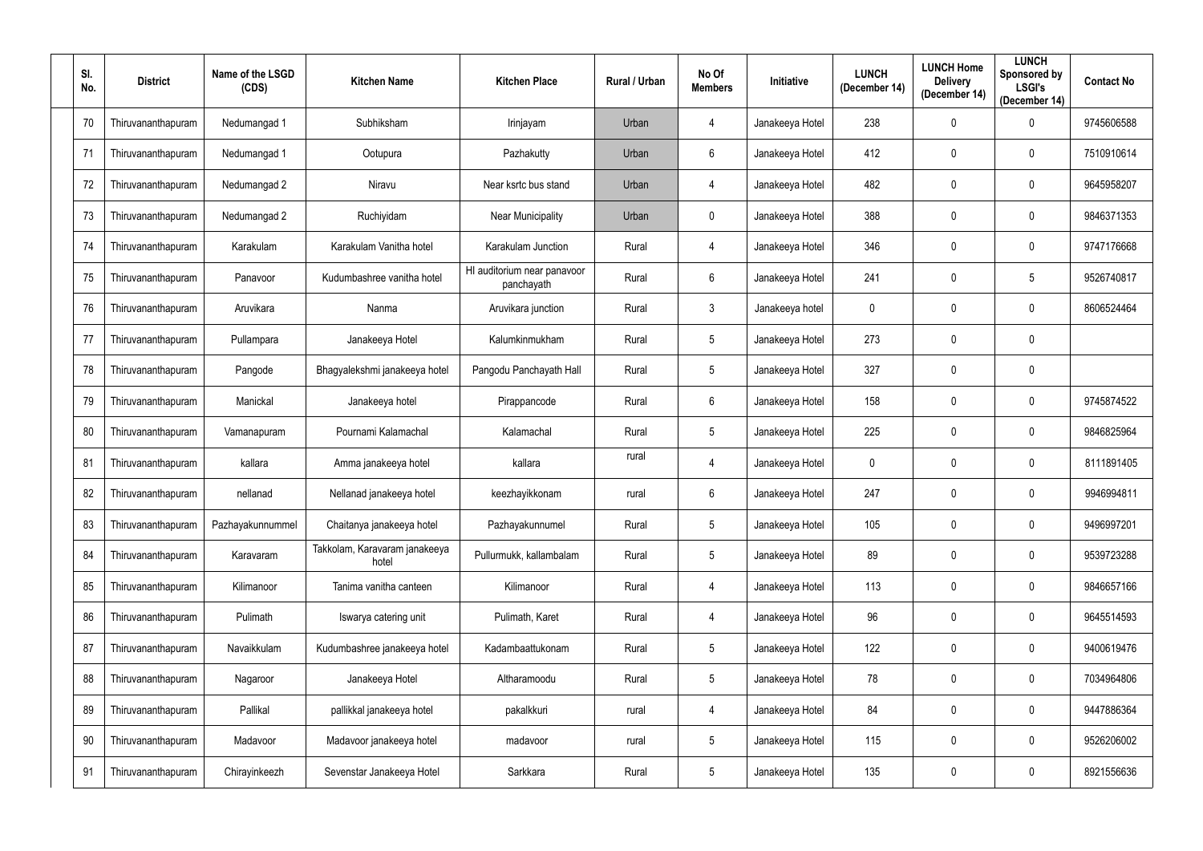| Sl. No. | District | Name of the LSGD (CDS) | Kitchen Name | Kitchen Place | Rural / Urban | No Of Members | Initiative | LUNCH (December 14) | LUNCH Home Delivery (December 14) | LUNCH Sponsored by LSGI's (December 14) | Contact No |
|---|---|---|---|---|---|---|---|---|---|---|---|
| 70 | Thiruvananthapuram | Nedumangad 1 | Subhiksham | Irinjayam | Urban | 4 | Janakeeya Hotel | 238 | 0 | 0 | 9745606588 |
| 71 | Thiruvananthapuram | Nedumangad 1 | Ootupura | Pazhakutty | Urban | 6 | Janakeeya Hotel | 412 | 0 | 0 | 7510910614 |
| 72 | Thiruvananthapuram | Nedumangad 2 | Niravu | Near ksrtc bus stand | Urban | 4 | Janakeeya Hotel | 482 | 0 | 0 | 9645958207 |
| 73 | Thiruvananthapuram | Nedumangad 2 | Ruchiyidam | Near Municipality | Urban | 0 | Janakeeya Hotel | 388 | 0 | 0 | 9846371353 |
| 74 | Thiruvananthapuram | Karakulam | Karakulam Vanitha hotel | Karakulam Junction | Rural | 4 | Janakeeya Hotel | 346 | 0 | 0 | 9747176668 |
| 75 | Thiruvananthapuram | Panavoor | Kudumbashree vanitha hotel | Hl auditorium near panavoor panchayath | Rural | 6 | Janakeeya Hotel | 241 | 0 | 5 | 9526740817 |
| 76 | Thiruvananthapuram | Aruvikara | Nanma | Aruvikara junction | Rural | 3 | Janakeeya hotel | 0 | 0 | 0 | 8606524464 |
| 77 | Thiruvananthapuram | Pullampara | Janakeeya Hotel | Kalumkinmukham | Rural | 5 | Janakeeya Hotel | 273 | 0 | 0 | |
| 78 | Thiruvananthapuram | Pangode | Bhagyalekshmi janakeeya hotel | Pangodu Panchayath Hall | Rural | 5 | Janakeeya Hotel | 327 | 0 | 0 | |
| 79 | Thiruvananthapuram | Manickal | Janakeeya hotel | Pirappancode | Rural | 6 | Janakeeya Hotel | 158 | 0 | 0 | 9745874522 |
| 80 | Thiruvananthapuram | Vamanapuram | Pournami Kalamachal | Kalamachal | Rural | 5 | Janakeeya Hotel | 225 | 0 | 0 | 9846825964 |
| 81 | Thiruvananthapuram | kallara | Amma janakeeya hotel | kallara | rural | 4 | Janakeeya Hotel | 0 | 0 | 0 | 8111891405 |
| 82 | Thiruvananthapuram | nellanad | Nellanad janakeeya hotel | keezhayikkonam | rural | 6 | Janakeeya Hotel | 247 | 0 | 0 | 9946994811 |
| 83 | Thiruvananthapuram | Pazhayakunnummel | Chaitanya janakeeya hotel | Pazhayakunnumel | Rural | 5 | Janakeeya Hotel | 105 | 0 | 0 | 9496997201 |
| 84 | Thiruvananthapuram | Karavaram | Takkolam, Karavaram janakeeya hotel | Pullurmukk, kallambalam | Rural | 5 | Janakeeya Hotel | 89 | 0 | 0 | 9539723288 |
| 85 | Thiruvananthapuram | Kilimanoor | Tanima vanitha canteen | Kilimanoor | Rural | 4 | Janakeeya Hotel | 113 | 0 | 0 | 9846657166 |
| 86 | Thiruvananthapuram | Pulimath | Iswarya catering unit | Pulimath, Karet | Rural | 4 | Janakeeya Hotel | 96 | 0 | 0 | 9645514593 |
| 87 | Thiruvananthapuram | Navaikkulam | Kudumbashree janakeeya hotel | Kadambaattukonam | Rural | 5 | Janakeeya Hotel | 122 | 0 | 0 | 9400619476 |
| 88 | Thiruvananthapuram | Nagaroor | Janakeeya Hotel | Altharamoodu | Rural | 5 | Janakeeya Hotel | 78 | 0 | 0 | 7034964806 |
| 89 | Thiruvananthapuram | Pallikal | pallikkal janakeeya hotel | pakalkkuri | rural | 4 | Janakeeya Hotel | 84 | 0 | 0 | 9447886364 |
| 90 | Thiruvananthapuram | Madavoor | Madavoor janakeeya hotel | madavoor | rural | 5 | Janakeeya Hotel | 115 | 0 | 0 | 9526206002 |
| 91 | Thiruvananthapuram | Chirayinkeezh | Sevenstar Janakeeya Hotel | Sarkkara | Rural | 5 | Janakeeya Hotel | 135 | 0 | 0 | 8921556636 |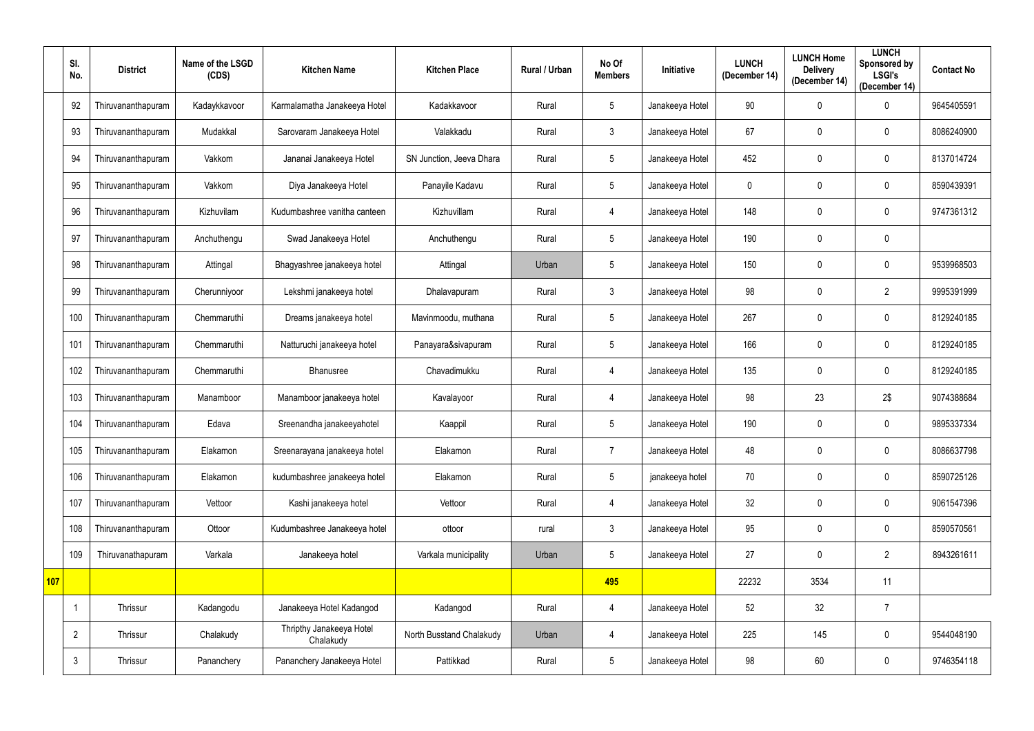| | Sl. No. | District | Name of the LSGD (CDS) | Kitchen Name | Kitchen Place | Rural / Urban | No Of Members | Initiative | LUNCH (December 14) | LUNCH Home Delivery (December 14) | LUNCH Sponsored by LSGI's (December 14) | Contact No |
|---|---|---|---|---|---|---|---|---|---|---|---|---|
| | 92 | Thiruvananthapuram | Kadaykkavoor | Karmalamatha Janakeeya Hotel | Kadakkavoor | Rural | 5 | Janakeeya Hotel | 90 | 0 | 0 | 9645405591 |
| | 93 | Thiruvananthapuram | Mudakkal | Sarovaram Janakeeya Hotel | Valakkadu | Rural | 3 | Janakeeya Hotel | 67 | 0 | 0 | 8086240900 |
| | 94 | Thiruvananthapuram | Vakkom | Jananai Janakeeya Hotel | SN Junction, Jeeva Dhara | Rural | 5 | Janakeeya Hotel | 452 | 0 | 0 | 8137014724 |
| | 95 | Thiruvananthapuram | Vakkom | Diya Janakeeya Hotel | Panayile Kadavu | Rural | 5 | Janakeeya Hotel | 0 | 0 | 0 | 8590439391 |
| | 96 | Thiruvananthapuram | Kizhuvilam | Kudumbashree vanitha canteen | Kizhuvillam | Rural | 4 | Janakeeya Hotel | 148 | 0 | 0 | 9747361312 |
| | 97 | Thiruvananthapuram | Anchuthengu | Swad Janakeeya Hotel | Anchuthengu | Rural | 5 | Janakeeya Hotel | 190 | 0 | 0 | |
| | 98 | Thiruvananthapuram | Attingal | Bhagyashree janakeeya hotel | Attingal | Urban | 5 | Janakeeya Hotel | 150 | 0 | 0 | 9539968503 |
| | 99 | Thiruvananthapuram | Cherunniyoor | Lekshmi janakeeya hotel | Dhalavapuram | Rural | 3 | Janakeeya Hotel | 98 | 0 | 2 | 9995391999 |
| | 100 | Thiruvananthapuram | Chemmaruthi | Dreams janakeeya hotel | Mavinmoodu, muthana | Rural | 5 | Janakeeya Hotel | 267 | 0 | 0 | 8129240185 |
| | 101 | Thiruvananthapuram | Chemmaruthi | Natturuchi janakeeya hotel | Panayara&sivapuram | Rural | 5 | Janakeeya Hotel | 166 | 0 | 0 | 8129240185 |
| | 102 | Thiruvananthapuram | Chemmaruthi | Bhanusree | Chavadimukku | Rural | 4 | Janakeeya Hotel | 135 | 0 | 0 | 8129240185 |
| | 103 | Thiruvananthapuram | Manamboor | Manamboor janakeeya hotel | Kavalayoor | Rural | 4 | Janakeeya Hotel | 98 | 23 | 2$ | 9074388684 |
| | 104 | Thiruvananthapuram | Edava | Sreenandha janakeeyahotel | Kaappil | Rural | 5 | Janakeeya Hotel | 190 | 0 | 0 | 9895337334 |
| | 105 | Thiruvananthapuram | Elakamon | Sreenarayana janakeeya hotel | Elakamon | Rural | 7 | Janakeeya Hotel | 48 | 0 | 0 | 8086637798 |
| | 106 | Thiruvananthapuram | Elakamon | kudumbashree janakeeya hotel | Elakamon | Rural | 5 | janakeeya hotel | 70 | 0 | 0 | 8590725126 |
| | 107 | Thiruvananthapuram | Vettoor | Kashi janakeeya hotel | Vettoor | Rural | 4 | Janakeeya Hotel | 32 | 0 | 0 | 9061547396 |
| | 108 | Thiruvananthapuram | Ottoor | Kudumbashree Janakeeya hotel | ottoor | rural | 3 | Janakeeya Hotel | 95 | 0 | 0 | 8590570561 |
| | 109 | Thiruvanathapuram | Varkala | Janakeeya hotel | Varkala municipality | Urban | 5 | Janakeeya Hotel | 27 | 0 | 2 | 8943261611 |
| **107** | | | | | | | **495** | | 22232 | 3534 | 11 | |
| | 1 | Thrissur | Kadangodu | Janakeeya Hotel Kadangod | Kadangod | Rural | 4 | Janakeeya Hotel | 52 | 32 | 7 | |
| | 2 | Thrissur | Chalakudy | Thripthy Janakeeya Hotel Chalakudy | North Busstand Chalakudy | Urban | 4 | Janakeeya Hotel | 225 | 145 | 0 | 9544048190 |
| | 3 | Thrissur | Pananchery | Pananchery Janakeeya Hotel | Pattikkad | Rural | 5 | Janakeeya Hotel | 98 | 60 | 0 | 9746354118 |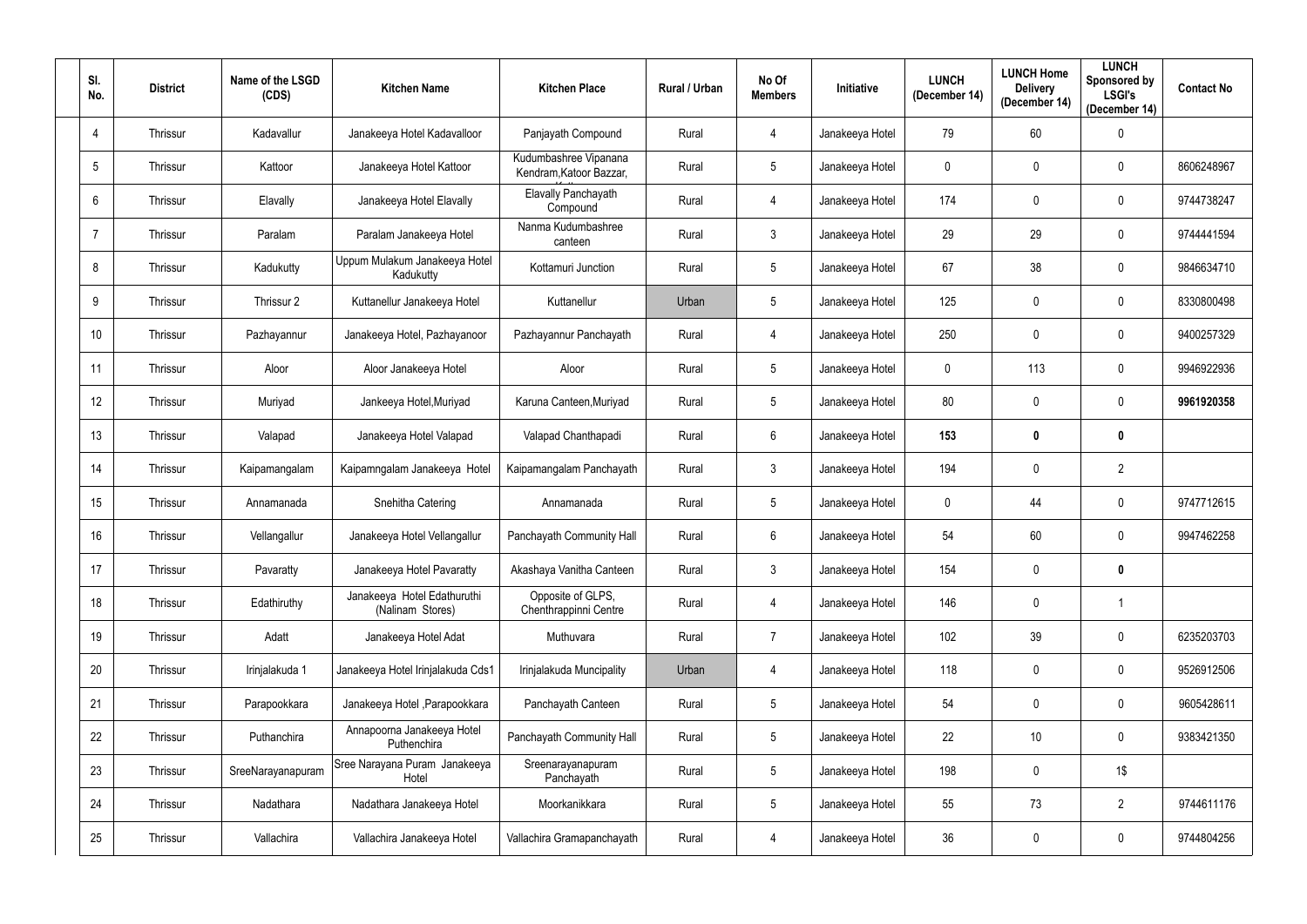| Sl. No. | District | Name of the LSGD (CDS) | Kitchen Name | Kitchen Place | Rural / Urban | No Of Members | Initiative | LUNCH (December 14) | LUNCH Home Delivery (December 14) | LUNCH Sponsored by LSGI's (December 14) | Contact No |
|---|---|---|---|---|---|---|---|---|---|---|---|
| 4 | Thrissur | Kadavallur | Janakeeya Hotel Kadavalloor | Panjayath Compound | Rural | 4 | Janakeeya Hotel | 79 | 60 | 0 | |
| 5 | Thrissur | Kattoor | Janakeeya Hotel Kattoor | Kudumbashree Vipanana Kendram,Katoor Bazzar, | Rural | 5 | Janakeeya Hotel | 0 | 0 | 0 | 8606248967 |
| 6 | Thrissur | Elavally | Janakeeya Hotel Elavally | Elavally Panchayath Compound | Rural | 4 | Janakeeya Hotel | 174 | 0 | 0 | 9744738247 |
| 7 | Thrissur | Paralam | Paralam Janakeeya Hotel | Nanma Kudumbashree canteen | Rural | 3 | Janakeeya Hotel | 29 | 29 | 0 | 9744441594 |
| 8 | Thrissur | Kadukutty | Uppum Mulakum Janakeeya Hotel Kadukutty | Kottamuri Junction | Rural | 5 | Janakeeya Hotel | 67 | 38 | 0 | 9846634710 |
| 9 | Thrissur | Thrissur 2 | Kuttanellur Janakeeya Hotel | Kuttanellur | Urban | 5 | Janakeeya Hotel | 125 | 0 | 0 | 8330800498 |
| 10 | Thrissur | Pazhayannur | Janakeeya Hotel, Pazhayanoor | Pazhayannur Panchayath | Rural | 4 | Janakeeya Hotel | 250 | 0 | 0 | 9400257329 |
| 11 | Thrissur | Aloor | Aloor Janakeeya Hotel | Aloor | Rural | 5 | Janakeeya Hotel | 0 | 113 | 0 | 9946922936 |
| 12 | Thrissur | Muriyad | Jankeeya Hotel,Muriyad | Karuna Canteen,Muriyad | Rural | 5 | Janakeeya Hotel | 80 | 0 | 0 | **9961920358** |
| 13 | Thrissur | Valapad | Janakeeya Hotel Valapad | Valapad Chanthapadi | Rural | 6 | Janakeeya Hotel | **153** | **0** | **0** | |
| 14 | Thrissur | Kaipamangalam | Kaipamngalam Janakeeya Hotel | Kaipamangalam Panchayath | Rural | 3 | Janakeeya Hotel | 194 | 0 | 2 | |
| 15 | Thrissur | Annamanada | Snehitha Catering | Annamanada | Rural | 5 | Janakeeya Hotel | 0 | 44 | 0 | 9747712615 |
| 16 | Thrissur | Vellangallur | Janakeeya Hotel Vellangallur | Panchayath Community Hall | Rural | 6 | Janakeeya Hotel | 54 | 60 | 0 | 9947462258 |
| 17 | Thrissur | Pavaratty | Janakeeya Hotel Pavaratty | Akashaya Vanitha Canteen | Rural | 3 | Janakeeya Hotel | 154 | 0 | **0** | |
| 18 | Thrissur | Edathiruthy | Janakeeya Hotel Edathuruthi (Nalinam Stores) | Opposite of GLPS, Chenthrappinni Centre | Rural | 4 | Janakeeya Hotel | 146 | 0 | 1 | |
| 19 | Thrissur | Adatt | Janakeeya Hotel Adat | Muthuvara | Rural | 7 | Janakeeya Hotel | 102 | 39 | 0 | 6235203703 |
| 20 | Thrissur | Irinjalakuda 1 | Janakeeya Hotel Irinjalakuda Cds1 | Irinjalakuda Muncipality | Urban | 4 | Janakeeya Hotel | 118 | 0 | 0 | 9526912506 |
| 21 | Thrissur | Parapookkara | Janakeeya Hotel ,Parapookkara | Panchayath Canteen | Rural | 5 | Janakeeya Hotel | 54 | 0 | 0 | 9605428611 |
| 22 | Thrissur | Puthanchira | Annapoorna Janakeeya Hotel Puthenchira | Panchayath Community Hall | Rural | 5 | Janakeeya Hotel | 22 | 10 | 0 | 9383421350 |
| 23 | Thrissur | SreeNarayanapuram | Sree Narayana Puram Janakeeya Hotel | Sreenarayanapuram Panchayath | Rural | 5 | Janakeeya Hotel | 198 | 0 | 1$ | |
| 24 | Thrissur | Nadathara | Nadathara Janakeeya Hotel | Moorkanikkara | Rural | 5 | Janakeeya Hotel | 55 | 73 | 2 | 9744611176 |
| 25 | Thrissur | Vallachira | Vallachira Janakeeya Hotel | Vallachira Gramapanchayath | Rural | 4 | Janakeeya Hotel | 36 | 0 | 0 | 9744804256 |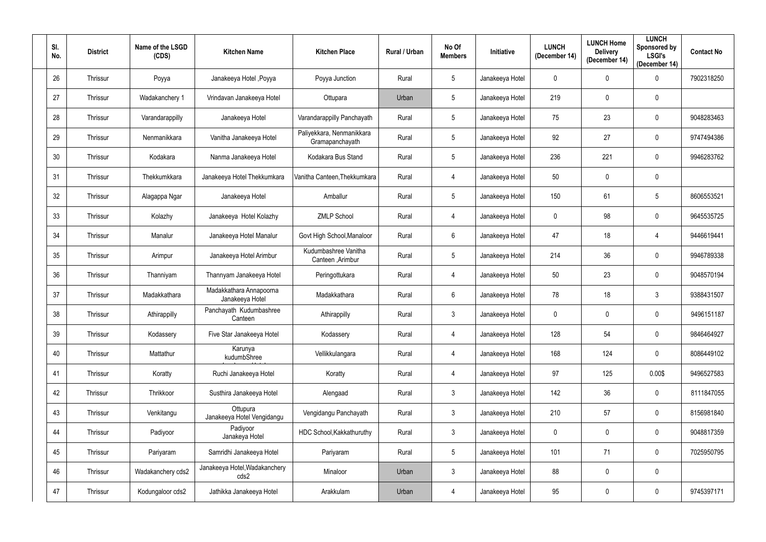| Sl. No. | District | Name of the LSGD (CDS) | Kitchen Name | Kitchen Place | Rural / Urban | No Of Members | Initiative | LUNCH (December 14) | LUNCH Home Delivery (December 14) | LUNCH Sponsored by LSGI's (December 14) | Contact No |
|---|---|---|---|---|---|---|---|---|---|---|---|
| 26 | Thrissur | Poyya | Janakeeya Hotel ,Poyya | Poyya Junction | Rural | 5 | Janakeeya Hotel | 0 | 0 | 0 | 7902318250 |
| 27 | Thrissur | Wadakanchery 1 | Vrindavan Janakeeya Hotel | Ottupara | Urban | 5 | Janakeeya Hotel | 219 | 0 | 0 | |
| 28 | Thrissur | Varandarappilly | Janakeeya Hotel | Varandarappilly Panchayath | Rural | 5 | Janakeeya Hotel | 75 | 23 | 0 | 9048283463 |
| 29 | Thrissur | Nenmanikkara | Vanitha Janakeeya Hotel | Paliyekkara, Nenmanikkara Gramapanchayath | Rural | 5 | Janakeeya Hotel | 92 | 27 | 0 | 9747494386 |
| 30 | Thrissur | Kodakara | Nanma Janakeeya Hotel | Kodakara Bus Stand | Rural | 5 | Janakeeya Hotel | 236 | 221 | 0 | 9946283762 |
| 31 | Thrissur | Thekkumkkara | Janakeeya Hotel Thekkumkara | Vanitha Canteen,Thekkumkara | Rural | 4 | Janakeeya Hotel | 50 | 0 | 0 | |
| 32 | Thrissur | Alagappa Ngar | Janakeeya Hotel | Amballur | Rural | 5 | Janakeeya Hotel | 150 | 61 | 5 | 8606553521 |
| 33 | Thrissur | Kolazhy | Janakeeya Hotel Kolazhy | ZMLP School | Rural | 4 | Janakeeya Hotel | 0 | 98 | 0 | 9645535725 |
| 34 | Thrissur | Manalur | Janakeeya Hotel Manalur | Govt High School,Manaloor | Rural | 6 | Janakeeya Hotel | 47 | 18 | 4 | 9446619441 |
| 35 | Thrissur | Arimpur | Janakeeya Hotel Arimbur | Kudumbashree Vanitha Canteen ,Arimbur | Rural | 5 | Janakeeya Hotel | 214 | 36 | 0 | 9946789338 |
| 36 | Thrissur | Thanniyam | Thannyam Janakeeya Hotel | Peringottukara | Rural | 4 | Janakeeya Hotel | 50 | 23 | 0 | 9048570194 |
| 37 | Thrissur | Madakkathara | Madakkathara Annapoorna Janakeeya Hotel | Madakkathara | Rural | 6 | Janakeeya Hotel | 78 | 18 | 3 | 9388431507 |
| 38 | Thrissur | Athirappilly | Panchayath Kudumbashree Canteen | Athirappilly | Rural | 3 | Janakeeya Hotel | 0 | 0 | 0 | 9496151187 |
| 39 | Thrissur | Kodassery | Five Star Janakeeya Hotel | Kodassery | Rural | 4 | Janakeeya Hotel | 128 | 54 | 0 | 9846464927 |
| 40 | Thrissur | Mattathur | Karunya kudumbShree | Vellikkulangara | Rural | 4 | Janakeeya Hotel | 168 | 124 | 0 | 8086449102 |
| 41 | Thrissur | Koratty | Ruchi Janakeeya Hotel | Koratty | Rural | 4 | Janakeeya Hotel | 97 | 125 | 0.00$ | 9496527583 |
| 42 | Thrissur | Thrikkoor | Susthira Janakeeya Hotel | Alengaad | Rural | 3 | Janakeeya Hotel | 142 | 36 | 0 | 8111847055 |
| 43 | Thrissur | Venkitangu | Ottupura Janakeeya Hotel Vengidangu | Vengidangu Panchayath | Rural | 3 | Janakeeya Hotel | 210 | 57 | 0 | 8156981840 |
| 44 | Thrissur | Padiyoor | Padiyoor Janakeya Hotel | HDC School,Kakkathuruthy | Rural | 3 | Janakeeya Hotel | 0 | 0 | 0 | 9048817359 |
| 45 | Thrissur | Pariyaram | Samridhi Janakeeya Hotel | Pariyaram | Rural | 5 | Janakeeya Hotel | 101 | 71 | 0 | 7025950795 |
| 46 | Thrissur | Wadakanchery cds2 | Janakeeya Hotel,Wadakanchery cds2 | Minaloor | Urban | 3 | Janakeeya Hotel | 88 | 0 | 0 | |
| 47 | Thrissur | Kodungaloor cds2 | Jathikka Janakeeya Hotel | Arakkulam | Urban | 4 | Janakeeya Hotel | 95 | 0 | 0 | 9745397171 |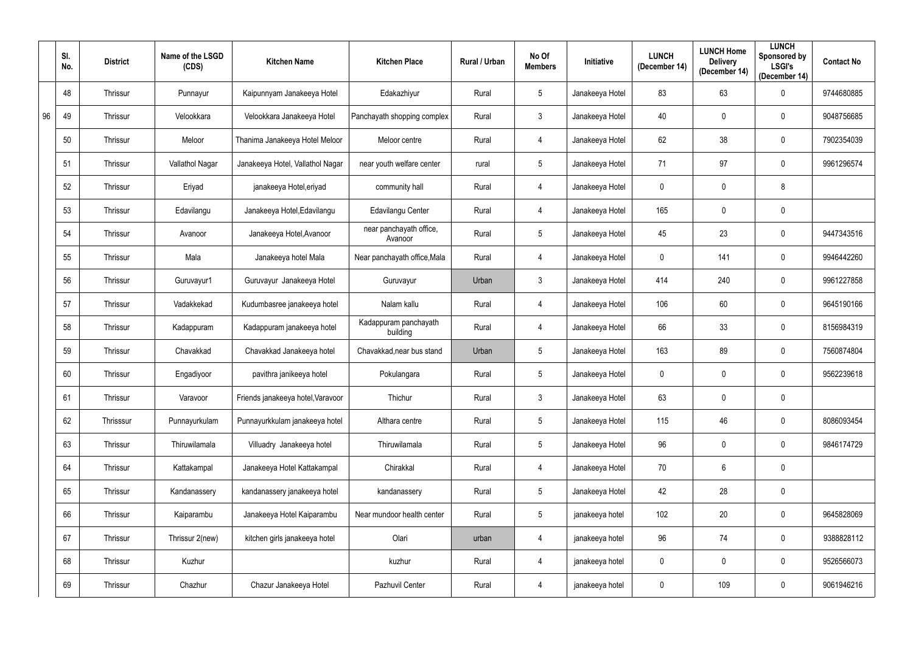| | Sl. No. | District | Name of the LSGD (CDS) | Kitchen Name | Kitchen Place | Rural / Urban | No Of Members | Initiative | LUNCH (December 14) | LUNCH Home Delivery (December 14) | LUNCH Sponsored by LSGI's (December 14) | Contact No |
|---|---|---|---|---|---|---|---|---|---|---|---|---|
| | 48 | Thrissur | Punnayur | Kaipunnyam Janakeeya Hotel | Edakazhiyur | Rural | 5 | Janakeeya Hotel | 83 | 63 | 0 | 9744680885 |
| 96 | 49 | Thrissur | Velookkara | Velookkara Janakeeya Hotel | Panchayath shopping complex | Rural | 3 | Janakeeya Hotel | 40 | 0 | 0 | 9048756685 |
| | 50 | Thrissur | Meloor | Thanima Janakeeya Hotel Meloor | Meloor centre | Rural | 4 | Janakeeya Hotel | 62 | 38 | 0 | 7902354039 |
| | 51 | Thrissur | Vallathol Nagar | Janakeeya Hotel, Vallathol Nagar | near youth welfare center | rural | 5 | Janakeeya Hotel | 71 | 97 | 0 | 9961296574 |
| | 52 | Thrissur | Eriyad | janakeeya Hotel,eriyad | community hall | Rural | 4 | Janakeeya Hotel | 0 | 0 | 8 | |
| | 53 | Thrissur | Edavilangu | Janakeeya Hotel,Edavilangu | Edavilangu Center | Rural | 4 | Janakeeya Hotel | 165 | 0 | 0 | |
| | 54 | Thrissur | Avanoor | Janakeeya Hotel,Avanoor | near panchayath office, Avanoor | Rural | 5 | Janakeeya Hotel | 45 | 23 | 0 | 9447343516 |
| | 55 | Thrissur | Mala | Janakeeya hotel Mala | Near panchayath office,Mala | Rural | 4 | Janakeeya Hotel | 0 | 141 | 0 | 9946442260 |
| | 56 | Thrissur | Guruvayur1 | Guruvayur Janakeeya Hotel | Guruvayur | Urban | 3 | Janakeeya Hotel | 414 | 240 | 0 | 9961227858 |
| | 57 | Thrissur | Vadakkekad | Kudumbasree janakeeya hotel | Nalam kallu | Rural | 4 | Janakeeya Hotel | 106 | 60 | 0 | 9645190166 |
| | 58 | Thrissur | Kadappuram | Kadappuram janakeeya hotel | Kadappuram panchayath building | Rural | 4 | Janakeeya Hotel | 66 | 33 | 0 | 8156984319 |
| | 59 | Thrissur | Chavakkad | Chavakkad Janakeeya hotel | Chavakkad,near bus stand | Urban | 5 | Janakeeya Hotel | 163 | 89 | 0 | 7560874804 |
| | 60 | Thrissur | Engadiyoor | pavithra janikeeya hotel | Pokulangara | Rural | 5 | Janakeeya Hotel | 0 | 0 | 0 | 9562239618 |
| | 61 | Thrissur | Varavoor | Friends janakeeya hotel,Varavoor | Thichur | Rural | 3 | Janakeeya Hotel | 63 | 0 | 0 | |
| | 62 | Thrisssur | Punnayurkulam | Punnayurkkulam janakeeya hotel | Althara centre | Rural | 5 | Janakeeya Hotel | 115 | 46 | 0 | 8086093454 |
| | 63 | Thrissur | Thiruwilamala | Villuadry Janakeeya hotel | Thiruwilamala | Rural | 5 | Janakeeya Hotel | 96 | 0 | 0 | 9846174729 |
| | 64 | Thrissur | Kattakampal | Janakeeya Hotel Kattakampal | Chirakkal | Rural | 4 | Janakeeya Hotel | 70 | 6 | 0 | |
| | 65 | Thrissur | Kandanassery | kandanassery janakeeya hotel | kandanassery | Rural | 5 | Janakeeya Hotel | 42 | 28 | 0 | |
| | 66 | Thrissur | Kaiparambu | Janakeeya Hotel Kaiparambu | Near mundoor health center | Rural | 5 | janakeeya hotel | 102 | 20 | 0 | 9645828069 |
| | 67 | Thrissur | Thrissur 2(new) | kitchen girls janakeeya hotel | Olari | urban | 4 | janakeeya hotel | 96 | 74 | 0 | 9388828112 |
| | 68 | Thrissur | Kuzhur | | kuzhur | Rural | 4 | janakeeya hotel | 0 | 0 | 0 | 9526566073 |
| | 69 | Thrissur | Chazhur | Chazur Janakeeya Hotel | Pazhuvil Center | Rural | 4 | janakeeya hotel | 0 | 109 | 0 | 9061946216 |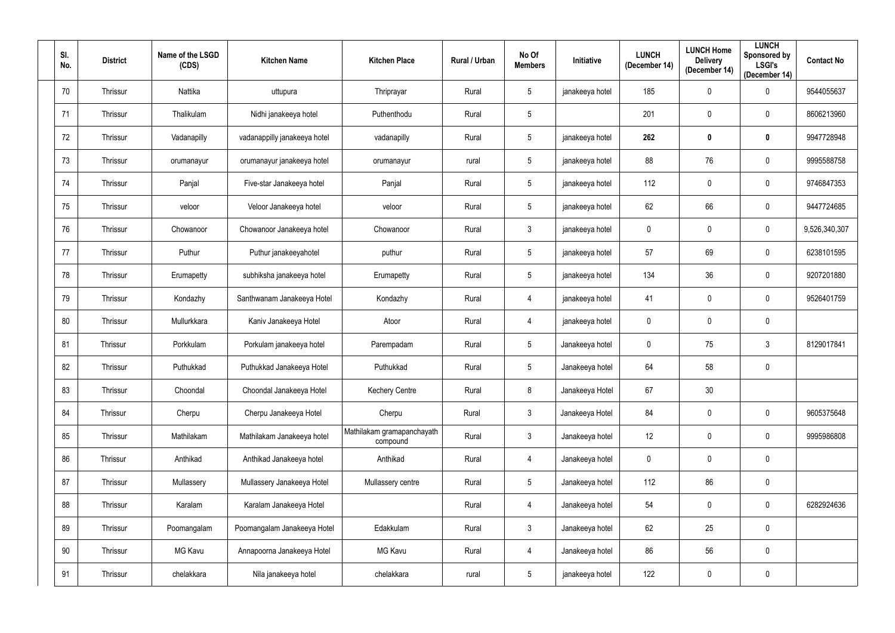| Sl. No. | District | Name of the LSGD (CDS) | Kitchen Name | Kitchen Place | Rural / Urban | No Of Members | Initiative | LUNCH (December 14) | LUNCH Home Delivery (December 14) | LUNCH Sponsored by LSGI's (December 14) | Contact No |
|---|---|---|---|---|---|---|---|---|---|---|---|
| 70 | Thrissur | Nattika | uttupura | Thriprayar | Rural | 5 | janakeeya hotel | 185 | 0 | 0 | 9544055637 |
| 71 | Thrissur | Thalikulam | Nidhi janakeeya hotel | Puthenthodu | Rural | 5 | | 201 | 0 | 0 | 8606213960 |
| 72 | Thrissur | Vadanapilly | vadanappilly janakeeya hotel | vadanapilly | Rural | 5 | janakeeya hotel | **262** | **0** | **0** | 9947728948 |
| 73 | Thrissur | orumanayur | orumanayur janakeeya hotel | orumanayur | rural | 5 | janakeeya hotel | 88 | 76 | 0 | 9995588758 |
| 74 | Thrissur | Panjal | Five-star Janakeeya hotel | Panjal | Rural | 5 | janakeeya hotel | 112 | 0 | 0 | 9746847353 |
| 75 | Thrissur | veloor | Veloor Janakeeya hotel | veloor | Rural | 5 | janakeeya hotel | 62 | 66 | 0 | 9447724685 |
| 76 | Thrissur | Chowanoor | Chowanoor Janakeeya hotel | Chowanoor | Rural | 3 | janakeeya hotel | 0 | 0 | 0 | 9,526,340,307 |
| 77 | Thrissur | Puthur | Puthur janakeeyahotel | puthur | Rural | 5 | janakeeya hotel | 57 | 69 | 0 | 6238101595 |
| 78 | Thrissur | Erumapetty | subhiksha janakeeya hotel | Erumapetty | Rural | 5 | janakeeya hotel | 134 | 36 | 0 | 9207201880 |
| 79 | Thrissur | Kondazhy | Santhwanam Janakeeya Hotel | Kondazhy | Rural | 4 | janakeeya hotel | 41 | 0 | 0 | 9526401759 |
| 80 | Thrissur | Mullurkkara | Kaniv Janakeeya Hotel | Atoor | Rural | 4 | janakeeya hotel | 0 | 0 | 0 | |
| 81 | Thrissur | Porkkulam | Porkulam janakeeya hotel | Parempadam | Rural | 5 | Janakeeya hotel | 0 | 75 | 3 | 8129017841 |
| 82 | Thrissur | Puthukkad | Puthukkad Janakeeya Hotel | Puthukkad | Rural | 5 | Janakeeya hotel | 64 | 58 | 0 | |
| 83 | Thrissur | Choondal | Choondal Janakeeya Hotel | Kechery Centre | Rural | 8 | Janakeeya Hotel | 67 | 30 | | |
| 84 | Thrissur | Cherpu | Cherpu Janakeeya Hotel | Cherpu | Rural | 3 | Janakeeya Hotel | 84 | 0 | 0 | 9605375648 |
| 85 | Thrissur | Mathilakam | Mathilakam Janakeeya hotel | Mathilakam gramapanchayath compound | Rural | 3 | Janakeeya hotel | 12 | 0 | 0 | 9995986808 |
| 86 | Thrissur | Anthikad | Anthikad Janakeeya hotel | Anthikad | Rural | 4 | Janakeeya hotel | 0 | 0 | 0 | |
| 87 | Thrissur | Mullassery | Mullassery Janakeeya Hotel | Mullassery centre | Rural | 5 | Janakeeya hotel | 112 | 86 | 0 | |
| 88 | Thrissur | Karalam | Karalam Janakeeya Hotel | | Rural | 4 | Janakeeya hotel | 54 | 0 | 0 | 6282924636 |
| 89 | Thrissur | Poomangalam | Poomangalam Janakeeya Hotel | Edakkulam | Rural | 3 | Janakeeya hotel | 62 | 25 | 0 | |
| 90 | Thrissur | MG Kavu | Annapoorna Janakeeya Hotel | MG Kavu | Rural | 4 | Janakeeya hotel | 86 | 56 | 0 | |
| 91 | Thrissur | chelakkara | Nila janakeeya hotel | chelakkara | rural | 5 | janakeeya hotel | 122 | 0 | 0 | |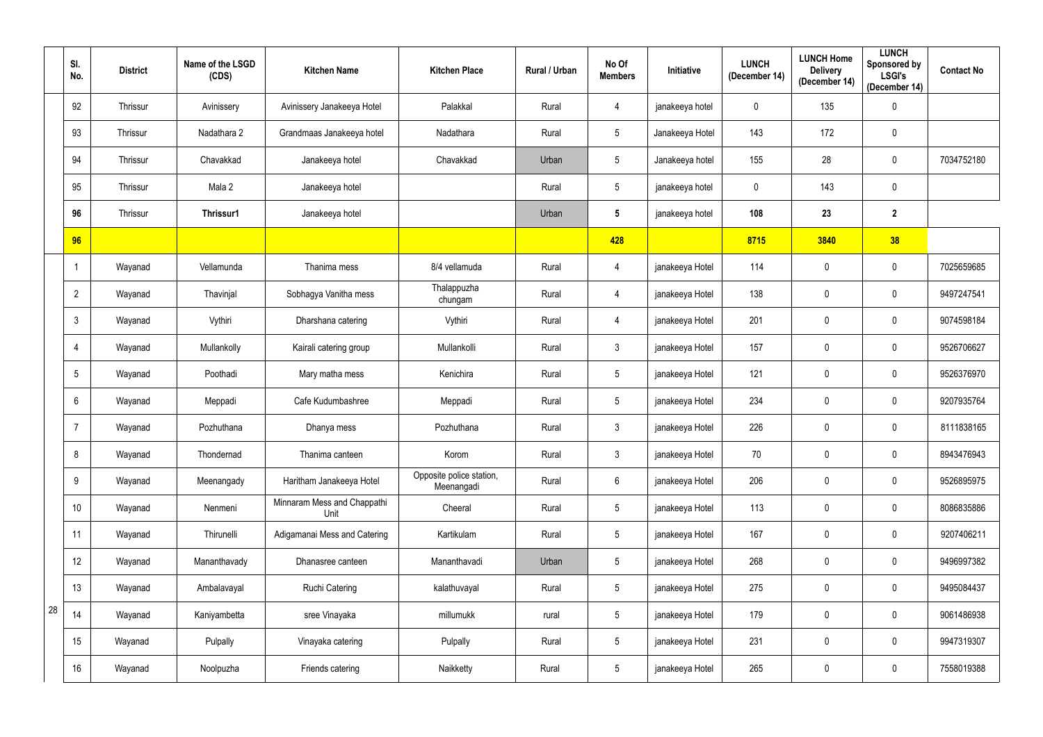| | Sl. No. | District | Name of the LSGD (CDS) | Kitchen Name | Kitchen Place | Rural / Urban | No Of Members | Initiative | LUNCH (December 14) | LUNCH Home Delivery (December 14) | LUNCH Sponsored by LSGI's (December 14) | Contact No |
|---|---|---|---|---|---|---|---|---|---|---|---|---|
| | 92 | Thrissur | Avinissery | Avinissery Janakeeya Hotel | Palakkal | Rural | 4 | janakeeya hotel | 0 | 135 | 0 | |
| | 93 | Thrissur | Nadathara 2 | Grandmaas Janakeeya hotel | Nadathara | Rural | 5 | Janakeeya Hotel | 143 | 172 | 0 | |
| | 94 | Thrissur | Chavakkad | Janakeeya hotel | Chavakkad | Urban | 5 | Janakeeya hotel | 155 | 28 | 0 | 7034752180 |
| | 95 | Thrissur | Mala 2 | Janakeeya hotel | | Rural | 5 | janakeeya hotel | 0 | 143 | 0 | |
| | **96** | Thrissur | **Thrissur1** | Janakeeya hotel | | Urban | **5** | janakeeya hotel | **108** | **23** | **2** | |
| | **96** | | | | | | **428** | | **8715** | **3840** | **38** | |
| 28 | 1 | Wayanad | Vellamunda | Thanima mess | 8/4 vellamuda | Rural | 4 | janakeeya Hotel | 114 | 0 | 0 | 7025659685 |
| | 2 | Wayanad | Thavinjal | Sobhagya Vanitha mess | Thalappuzha chungam | Rural | 4 | janakeeya Hotel | 138 | 0 | 0 | 9497247541 |
| | 3 | Wayanad | Vythiri | Dharshana catering | Vythiri | Rural | 4 | janakeeya Hotel | 201 | 0 | 0 | 9074598184 |
| | 4 | Wayanad | Mullankolly | Kairali catering group | Mullankolli | Rural | 3 | janakeeya Hotel | 157 | 0 | 0 | 9526706627 |
| | 5 | Wayanad | Poothadi | Mary matha mess | Kenichira | Rural | 5 | janakeeya Hotel | 121 | 0 | 0 | 9526376970 |
| | 6 | Wayanad | Meppadi | Cafe Kudumbashree | Meppadi | Rural | 5 | janakeeya Hotel | 234 | 0 | 0 | 9207935764 |
| | 7 | Wayanad | Pozhuthana | Dhanya mess | Pozhuthana | Rural | 3 | janakeeya Hotel | 226 | 0 | 0 | 8111838165 |
| | 8 | Wayanad | Thondernad | Thanima canteen | Korom | Rural | 3 | janakeeya Hotel | 70 | 0 | 0 | 8943476943 |
| | 9 | Wayanad | Meenangady | Haritham Janakeeya Hotel | Opposite police station, Meenangadi | Rural | 6 | janakeeya Hotel | 206 | 0 | 0 | 9526895975 |
| | 10 | Wayanad | Nenmeni | Minnaram Mess and Chappathi Unit | Cheeral | Rural | 5 | janakeeya Hotel | 113 | 0 | 0 | 8086835886 |
| | 11 | Wayanad | Thirunelli | Adigamanai Mess and Catering | Kartikulam | Rural | 5 | janakeeya Hotel | 167 | 0 | 0 | 9207406211 |
| | 12 | Wayanad | Mananthavady | Dhanasree canteen | Mananthavadi | Urban | 5 | janakeeya Hotel | 268 | 0 | 0 | 9496997382 |
| | 13 | Wayanad | Ambalavayal | Ruchi Catering | kalathuvayal | Rural | 5 | janakeeya Hotel | 275 | 0 | 0 | 9495084437 |
| | 14 | Wayanad | Kaniyambetta | sree Vinayaka | millumukk | rural | 5 | janakeeya Hotel | 179 | 0 | 0 | 9061486938 |
| | 15 | Wayanad | Pulpally | Vinayaka catering | Pulpally | Rural | 5 | janakeeya Hotel | 231 | 0 | 0 | 9947319307 |
| | 16 | Wayanad | Noolpuzha | Friends catering | Naikketty | Rural | 5 | janakeeya Hotel | 265 | 0 | 0 | 7558019388 |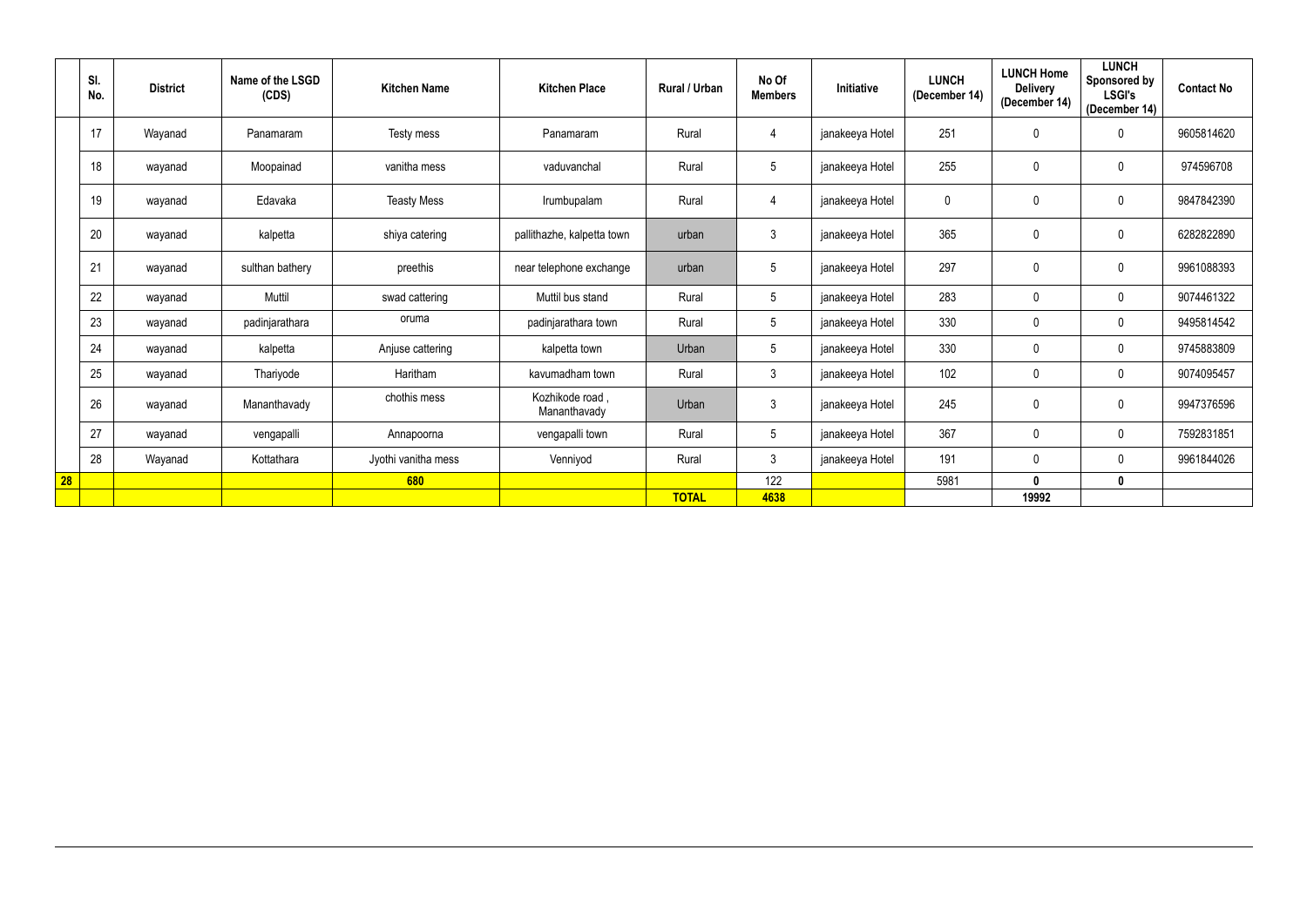| | Sl. No. | District | Name of the LSGD (CDS) | Kitchen Name | Kitchen Place | Rural / Urban | No Of Members | Initiative | LUNCH (December 14) | LUNCH Home Delivery (December 14) | LUNCH Sponsored by LSGI's (December 14) | Contact No |
|---|---|---|---|---|---|---|---|---|---|---|---|---|
| | 17 | Wayanad | Panamaram | Testy mess | Panamaram | Rural | 4 | janakeeya Hotel | 251 | 0 | 0 | 9605814620 |
| | 18 | wayanad | Moopainad | vanitha mess | vaduvanchal | Rural | 5 | janakeeya Hotel | 255 | 0 | 0 | 974596708 |
| | 19 | wayanad | Edavaka | Teasty Mess | Irumbupalam | Rural | 4 | janakeeya Hotel | 0 | 0 | 0 | 9847842390 |
| | 20 | wayanad | kalpetta | shiya catering | pallithazhe, kalpetta town | urban | 3 | janakeeya Hotel | 365 | 0 | 0 | 6282822890 |
| | 21 | wayanad | sulthan bathery | preethis | near telephone exchange | urban | 5 | janakeeya Hotel | 297 | 0 | 0 | 9961088393 |
| | 22 | wayanad | Muttil | swad cattering | Muttil bus stand | Rural | 5 | janakeeya Hotel | 283 | 0 | 0 | 9074461322 |
| | 23 | wayanad | padinjarathara | oruma | padinjarathara town | Rural | 5 | janakeeya Hotel | 330 | 0 | 0 | 9495814542 |
| | 24 | wayanad | kalpetta | Anjuse cattering | kalpetta town | Urban | 5 | janakeeya Hotel | 330 | 0 | 0 | 9745883809 |
| | 25 | wayanad | Thariyode | Haritham | kavumadham town | Rural | 3 | janakeeya Hotel | 102 | 0 | 0 | 9074095457 |
| | 26 | wayanad | Mananthavady | chothis mess | Kozhikode road , Mananthavady | Urban | 3 | janakeeya Hotel | 245 | 0 | 0 | 9947376596 |
| | 27 | wayanad | vengapalli | Annapoorna | vengapalli town | Rural | 5 | janakeeya Hotel | 367 | 0 | 0 | 7592831851 |
| | 28 | Wayanad | Kottathara | Jyothi vanitha mess | Venniyod | Rural | 3 | janakeeya Hotel | 191 | 0 | 0 | 9961844026 |
| **28** | | | | **680** | | | 122 | | 5981 | **0** | **0** | |
| | | | | | | **TOTAL** | **4638** | | | **19992** | | |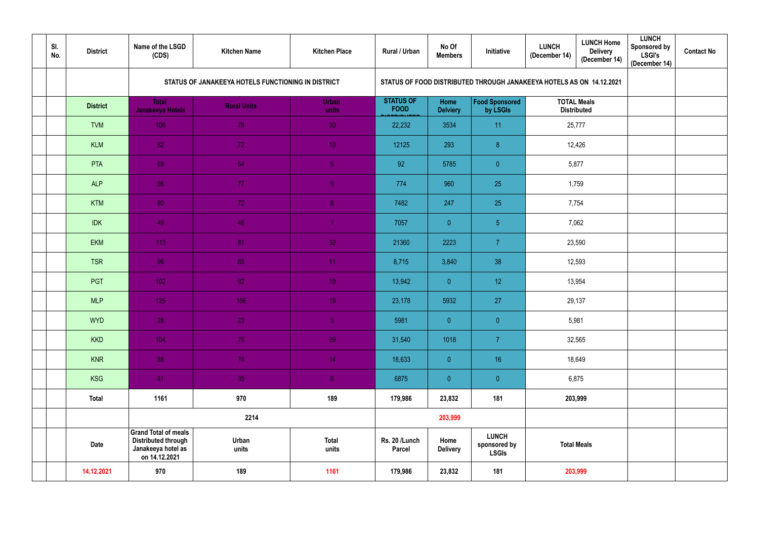| | Sl. No. | District | Name of the LSGD (CDS) | Kitchen Name | Kitchen Place | Rural / Urban | No Of Members | Initiative | LUNCH (December 14) | LUNCH Home Delivery (December 14) | LUNCH Sponsored by LSGI's (December 14) | Contact No |
|---|---|---|---|---|---|---|---|---|---|---|---|---|
| | | | STATUS OF JANAKEEYA HOTELS FUNCTIONING IN DISTRICT | | | STATUS OF FOOD DISTRIBUTED THROUGH JANAKEEYA HOTELS AS ON 14.12.2021 | | | | | | |
| | | District | Total Janakeeya Hotels | Rural Units | Urban units | STATUS OF FOOD DISTRIBUTED | Home Delviery | Food Sponsored by LSGIs | TOTAL Meals Distributed | | | |
| | | TVM | 108 | 78 | 30 | 22,232 | 3534 | 11 | 25,777 | | | |
| | | KLM | 82 | 72 | 10 | 12125 | 293 | 8 | 12,426 | | | |
| | | PTA | 59 | 54 | 5 | 92 | 5785 | 0 | 5,877 | | | |
| | | ALP | 86 | 77 | 9 | 774 | 960 | 25 | 1,759 | | | |
| | | KTM | 80 | 72 | 8 | 7482 | 247 | 25 | 7,754 | | | |
| | | IDK | 49 | 48 | 1 | 7057 | 0 | 5 | 7,062 | | | |
| | | EKM | 113 | 81 | 32 | 21360 | 2223 | 7 | 23,590 | | | |
| | | TSR | 96 | 85 | 11 | 8,715 | 3,840 | 38 | 12,593 | | | |
| | | PGT | 102 | 92 | 10 | 13,942 | 0 | 12 | 13,954 | | | |
| | | MLP | 125 | 106 | 19 | 23,178 | 5932 | 27 | 29,137 | | | |
| | | WYD | 28 | 23 | 5 | 5981 | 0 | 0 | 5,981 | | | |
| | | KKD | 104 | 75 | 29 | 31,540 | 1018 | 7 | 32,565 | | | |
| | | KNR | 88 | 74 | 14 | 18,633 | 0 | 16 | 18,649 | | | |
| | | KSG | 41 | 35 | 6 | 6875 | 0 | 0 | 6,875 | | | |
| | | Total | 1161 | 970 | 189 | 179,986 | 23,832 | 181 | 203,999 | | | |
| | | | 2214 | | | 203,999 | | | | | | |
| | | Date | Grand Total of meals Distributed through Janakeeya hotel as on 14.12.2021 | Urban units | Total units | Rs. 20 /Lunch Parcel | Home Delivery | LUNCH sponsored by LSGIs | Total Meals | | | |
| | | 14.12.2021 | 970 | 189 | 1161 | 179,986 | 23,832 | 181 | 203,999 | | | |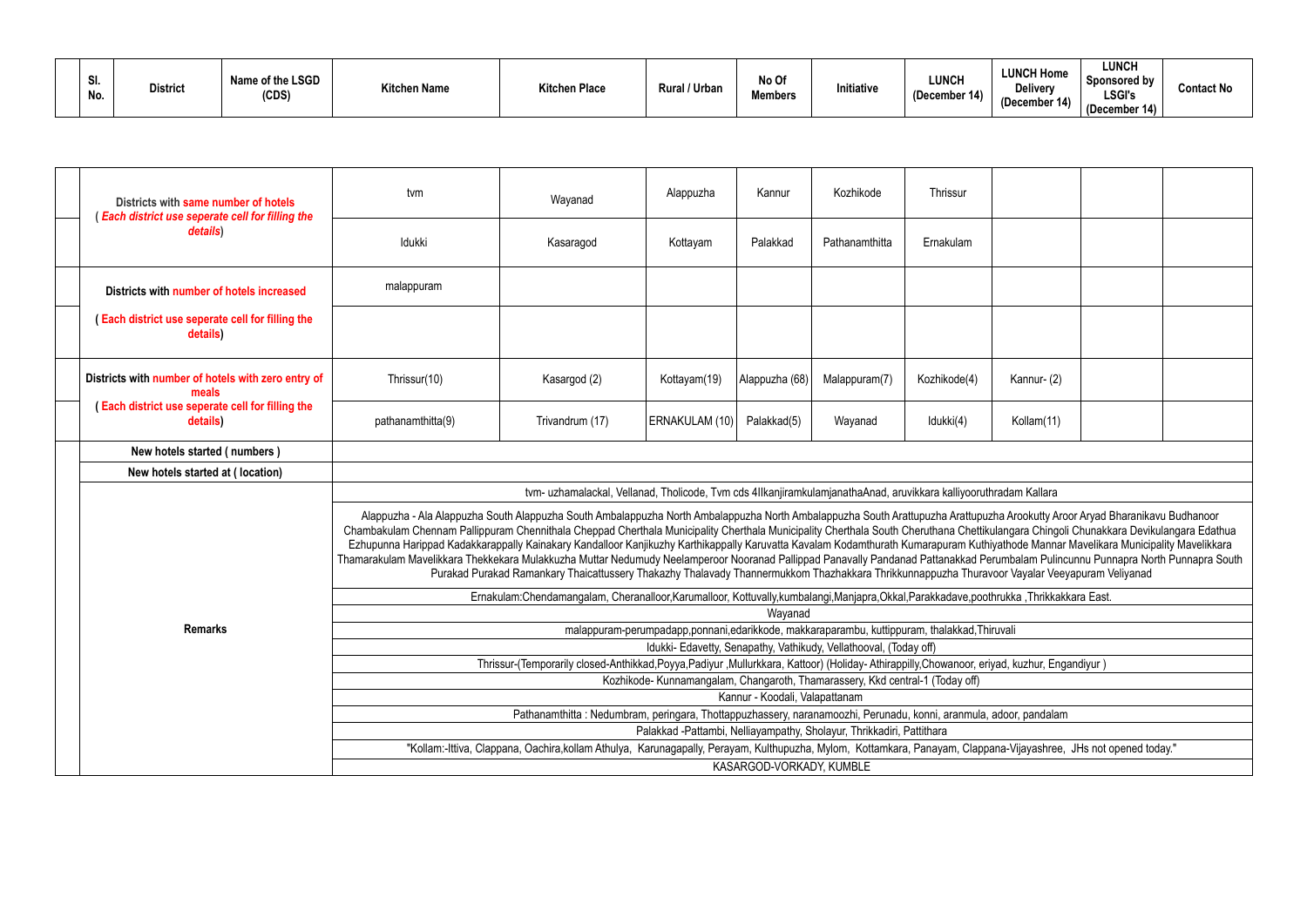| Sl. No. | District | Name of the LSGD (CDS) | Kitchen Name | Kitchen Place | Rural / Urban | No Of Members | Initiative | LUNCH (December 14) | LUNCH Home Delivery (December 14) | LUNCH Sponsored by LSGI's (December 14) | Contact No |
|---|---|---|---|---|---|---|---|---|---|---|---|

| | | | | | | | | | | |
|---|---|---|---|---|---|---|---|---|---|---|
| | Districts with same number of hotels ( *Each district use seperate cell for filling the details*) | tvm | Wayanad | Alappuzha | Kannur | Kozhikode | Thrissur | | | |
| | | Idukki | Kasaragod | Kottayam | Palakkad | Pathanamthitta | Ernakulam | | | |
| | Districts with number of hotels increased | malappuram | | | | | | | | |
| | ( Each district use seperate cell for filling the details) | | | | | | | | | |
| | Districts with number of hotels with zero entry of meals | Thrissur(10) | Kasargod (2) | Kottayam(19) | Alappuzha (68) | Malappuram(7) | Kozhikode(4) | Kannur- (2) | | |
| | ( Each district use seperate cell for filling the details) | pathanamthitta(9) | Trivandrum (17) | ERNAKULAM (10) | Palakkad(5) | Wayanad | Idukki(4) | Kollam(11) | | |
| | New hotels started ( numbers ) | | | | | | | | | |
| | New hotels started at ( location) | | | | | | | | | |
| | Remarks | tvm- uzhamalackal, Vellanad, Tholicode, Tvm cds 4IlkanjiramkulamjanathaAnad, aruvikkara kalliyooruthradam Kallara | | | | | | | | |
| | | Alappuzha - Ala Alappuzha South Alappuzha South Ambalappuzha North Ambalappuzha North Ambalappuzha South Arattupuzha Arattupuzha Arookutty Aroor Aryad Bharanikavu Budhanoor Chambakulam Chennam Pallippuram Chennithala Cheppad Cherthala Municipality Cherthala Municipality Cherthala South Cheruthana Chettikulangara Chingoli Chunakkara Devikulangara Edathua Ezhupunna Harippad Kadakkarappally Kainakary Kandalloor Kanjikuzhy Karthikappally Karuvatta Kavalam Kodamthurath Kumarapuram Kuthiyathode Mannar Mavelikara Municipality Mavelikkara Thamarakulam Mavelikkara Thekkekara Mulakkuzha Muttar Nedumudy Neelamperoor Nooranad Pallippad Panavally Pandanad Pattanakkad Perumbalam Pulincunnu Punnapra North Punnapra South Purakad Purakad Ramankary Thaicattussery Thakazhy Thalavady Thannermukkom Thazhakkara Thrikkunnappuzha Thuravoor Vayalar Veeyapuram Veliyanad | | | | | | | | |
| | | Ernakulam:Chendamangalam, Cheranalloor,Karumalloor, Kottuvally,kumbalangi,Manjapra,Okkal,Parakkadave,poothrukka ,Thrikkakkara East. | | | | | | | | |
| | | Wayanad | | | | | | | | |
| | | malappuram-perumpadapp,ponnani,edarikkode, makkaraparambu, kuttippuram, thalakkad,Thiruvali | | | | | | | | |
| | | Idukki- Edavetty, Senapathy, Vathikudy, Vellathooval, (Today off) | | | | | | | | |
| | | Thrissur-(Temporarily closed-Anthikkad,Poyya,Padiyur ,Mullurkkara, Kattoor) (Holiday- Athirappilly,Chowanoor, eriyad, kuzhur, Engandiyur ) | | | | | | | | |
| | | Kozhikode- Kunnamangalam, Changaroth, Thamarassery, Kkd central-1 (Today off) | | | | | | | | |
| | | Kannur - Koodali, Valapattanam | | | | | | | | |
| | | Pathanamthitta : Nedumbram, peringara, Thottappuzhassery, naranamoozhi, Perunadu, konni, aranmula, adoor, pandalam | | | | | | | | |
| | | Palakkad -Pattambi, Nelliayampathy, Sholayur, Thrikkadiri, Pattithara | | | | | | | | |
| | | "Kollam:-Ittiva, Clappana, Oachira,kollam Athulya, Karunagapally, Perayam, Kulthupuzha, Mylom, Kottamkara, Panayam, Clappana-Vijayashree, JHs not opened today." | | | | | | | | |
| | | KASARGOD-VORKADY, KUMBLE | | | | | | | | |